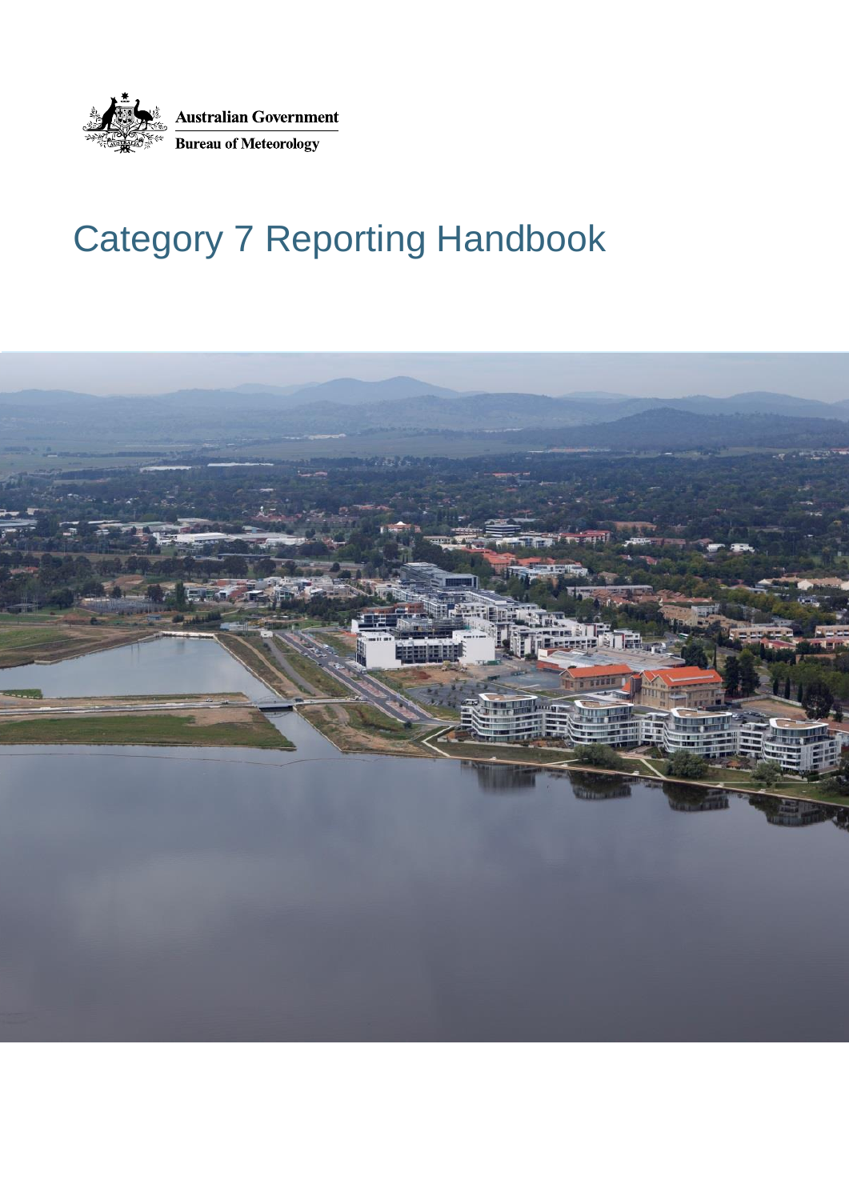Australian Government

Bureau of Meteorology

# Category 7 Reporting Handbook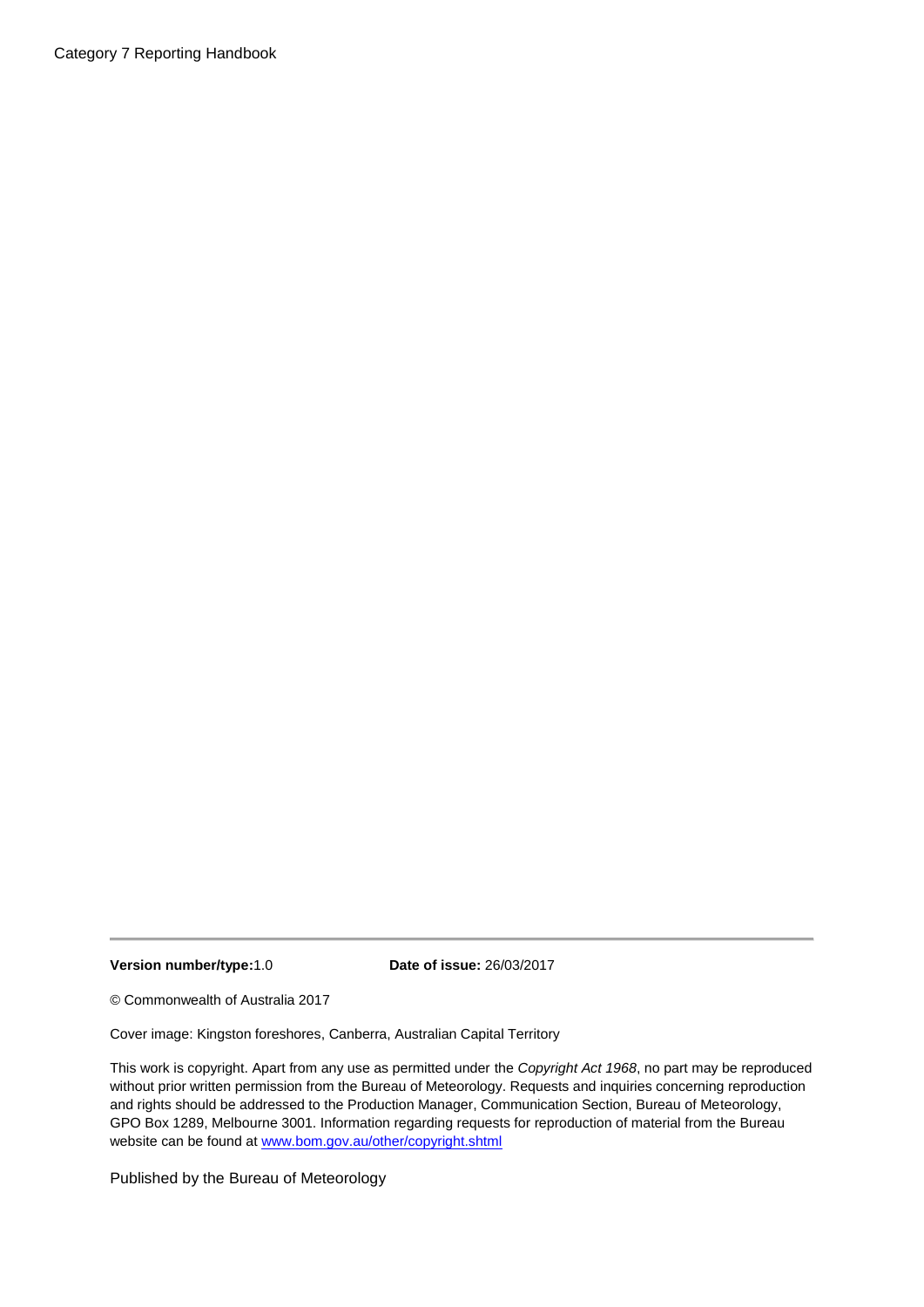**Version number/type:** 1.0 **Date of issue:** 26/03/2017

© Commonwealth of Australia 2017

Cover image: Kingston foreshores, Canberra, Australian Capital Territory

This work is copyright. Apart from any use as permitted under the *Copyright Act 1968*, no part may be reproduced without prior written permission from the Bureau of Meteorology. Requests and inquiries concerning reproduction and rights should be addressed to the Production Manager, Communication Section, Bureau of Meteorology, GPO Box 1289, Melbourne 3001. Information regarding requests for reproduction of material from the Bureau website can be found at [www.bom.gov.au/other/copyright.shtml](www.bom.gov.au/other/copyright.shtml)

Published by the Bureau of Meteorology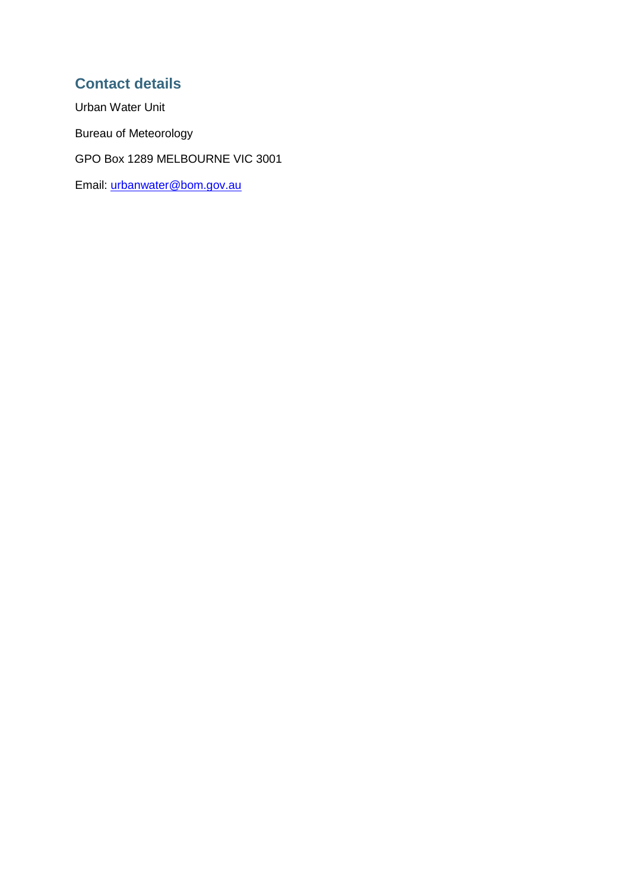## Contact details

Urban Water Unit

Bureau of Meteorology

GPO Box 1289 MELBOURNE VIC 3001

Email: urbanwater@bom.gov.au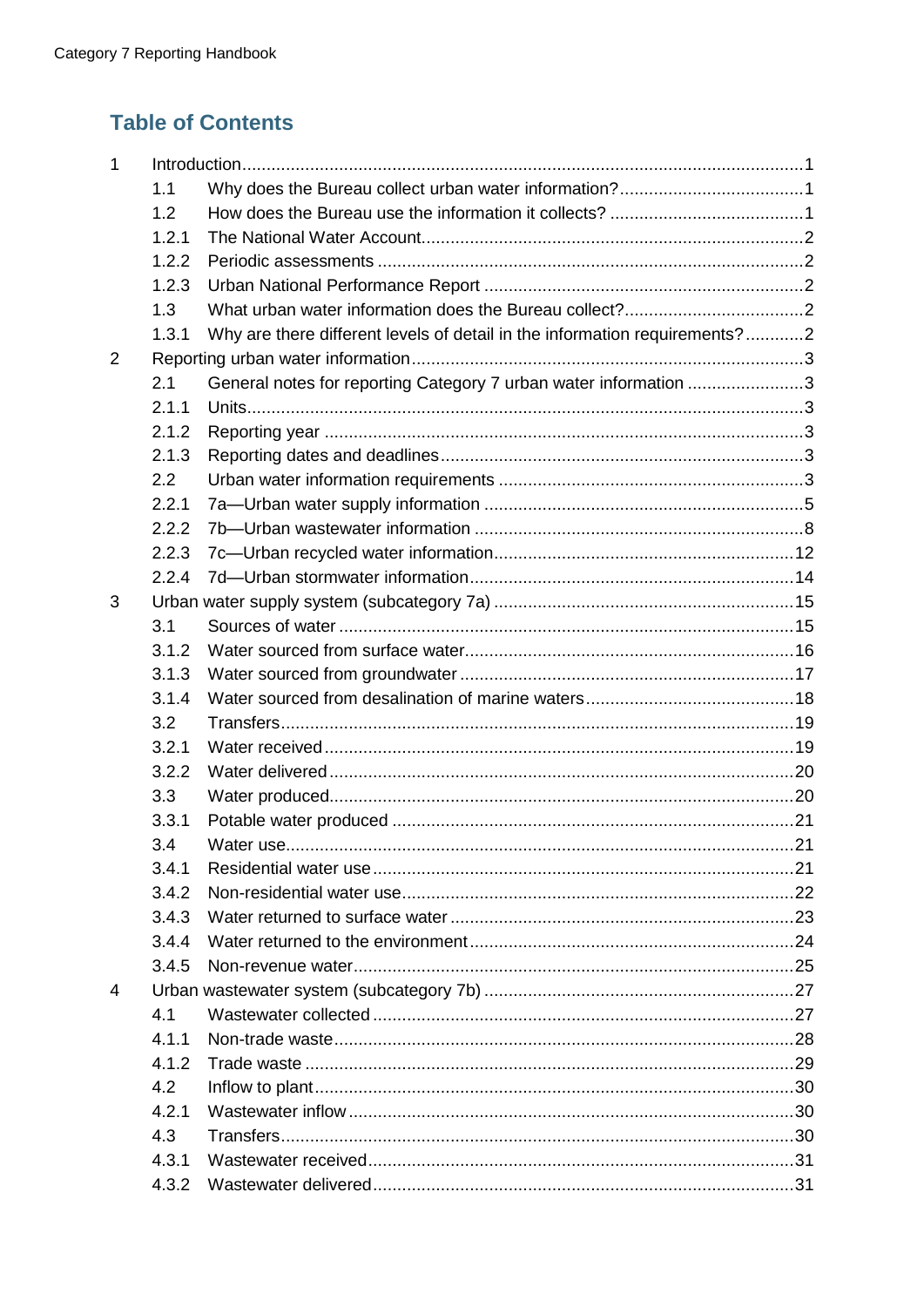## Table of Contents

- 1 Introduction ... 1
  - 1.1 Why does the Bureau collect urban water information? ... 1
  - 1.2 How does the Bureau use the information it collects? ... 1
  - 1.2.1 The National Water Account ... 2
  - 1.2.2 Periodic assessments ... 2
  - 1.2.3 Urban National Performance Report ... 2
  - 1.3 What urban water information does the Bureau collect? ... 2
  - 1.3.1 Why are there different levels of detail in the information requirements? ... 2
- 2 Reporting urban water information ... 3
  - 2.1 General notes for reporting Category 7 urban water information ... 3
  - 2.1.1 Units ... 3
  - 2.1.2 Reporting year ... 3
  - 2.1.3 Reporting dates and deadlines ... 3
  - 2.2 Urban water information requirements ... 3
  - 2.2.1 7a—Urban water supply information ... 5
  - 2.2.2 7b—Urban wastewater information ... 8
  - 2.2.3 7c—Urban recycled water information ... 12
  - 2.2.4 7d—Urban stormwater information ... 14
- 3 Urban water supply system (subcategory 7a) ... 15
  - 3.1 Sources of water ... 15
  - 3.1.2 Water sourced from surface water ... 16
  - 3.1.3 Water sourced from groundwater ... 17
  - 3.1.4 Water sourced from desalination of marine waters ... 18
  - 3.2 Transfers ... 19
  - 3.2.1 Water received ... 19
  - 3.2.2 Water delivered ... 20
  - 3.3 Water produced ... 20
  - 3.3.1 Potable water produced ... 21
  - 3.4 Water use ... 21
  - 3.4.1 Residential water use ... 21
  - 3.4.2 Non-residential water use ... 22
  - 3.4.3 Water returned to surface water ... 23
  - 3.4.4 Water returned to the environment ... 24
  - 3.4.5 Non-revenue water ... 25
- 4 Urban wastewater system (subcategory 7b) ... 27
  - 4.1 Wastewater collected ... 27
  - 4.1.1 Non-trade waste ... 28
  - 4.1.2 Trade waste ... 29
  - 4.2 Inflow to plant ... 30
  - 4.2.1 Wastewater inflow ... 30
  - 4.3 Transfers ... 30
  - 4.3.1 Wastewater received ... 31
  - 4.3.2 Wastewater delivered ... 31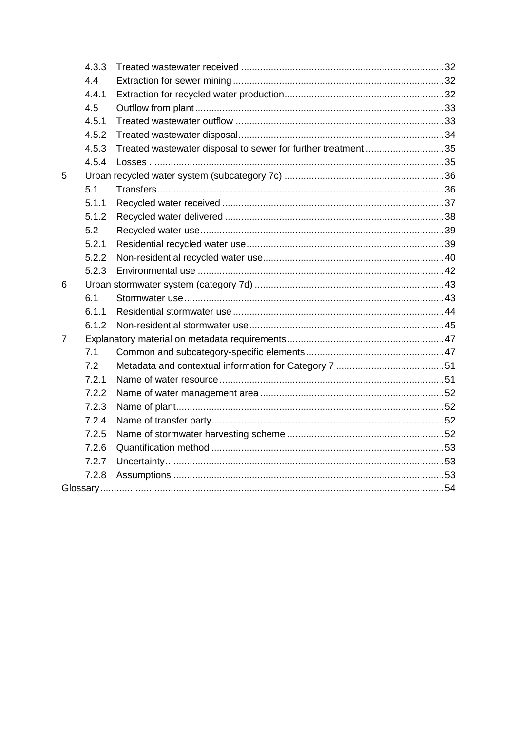4.3.3 Treated wastewater received ....32
4.4 Extraction for sewer mining ....32
4.4.1 Extraction for recycled water production ....32
4.5 Outflow from plant ....33
4.5.1 Treated wastewater outflow ....33
4.5.2 Treated wastewater disposal ....34
4.5.3 Treated wastewater disposal to sewer for further treatment ....35
4.5.4 Losses ....35
5 Urban recycled water system (subcategory 7c) ....36
5.1 Transfers ....36
5.1.1 Recycled water received ....37
5.1.2 Recycled water delivered ....38
5.2 Recycled water use ....39
5.2.1 Residential recycled water use ....39
5.2.2 Non-residential recycled water use ....40
5.2.3 Environmental use ....42
6 Urban stormwater system (category 7d) ....43
6.1 Stormwater use ....43
6.1.1 Residential stormwater use ....44
6.1.2 Non-residential stormwater use ....45
7 Explanatory material on metadata requirements ....47
7.1 Common and subcategory-specific elements ....47
7.2 Metadata and contextual information for Category 7 ....51
7.2.1 Name of water resource ....51
7.2.2 Name of water management area ....52
7.2.3 Name of plant ....52
7.2.4 Name of transfer party ....52
7.2.5 Name of stormwater harvesting scheme ....52
7.2.6 Quantification method ....53
7.2.7 Uncertainty ....53
7.2.8 Assumptions ....53
Glossary ....54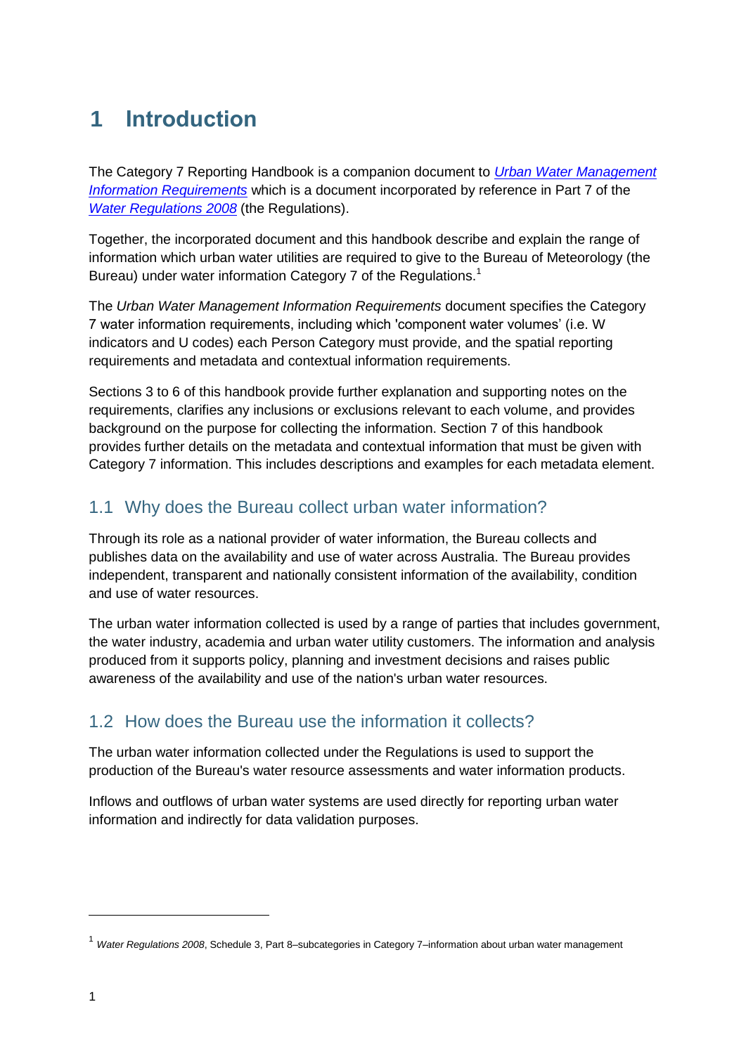# 1 Introduction

The Category 7 Reporting Handbook is a companion document to *Urban Water Management Information Requirements* which is a document incorporated by reference in Part 7 of the *Water Regulations 2008* (the Regulations).

Together, the incorporated document and this handbook describe and explain the range of information which urban water utilities are required to give to the Bureau of Meteorology (the Bureau) under water information Category 7 of the Regulations.[1]

The *Urban Water Management Information Requirements* document specifies the Category 7 water information requirements, including which 'component water volumes' (i.e. W indicators and U codes) each Person Category must provide, and the spatial reporting requirements and metadata and contextual information requirements.

Sections 3 to 6 of this handbook provide further explanation and supporting notes on the requirements, clarifies any inclusions or exclusions relevant to each volume, and provides background on the purpose for collecting the information. Section 7 of this handbook provides further details on the metadata and contextual information that must be given with Category 7 information. This includes descriptions and examples for each metadata element.

## 1.1 Why does the Bureau collect urban water information?

Through its role as a national provider of water information, the Bureau collects and publishes data on the availability and use of water across Australia. The Bureau provides independent, transparent and nationally consistent information of the availability, condition and use of water resources.

The urban water information collected is used by a range of parties that includes government, the water industry, academia and urban water utility customers. The information and analysis produced from it supports policy, planning and investment decisions and raises public awareness of the availability and use of the nation's urban water resources.

## 1.2 How does the Bureau use the information it collects?

The urban water information collected under the Regulations is used to support the production of the Bureau's water resource assessments and water information products.

Inflows and outflows of urban water systems are used directly for reporting urban water information and indirectly for data validation purposes.

[1] *Water Regulations 2008*, Schedule 3, Part 8–subcategories in Category 7–information about urban water management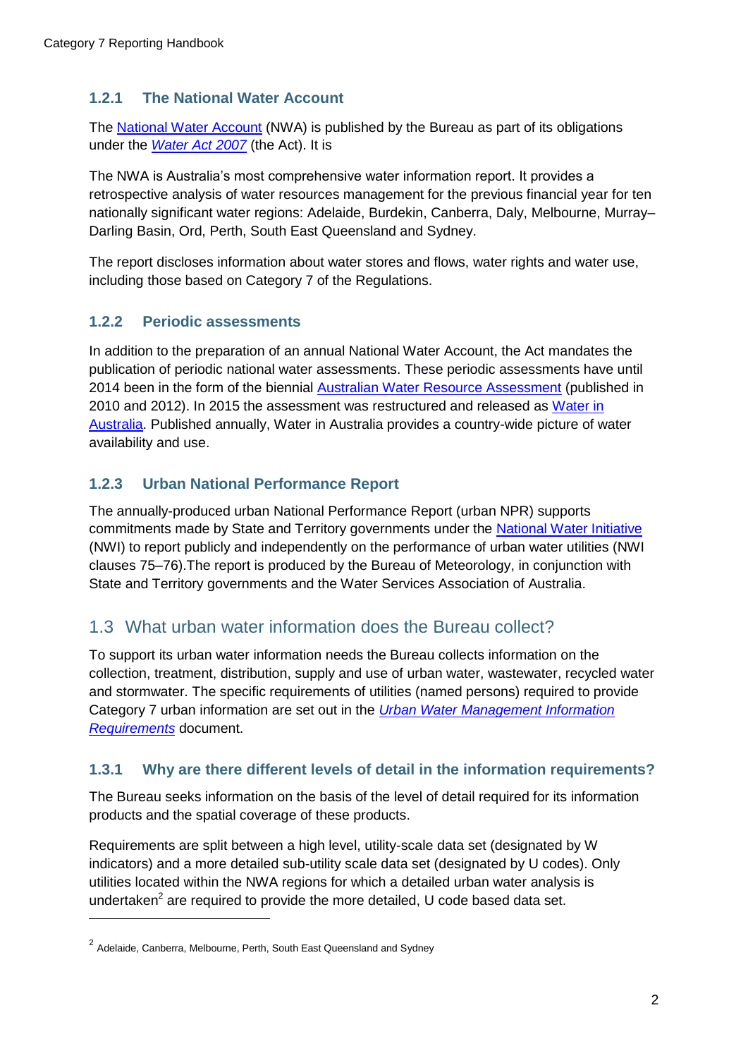### 1.2.1 The National Water Account

The National Water Account (NWA) is published by the Bureau as part of its obligations under the *Water Act 2007* (the Act). It is

The NWA is Australia's most comprehensive water information report. It provides a retrospective analysis of water resources management for the previous financial year for ten nationally significant water regions: Adelaide, Burdekin, Canberra, Daly, Melbourne, Murray–Darling Basin, Ord, Perth, South East Queensland and Sydney.

The report discloses information about water stores and flows, water rights and water use, including those based on Category 7 of the Regulations.

### 1.2.2 Periodic assessments

In addition to the preparation of an annual National Water Account, the Act mandates the publication of periodic national water assessments. These periodic assessments have until 2014 been in the form of the biennial Australian Water Resource Assessment (published in 2010 and 2012). In 2015 the assessment was restructured and released as Water in Australia. Published annually, Water in Australia provides a country-wide picture of water availability and use.

### 1.2.3 Urban National Performance Report

The annually-produced urban National Performance Report (urban NPR) supports commitments made by State and Territory governments under the National Water Initiative (NWI) to report publicly and independently on the performance of urban water utilities (NWI clauses 75–76).The report is produced by the Bureau of Meteorology, in conjunction with State and Territory governments and the Water Services Association of Australia.

## 1.3 What urban water information does the Bureau collect?

To support its urban water information needs the Bureau collects information on the collection, treatment, distribution, supply and use of urban water, wastewater, recycled water and stormwater. The specific requirements of utilities (named persons) required to provide Category 7 urban information are set out in the *Urban Water Management Information Requirements* document.

### 1.3.1 Why are there different levels of detail in the information requirements?

The Bureau seeks information on the basis of the level of detail required for its information products and the spatial coverage of these products.

Requirements are split between a high level, utility-scale data set (designated by W indicators) and a more detailed sub-utility scale data set (designated by U codes). Only utilities located within the NWA regions for which a detailed urban water analysis is undertaken[2] are required to provide the more detailed, U code based data set.

---

[2] Adelaide, Canberra, Melbourne, Perth, South East Queensland and Sydney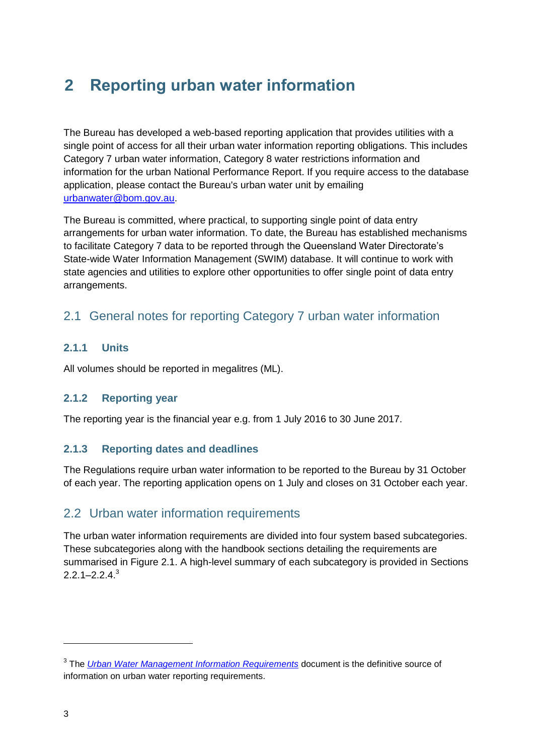# 2 Reporting urban water information

The Bureau has developed a web-based reporting application that provides utilities with a single point of access for all their urban water information reporting obligations. This includes Category 7 urban water information, Category 8 water restrictions information and information for the urban National Performance Report. If you require access to the database application, please contact the Bureau's urban water unit by emailing urbanwater@bom.gov.au.

The Bureau is committed, where practical, to supporting single point of data entry arrangements for urban water information. To date, the Bureau has established mechanisms to facilitate Category 7 data to be reported through the Queensland Water Directorate's State-wide Water Information Management (SWIM) database. It will continue to work with state agencies and utilities to explore other opportunities to offer single point of data entry arrangements.

## 2.1 General notes for reporting Category 7 urban water information

### 2.1.1 Units

All volumes should be reported in megalitres (ML).

### 2.1.2 Reporting year

The reporting year is the financial year e.g. from 1 July 2016 to 30 June 2017.

### 2.1.3 Reporting dates and deadlines

The Regulations require urban water information to be reported to the Bureau by 31 October of each year. The reporting application opens on 1 July and closes on 31 October each year.

## 2.2 Urban water information requirements

The urban water information requirements are divided into four system based subcategories. These subcategories along with the handbook sections detailing the requirements are summarised in Figure 2.1. A high-level summary of each subcategory is provided in Sections 2.2.1–2.2.4.[3]

[3] The *Urban Water Management Information Requirements* document is the definitive source of information on urban water reporting requirements.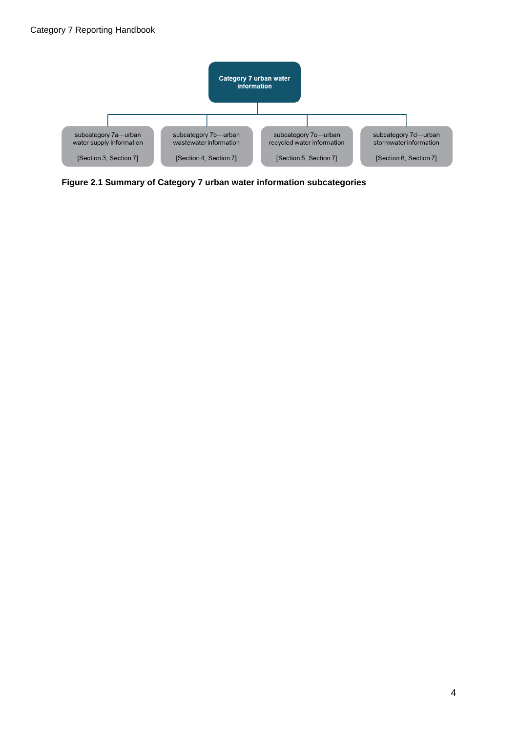Category 7 urban water information

| subcategory 7a—urban water supply information | subcategory 7b—urban wastewater information | subcategory 7c—urban recycled water information | subcategory 7d—urban stormwater information |
|---|---|---|---|
| [Section 3, Section 7] | [Section 4, Section 7] | [Section 5, Section 7] | [Section 6, Section 7] |

**Figure 2.1 Summary of Category 7 urban water information subcategories**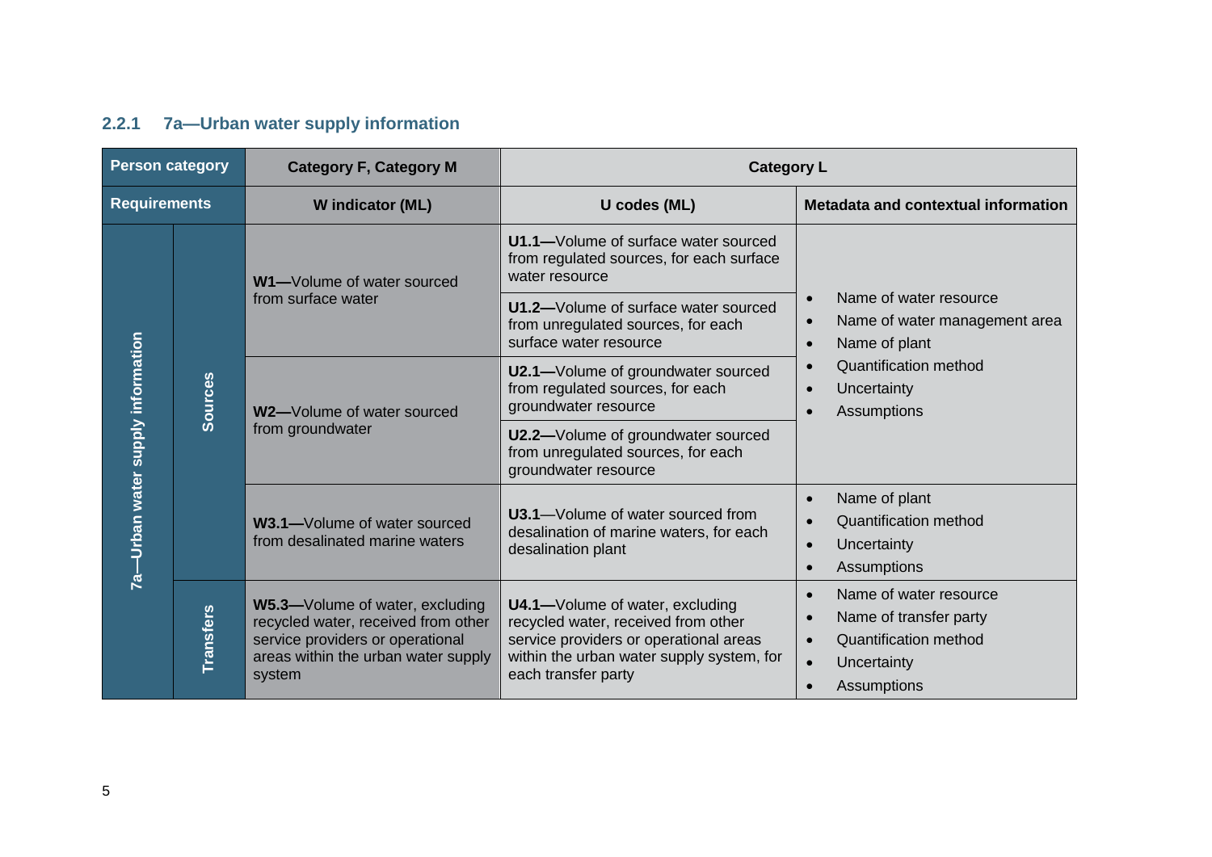### 2.2.1 7a—Urban water supply information

| Person category | | Category F, Category M | Category L | |
|---|---|---|---|---|
| **Requirements** | | **W indicator (ML)** | **U codes (ML)** | **Metadata and contextual information** |
| 7a—Urban water supply information | Sources | **W1—**Volume of water sourced from surface water | **U1.1—**Volume of surface water sourced from regulated sources, for each surface water resource | • Name of water resource<br>• Name of water management area<br>• Name of plant<br>• Quantification method<br>• Uncertainty<br>• Assumptions |
| | | | **U1.2—**Volume of surface water sourced from unregulated sources, for each surface water resource | |
| | | **W2—**Volume of water sourced from groundwater | **U2.1—**Volume of groundwater sourced from regulated sources, for each groundwater resource | |
| | | | **U2.2—**Volume of groundwater sourced from unregulated sources, for each groundwater resource | |
| | | **W3.1—**Volume of water sourced from desalinated marine waters | **U3.1**—Volume of water sourced from desalination of marine waters, for each desalination plant | • Name of plant<br>• Quantification method<br>• Uncertainty<br>• Assumptions |
| | Transfers | **W5.3—**Volume of water, excluding recycled water, received from other service providers or operational areas within the urban water supply system | **U4.1—**Volume of water, excluding recycled water, received from other service providers or operational areas within the urban water supply system, for each transfer party | • Name of water resource<br>• Name of transfer party<br>• Quantification method<br>• Uncertainty<br>• Assumptions |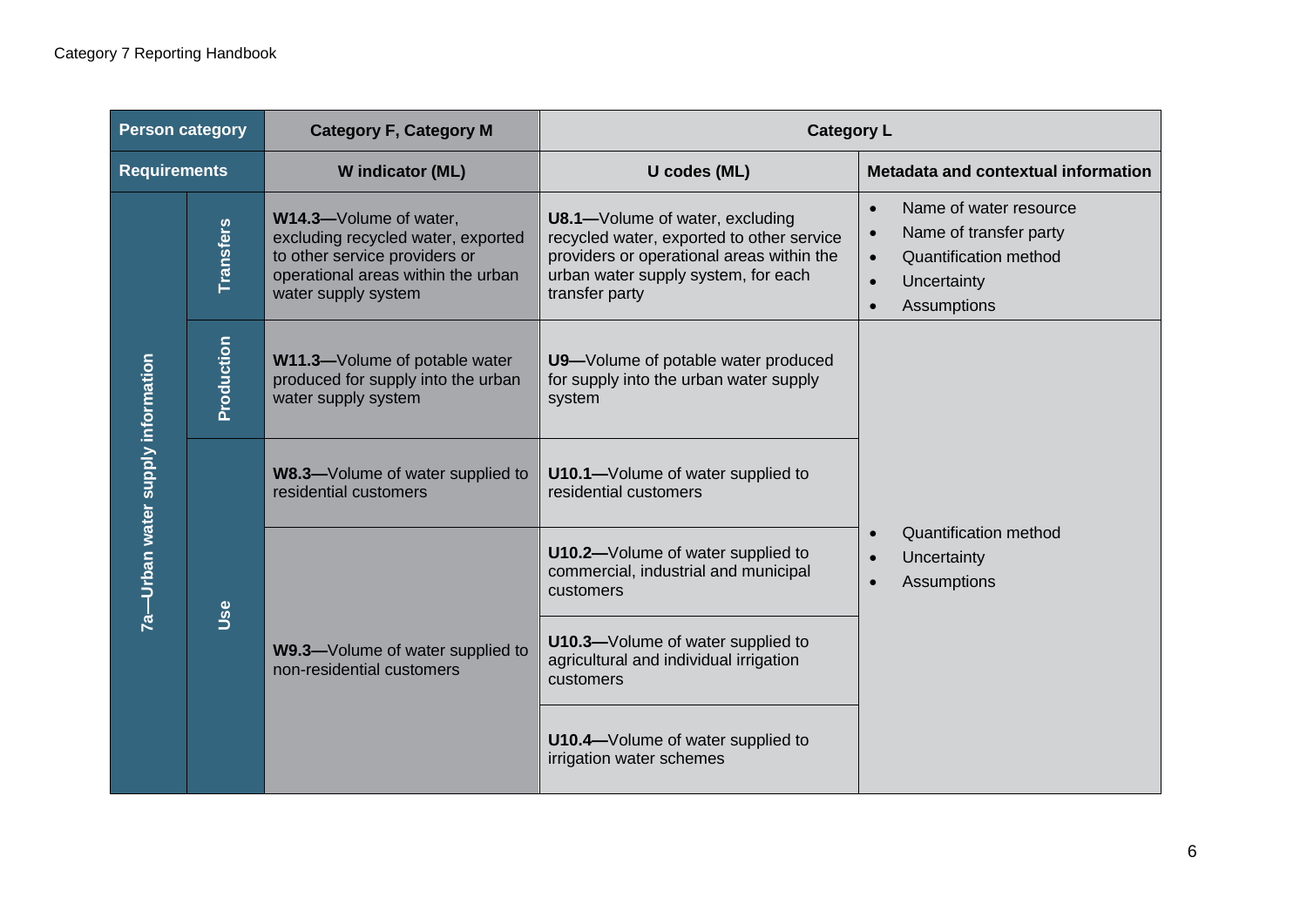| Person category | | Category F, Category M | Category L | |
|---|---|---|---|---|
| Requirements | | W indicator (ML) | U codes (ML) | Metadata and contextual information |
| 7a—Urban water supply information | Transfers | **W14.3—**Volume of water, excluding recycled water, exported to other service providers or operational areas within the urban water supply system | **U8.1—**Volume of water, excluding recycled water, exported to other service providers or operational areas within the urban water supply system, for each transfer party | • Name of water resource<br>• Name of transfer party<br>• Quantification method<br>• Uncertainty<br>• Assumptions |
| | Production | **W11.3—**Volume of potable water produced for supply into the urban water supply system | **U9—**Volume of potable water produced for supply into the urban water supply system | • Quantification method<br>• Uncertainty<br>• Assumptions |
| | Use | **W8.3—**Volume of water supplied to residential customers | **U10.1—**Volume of water supplied to residential customers | |
| | | **W9.3—**Volume of water supplied to non-residential customers | **U10.2—**Volume of water supplied to commercial, industrial and municipal customers | |
| | | | **U10.3—**Volume of water supplied to agricultural and individual irrigation customers | |
| | | | **U10.4—**Volume of water supplied to irrigation water schemes | |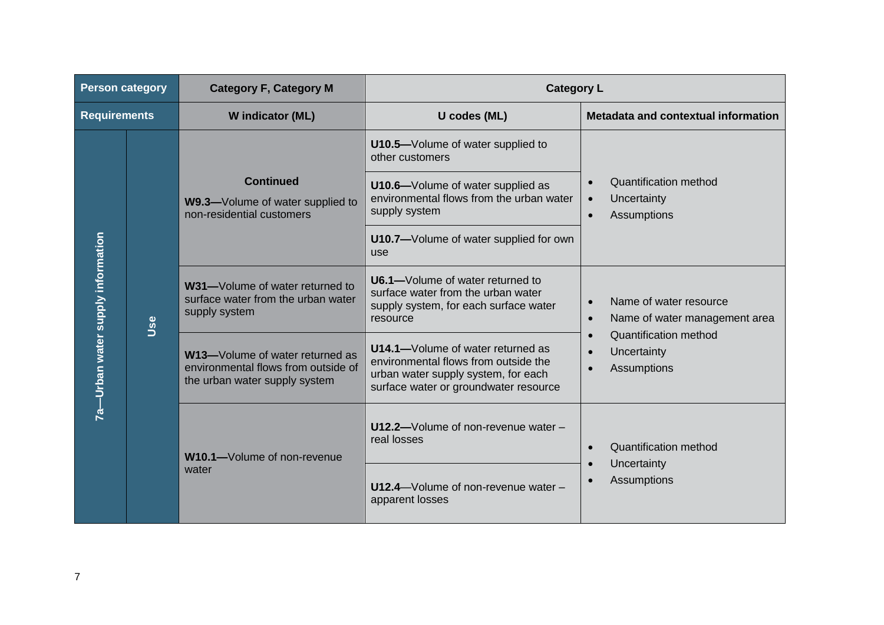| Person category | | Category F, Category M | Category L | |
|---|---|---|---|---|
| **Requirements** | | **W indicator (ML)** | **U codes (ML)** | **Metadata and contextual information** |
| 7a—Urban water supply information | Use | **Continued**<br>**W9.3—**Volume of water supplied to non-residential customers | **U10.5—**Volume of water supplied to other customers | • Quantification method<br>• Uncertainty<br>• Assumptions |
| | | | **U10.6—**Volume of water supplied as environmental flows from the urban water supply system | |
| | | | **U10.7—**Volume of water supplied for own use | |
| | | **W31—**Volume of water returned to surface water from the urban water supply system | **U6.1—**Volume of water returned to surface water from the urban water supply system, for each surface water resource | • Name of water resource<br>• Name of water management area<br>• Quantification method<br>• Uncertainty<br>• Assumptions |
| | | **W13—**Volume of water returned as environmental flows from outside of the urban water supply system | **U14.1—**Volume of water returned as environmental flows from outside the urban water supply system, for each surface water or groundwater resource | |
| | | **W10.1—**Volume of non-revenue water | **U12.2—**Volume of non-revenue water – real losses | • Quantification method<br>• Uncertainty<br>• Assumptions |
| | | | **U12.4**—Volume of non-revenue water – apparent losses | |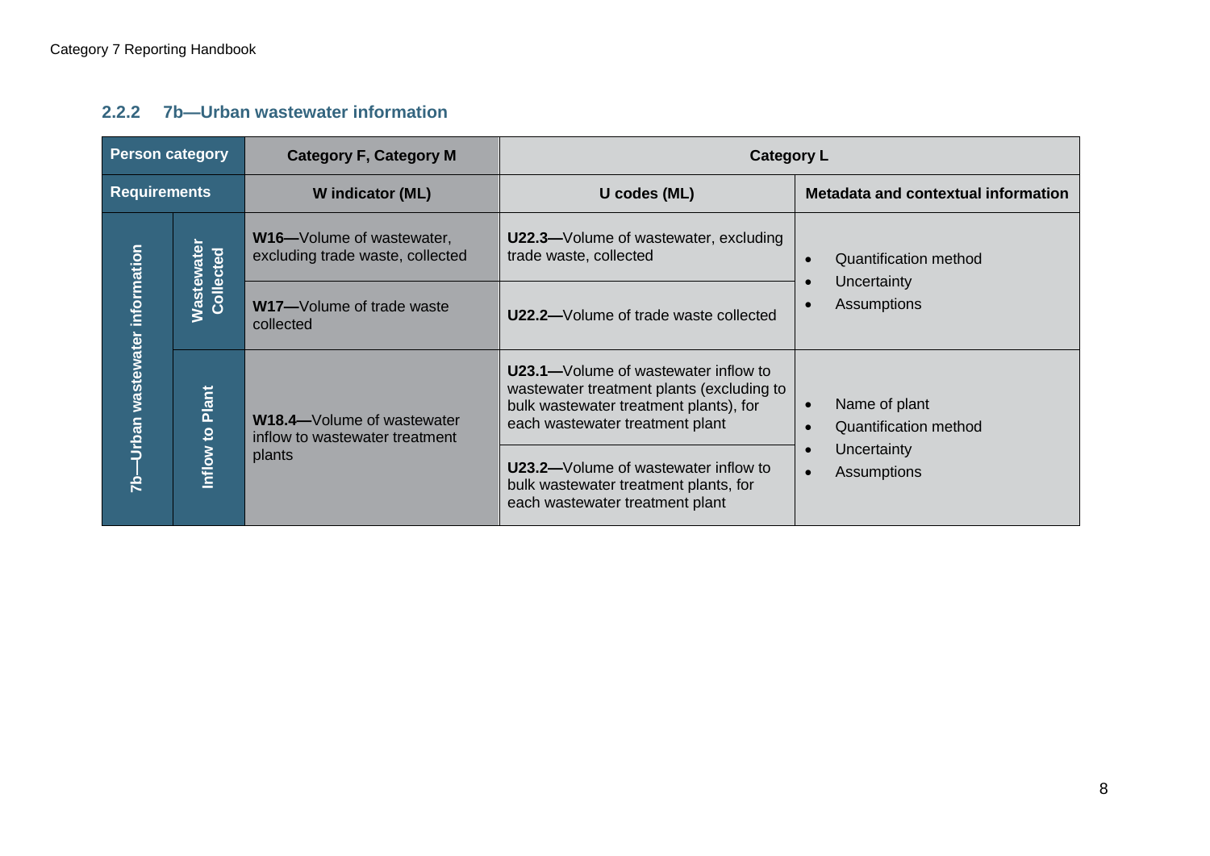### 2.2.2 7b—Urban wastewater information

| Person category | | Category F, Category M | Category L | |
|---|---|---|---|---|
| **Requirements** | | **W indicator (ML)** | **U codes (ML)** | **Metadata and contextual information** |
| 7b—Urban wastewater information | Wastewater Collected | **W16—**Volume of wastewater, excluding trade waste, collected | **U22.3—**Volume of wastewater, excluding trade waste, collected | • Quantification method<br>• Uncertainty<br>• Assumptions |
| | | **W17—**Volume of trade waste collected | **U22.2—**Volume of trade waste collected | |
| | Inflow to Plant | **W18.4—**Volume of wastewater inflow to wastewater treatment plants | **U23.1—**Volume of wastewater inflow to wastewater treatment plants (excluding to bulk wastewater treatment plants), for each wastewater treatment plant | • Name of plant<br>• Quantification method<br>• Uncertainty<br>• Assumptions |
| | | | **U23.2—**Volume of wastewater inflow to bulk wastewater treatment plants, for each wastewater treatment plant | |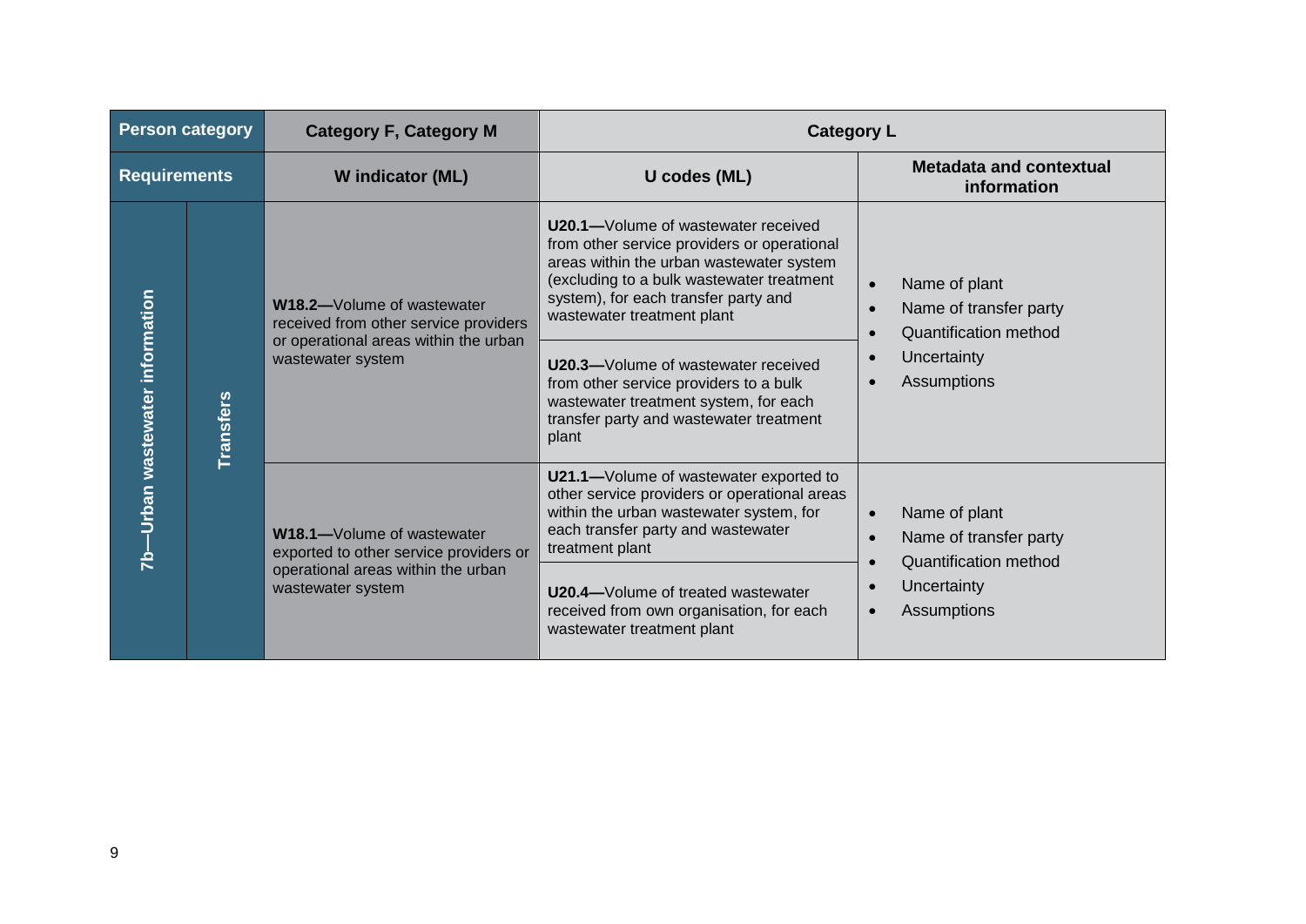| Person category | | Category F, Category M | Category L | |
|---|---|---|---|---|
| **Requirements** | | **W indicator (ML)** | **U codes (ML)** | **Metadata and contextual information** |
| 7b—Urban wastewater information | Transfers | **W18.2—**Volume of wastewater received from other service providers or operational areas within the urban wastewater system | **U20.1—**Volume of wastewater received from other service providers or operational areas within the urban wastewater system (excluding to a bulk wastewater treatment system), for each transfer party and wastewater treatment plant | • Name of plant<br>• Name of transfer party<br>• Quantification method<br>• Uncertainty<br>• Assumptions |
| | | | **U20.3—**Volume of wastewater received from other service providers to a bulk wastewater treatment system, for each transfer party and wastewater treatment plant | |
| | | **W18.1—**Volume of wastewater exported to other service providers or operational areas within the urban wastewater system | **U21.1—**Volume of wastewater exported to other service providers or operational areas within the urban wastewater system, for each transfer party and wastewater treatment plant | • Name of plant<br>• Name of transfer party<br>• Quantification method<br>• Uncertainty<br>• Assumptions |
| | | | **U20.4—**Volume of treated wastewater received from own organisation, for each wastewater treatment plant | |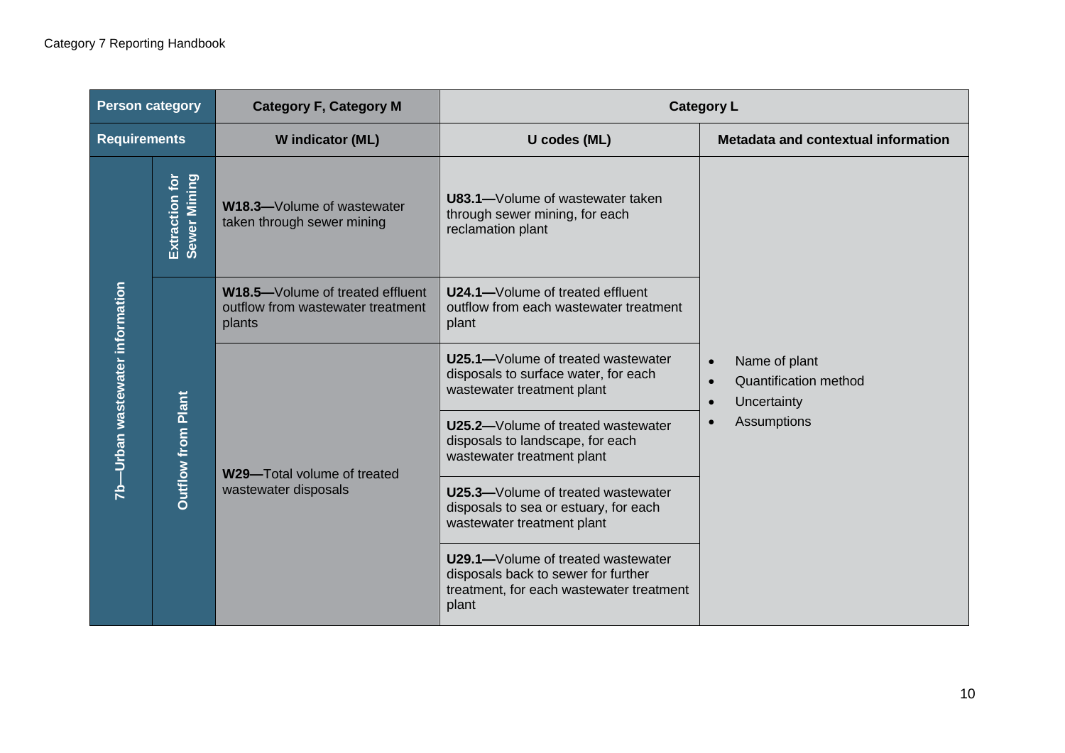| Person category | | Category F, Category M | Category L | |
|---|---|---|---|---|
| **Requirements** | | **W indicator (ML)** | **U codes (ML)** | **Metadata and contextual information** |
| **7b—Urban wastewater information** | **Extraction for Sewer Mining** | **W18.3—**Volume of wastewater taken through sewer mining | **U83.1—**Volume of wastewater taken through sewer mining, for each reclamation plant | • Name of plant<br>• Quantification method<br>• Uncertainty<br>• Assumptions |
| | **Outflow from Plant** | **W18.5—**Volume of treated effluent outflow from wastewater treatment plants | **U24.1—**Volume of treated effluent outflow from each wastewater treatment plant | |
| | | **W29—**Total volume of treated wastewater disposals | **U25.1—**Volume of treated wastewater disposals to surface water, for each wastewater treatment plant | |
| | | | **U25.2—**Volume of treated wastewater disposals to landscape, for each wastewater treatment plant | |
| | | | **U25.3—**Volume of treated wastewater disposals to sea or estuary, for each wastewater treatment plant | |
| | | | **U29.1—**Volume of treated wastewater disposals back to sewer for further treatment, for each wastewater treatment plant | |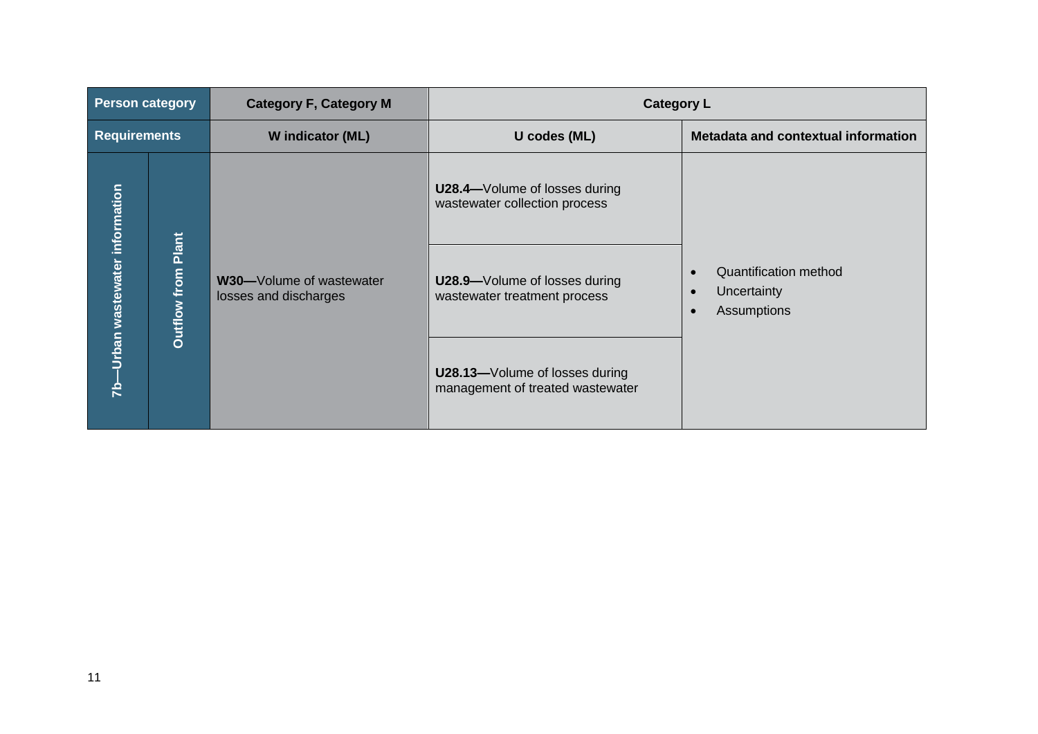| Person category | | Category F, Category M | Category L | |
|---|---|---|---|---|
| Requirements | | W indicator (ML) | U codes (ML) | Metadata and contextual information |
| 7b—Urban wastewater information | Outflow from Plant | **W30—**Volume of wastewater losses and discharges | **U28.4—**Volume of losses during wastewater collection process | • Quantification method<br>• Uncertainty<br>• Assumptions |
| | | | **U28.9—**Volume of losses during wastewater treatment process | |
| | | | **U28.13—**Volume of losses during management of treated wastewater | |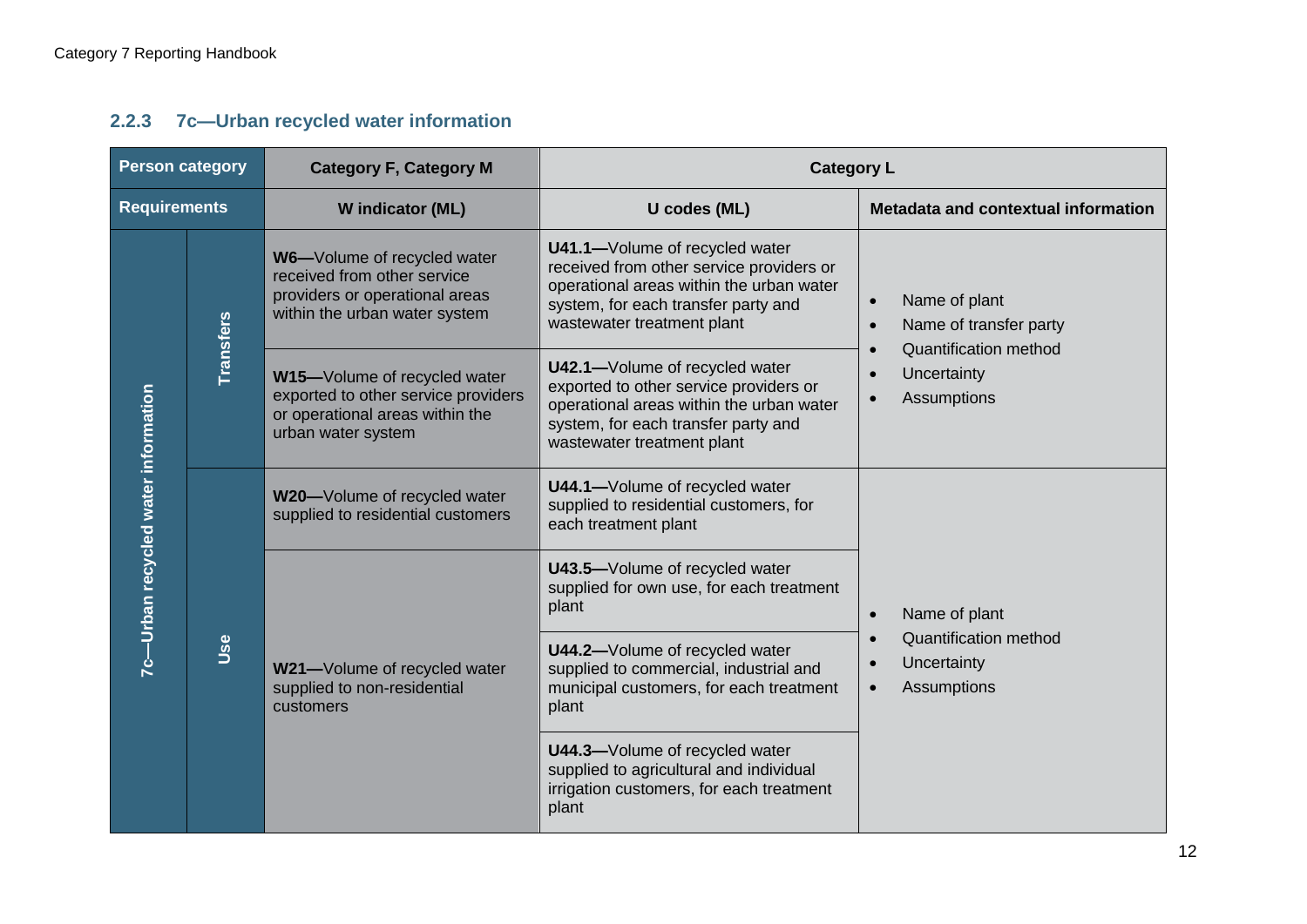### 2.2.3 7c—Urban recycled water information

| Person category | | Category F, Category M | Category L | |
|---|---|---|---|---|
| **Requirements** | | **W indicator (ML)** | **U codes (ML)** | **Metadata and contextual information** |
| 7c—Urban recycled water information | Transfers | **W6—**Volume of recycled water received from other service providers or operational areas within the urban water system | **U41.1—**Volume of recycled water received from other service providers or operational areas within the urban water system, for each transfer party and wastewater treatment plant | • Name of plant<br>• Name of transfer party<br>• Quantification method<br>• Uncertainty<br>• Assumptions |
| | | **W15—**Volume of recycled water exported to other service providers or operational areas within the urban water system | **U42.1—**Volume of recycled water exported to other service providers or operational areas within the urban water system, for each transfer party and wastewater treatment plant | |
| | Use | **W20—**Volume of recycled water supplied to residential customers | **U44.1—**Volume of recycled water supplied to residential customers, for each treatment plant | • Name of plant<br>• Quantification method<br>• Uncertainty<br>• Assumptions |
| | | **W21—**Volume of recycled water supplied to non-residential customers | **U43.5—**Volume of recycled water supplied for own use, for each treatment plant | |
| | | | **U44.2—**Volume of recycled water supplied to commercial, industrial and municipal customers, for each treatment plant | |
| | | | **U44.3—**Volume of recycled water supplied to agricultural and individual irrigation customers, for each treatment plant | |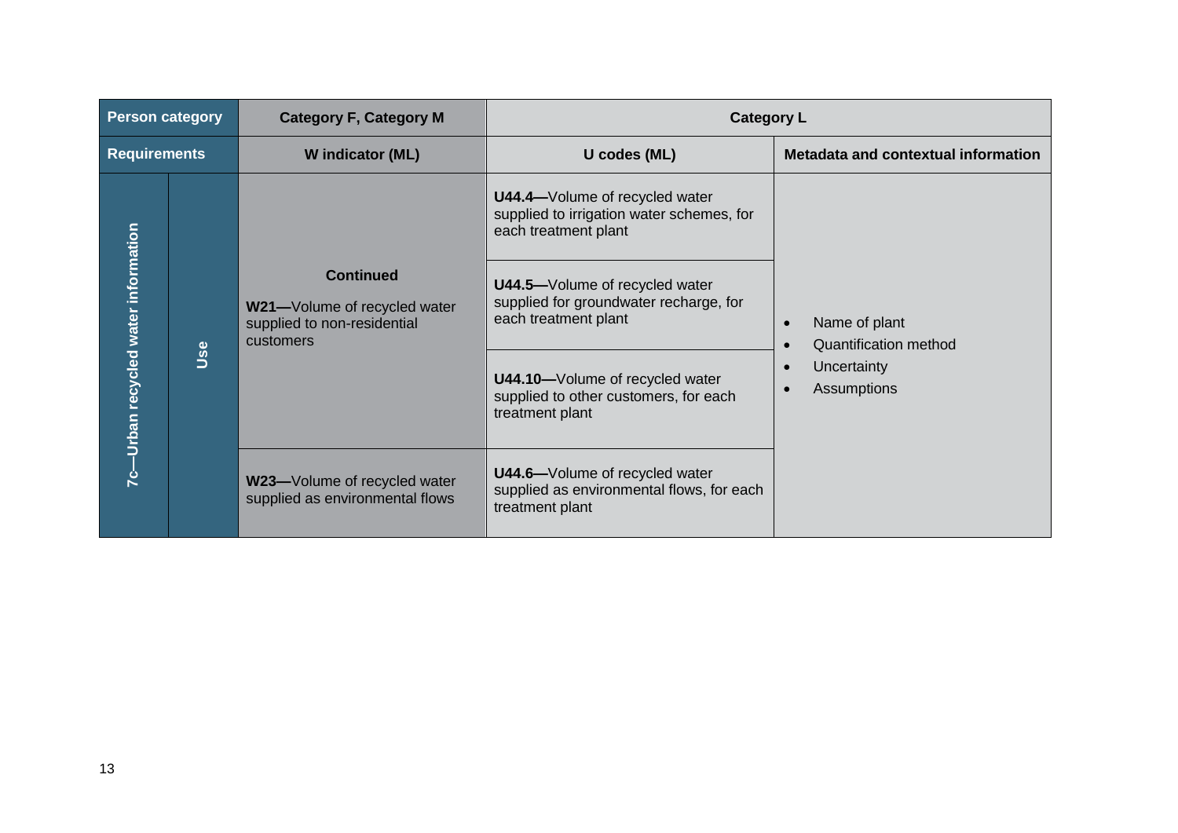| Person category | | Category F, Category M | Category L | |
|---|---|---|---|---|
| Requirements | | W indicator (ML) | U codes (ML) | Metadata and contextual information |
| 7c—Urban recycled water information | Use | **Continued**<br>**W21—**Volume of recycled water supplied to non-residential customers | **U44.4—**Volume of recycled water supplied to irrigation water schemes, for each treatment plant | • Name of plant<br>• Quantification method<br>• Uncertainty<br>• Assumptions |
| | | | **U44.5—**Volume of recycled water supplied for groundwater recharge, for each treatment plant | |
| | | | **U44.10—**Volume of recycled water supplied to other customers, for each treatment plant | |
| | | **W23—**Volume of recycled water supplied as environmental flows | **U44.6—**Volume of recycled water supplied as environmental flows, for each treatment plant | |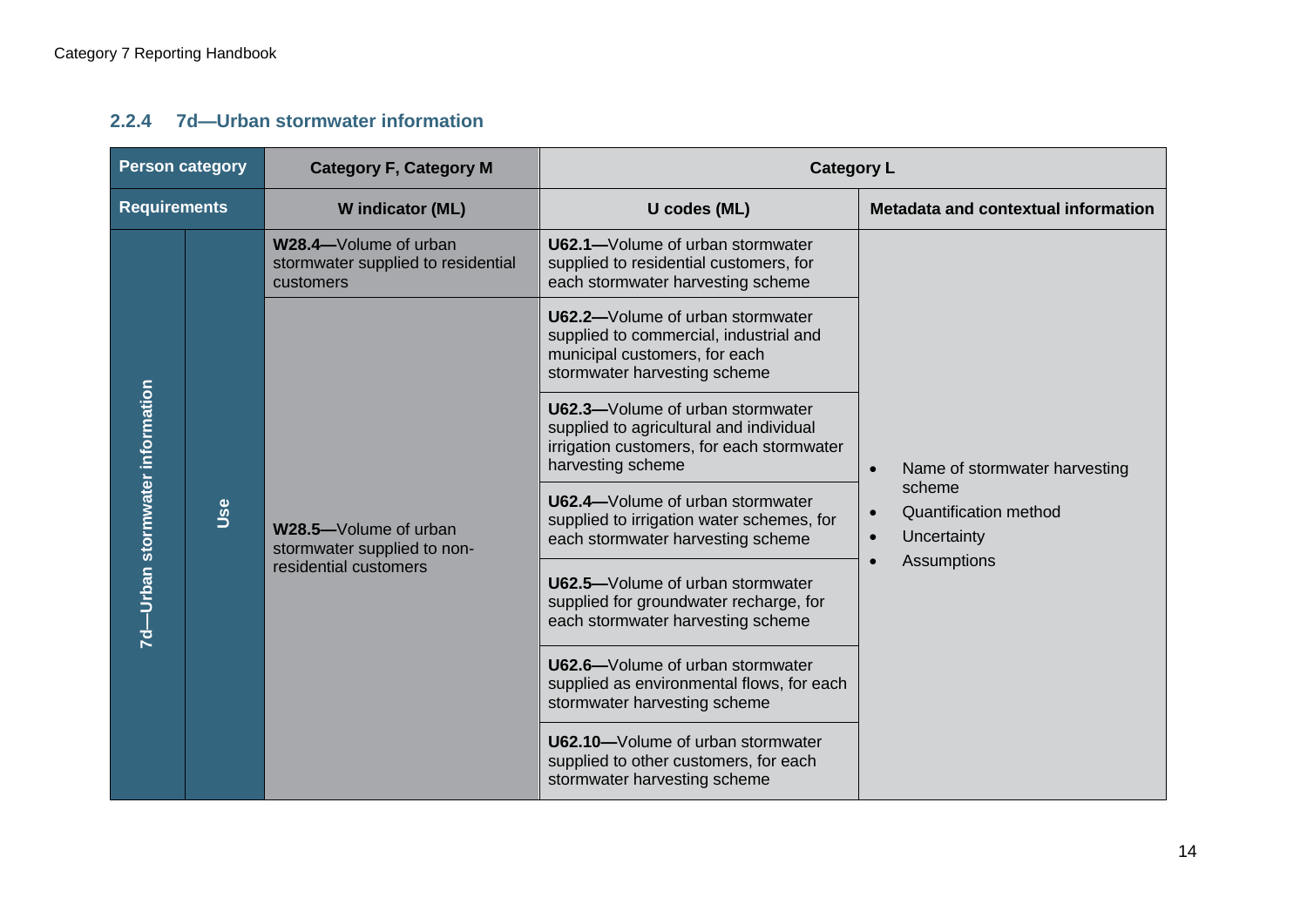### 2.2.4 7d—Urban stormwater information

| Person category | | Category F, Category M | Category L | |
|---|---|---|---|---|
| **Requirements** | | **W indicator (ML)** | **U codes (ML)** | **Metadata and contextual information** |
| 7d—Urban stormwater information | Use | **W28.4—**Volume of urban stormwater supplied to residential customers | **U62.1—**Volume of urban stormwater supplied to residential customers, for each stormwater harvesting scheme | • Name of stormwater harvesting scheme<br>• Quantification method<br>• Uncertainty<br>• Assumptions |
| | | **W28.5—**Volume of urban stormwater supplied to non-residential customers | **U62.2—**Volume of urban stormwater supplied to commercial, industrial and municipal customers, for each stormwater harvesting scheme | |
| | | | **U62.3—**Volume of urban stormwater supplied to agricultural and individual irrigation customers, for each stormwater harvesting scheme | |
| | | | **U62.4—**Volume of urban stormwater supplied to irrigation water schemes, for each stormwater harvesting scheme | |
| | | | **U62.5—**Volume of urban stormwater supplied for groundwater recharge, for each stormwater harvesting scheme | |
| | | | **U62.6—**Volume of urban stormwater supplied as environmental flows, for each stormwater harvesting scheme | |
| | | | **U62.10—**Volume of urban stormwater supplied to other customers, for each stormwater harvesting scheme | |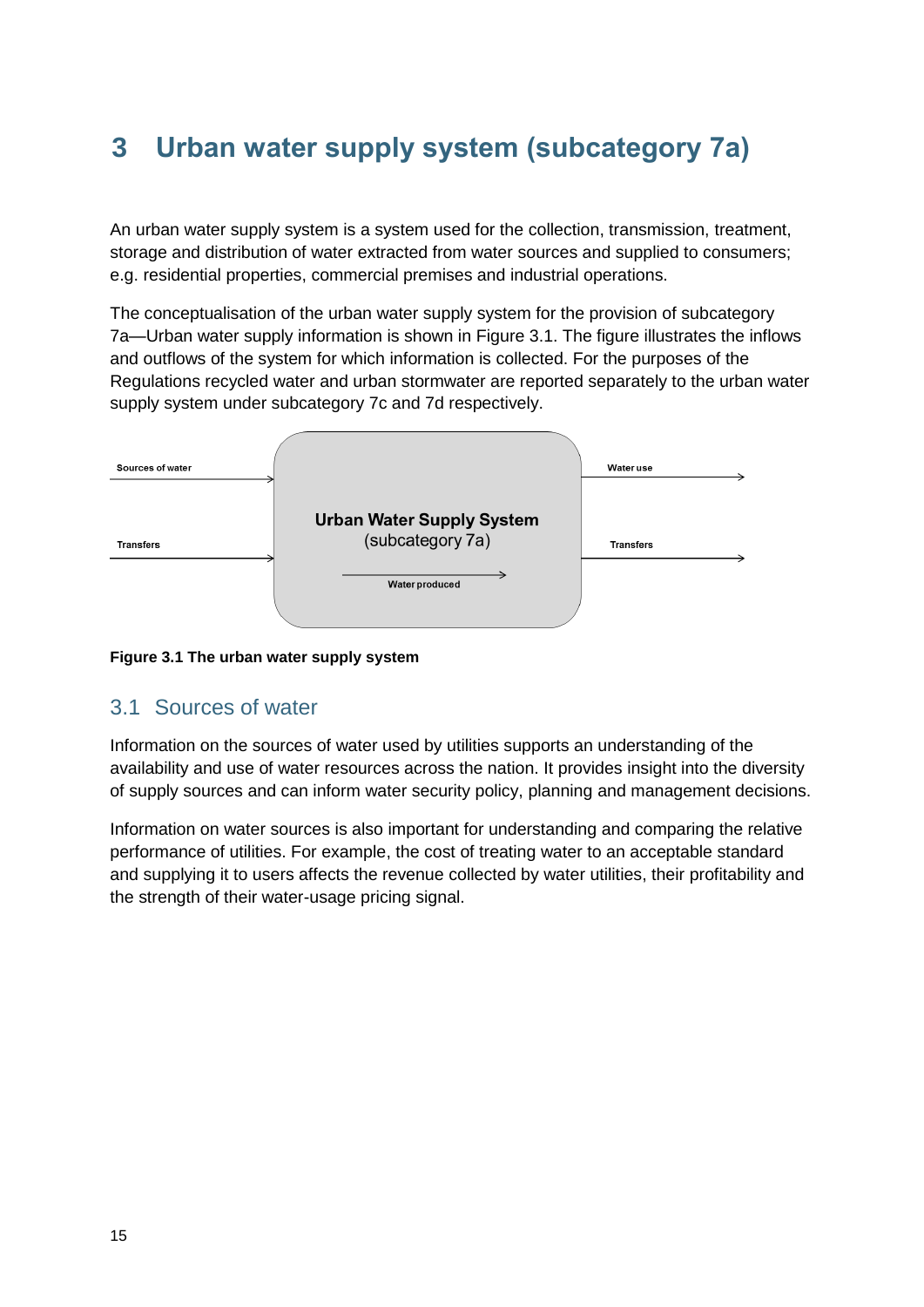# 3 Urban water supply system (subcategory 7a)

An urban water supply system is a system used for the collection, transmission, treatment, storage and distribution of water extracted from water sources and supplied to consumers; e.g. residential properties, commercial premises and industrial operations.

The conceptualisation of the urban water supply system for the provision of subcategory 7a—Urban water supply information is shown in Figure 3.1. The figure illustrates the inflows and outflows of the system for which information is collected. For the purposes of the Regulations recycled water and urban stormwater are reported separately to the urban water supply system under subcategory 7c and 7d respectively.

Sources of water → **Urban Water Supply System** (subcategory 7a) → Water use

Transfers → Water produced → Transfers

**Figure 3.1 The urban water supply system**

## 3.1 Sources of water

Information on the sources of water used by utilities supports an understanding of the availability and use of water resources across the nation. It provides insight into the diversity of supply sources and can inform water security policy, planning and management decisions.

Information on water sources is also important for understanding and comparing the relative performance of utilities. For example, the cost of treating water to an acceptable standard and supplying it to users affects the revenue collected by water utilities, their profitability and the strength of their water-usage pricing signal.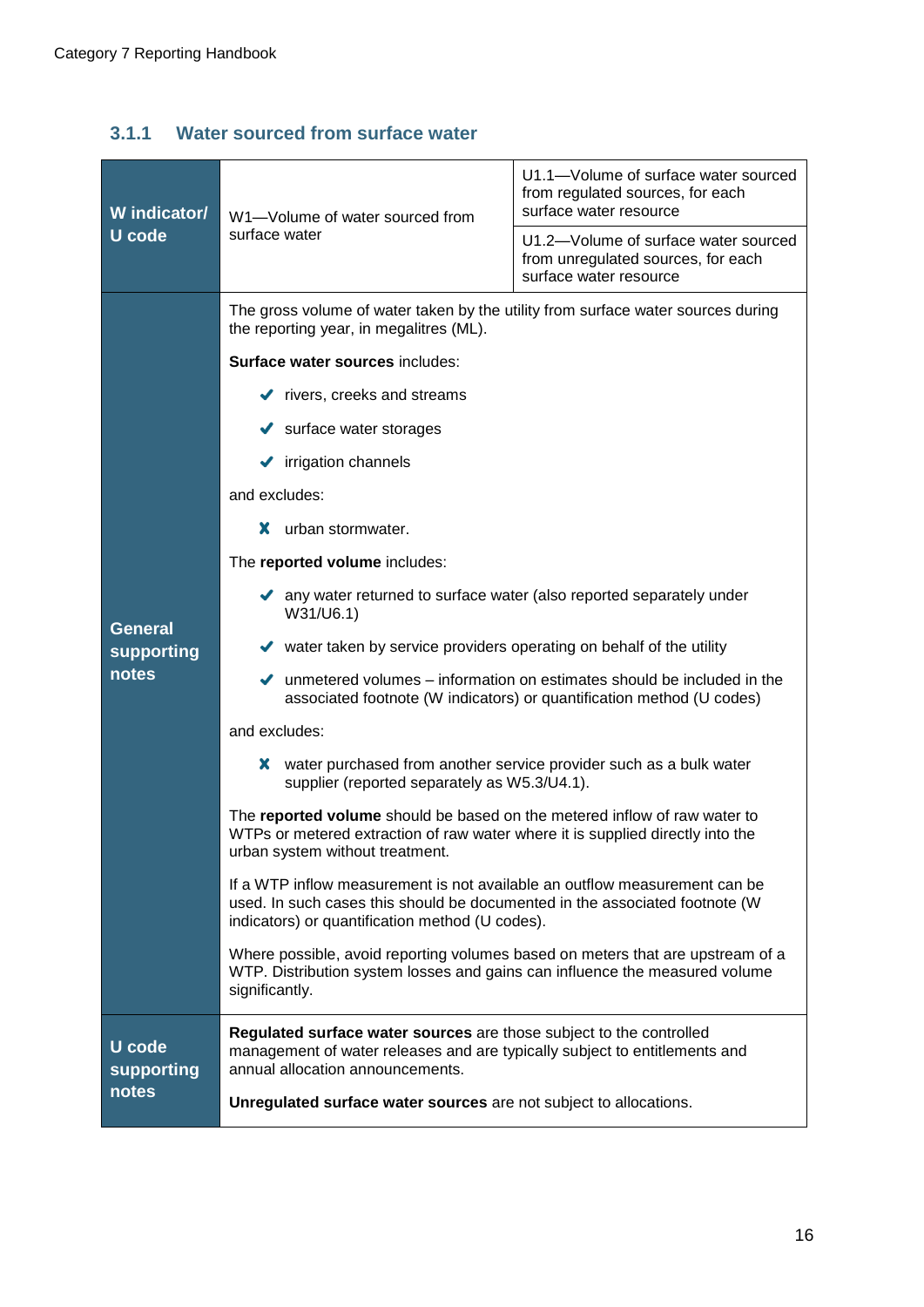### 3.1.1 Water sourced from surface water

| | | |
|---|---|---|
| **W indicator/ U code** | W1—Volume of water sourced from surface water | U1.1—Volume of surface water sourced from regulated sources, for each surface water resource<br><br>U1.2—Volume of surface water sourced from unregulated sources, for each surface water resource |
| **General supporting notes** | The gross volume of water taken by the utility from surface water sources during the reporting year, in megalitres (ML).<br><br>**Surface water sources** includes:<br>✔ rivers, creeks and streams<br>✔ surface water storages<br>✔ irrigation channels<br><br>and excludes:<br>✘ urban stormwater.<br><br>The **reported volume** includes:<br>✔ any water returned to surface water (also reported separately under W31/U6.1)<br>✔ water taken by service providers operating on behalf of the utility<br>✔ unmetered volumes – information on estimates should be included in the associated footnote (W indicators) or quantification method (U codes)<br><br>and excludes:<br>✘ water purchased from another service provider such as a bulk water supplier (reported separately as W5.3/U4.1).<br><br>The **reported volume** should be based on the metered inflow of raw water to WTPs or metered extraction of raw water where it is supplied directly into the urban system without treatment.<br><br>If a WTP inflow measurement is not available an outflow measurement can be used. In such cases this should be documented in the associated footnote (W indicators) or quantification method (U codes).<br><br>Where possible, avoid reporting volumes based on meters that are upstream of a WTP. Distribution system losses and gains can influence the measured volume significantly. | |
| **U code supporting notes** | **Regulated surface water sources** are those subject to the controlled management of water releases and are typically subject to entitlements and annual allocation announcements.<br><br>**Unregulated surface water sources** are not subject to allocations. | |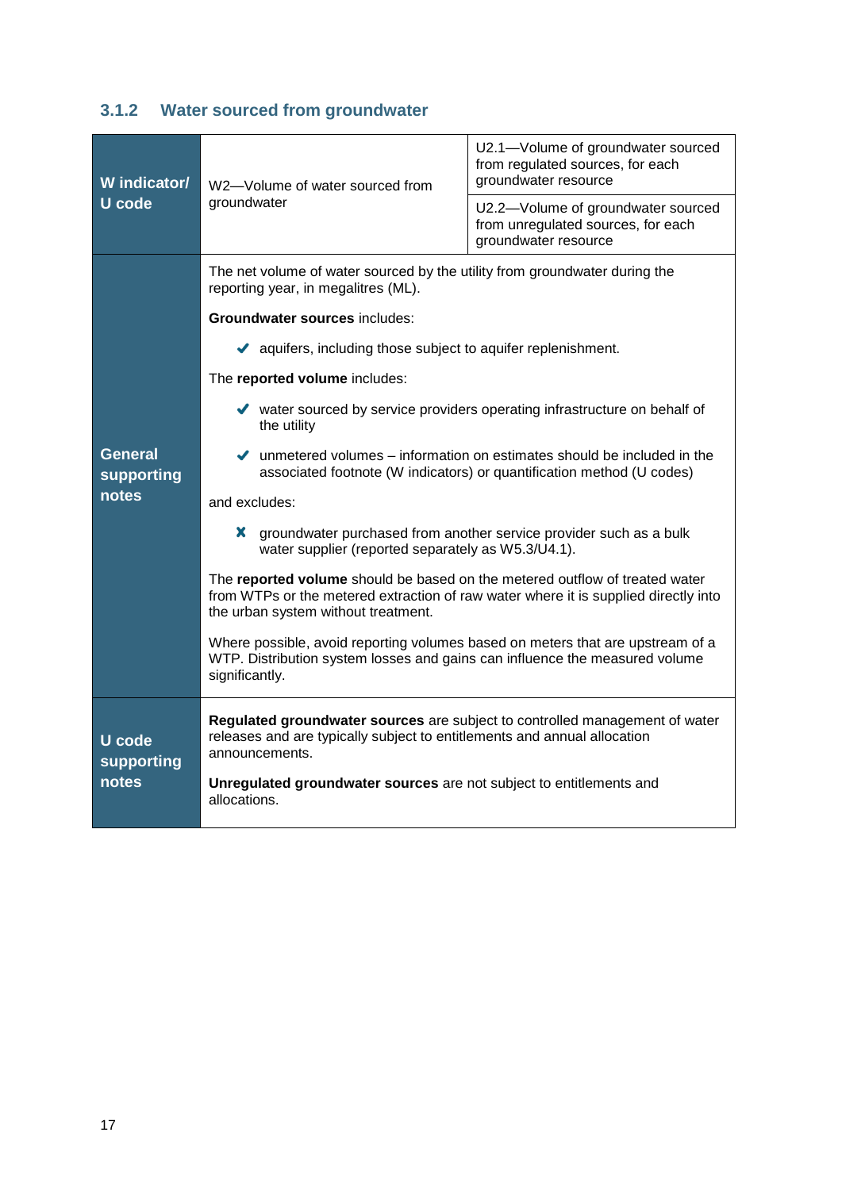### 3.1.2 Water sourced from groundwater

| W indicator/ U code | W2—Volume of water sourced from groundwater | U2.1—Volume of groundwater sourced from regulated sources, for each groundwater resource |
|---|---|---|
| | | U2.2—Volume of groundwater sourced from unregulated sources, for each groundwater resource |
| General supporting notes | The net volume of water sourced by the utility from groundwater during the reporting year, in megalitres (ML).<br><br>**Groundwater sources** includes:<br>✔ aquifers, including those subject to aquifer replenishment.<br><br>The **reported volume** includes:<br>✔ water sourced by service providers operating infrastructure on behalf of the utility<br>✔ unmetered volumes – information on estimates should be included in the associated footnote (W indicators) or quantification method (U codes)<br><br>and excludes:<br>✘ groundwater purchased from another service provider such as a bulk water supplier (reported separately as W5.3/U4.1).<br><br>The **reported volume** should be based on the metered outflow of treated water from WTPs or the metered extraction of raw water where it is supplied directly into the urban system without treatment.<br><br>Where possible, avoid reporting volumes based on meters that are upstream of a WTP. Distribution system losses and gains can influence the measured volume significantly. | |
| U code supporting notes | **Regulated groundwater sources** are subject to controlled management of water releases and are typically subject to entitlements and annual allocation announcements.<br><br>**Unregulated groundwater sources** are not subject to entitlements and allocations. | |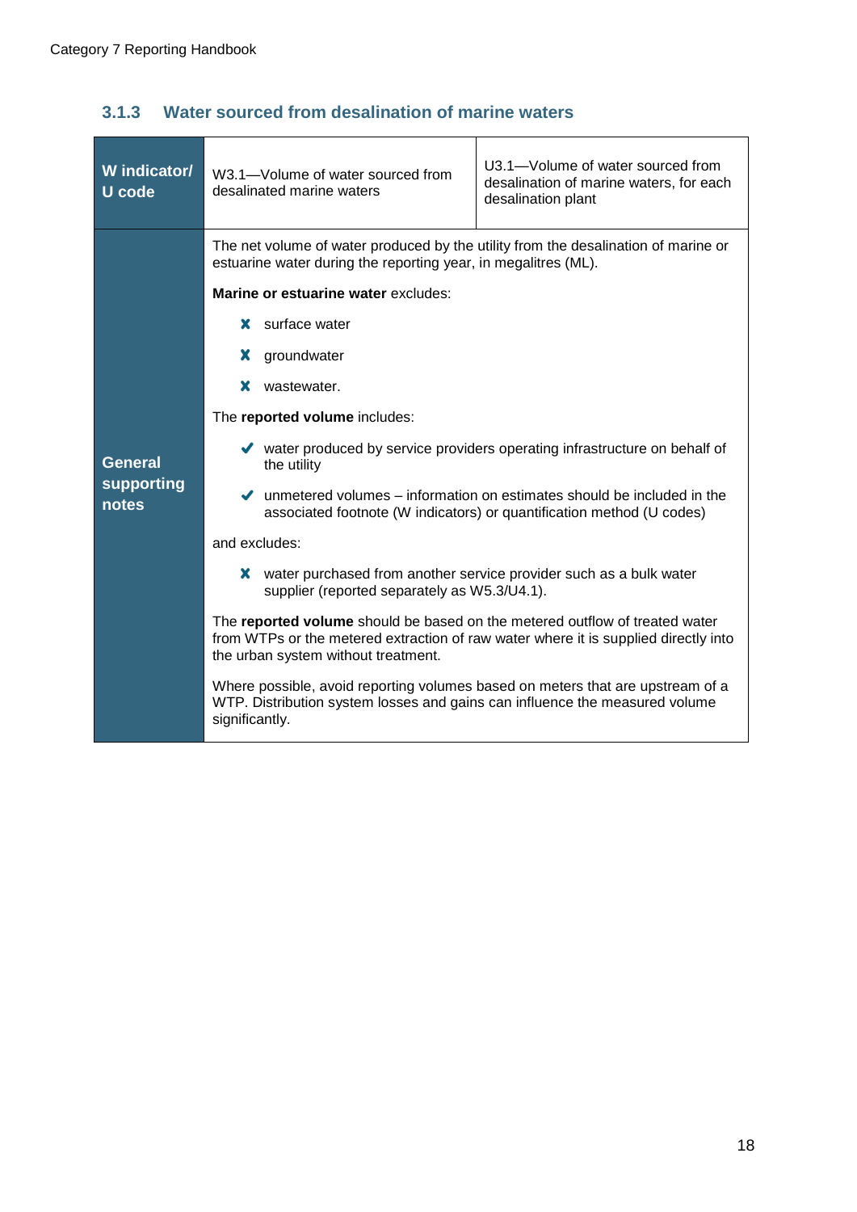### 3.1.3 Water sourced from desalination of marine waters

| **W indicator/ U code** | W3.1—Volume of water sourced from desalinated marine waters | U3.1—Volume of water sourced from desalination of marine waters, for each desalination plant |
|---|---|---|
| **General supporting notes** | The net volume of water produced by the utility from the desalination of marine or estuarine water during the reporting year, in megalitres (ML).<br><br>**Marine or estuarine water** excludes:<br>✘ surface water<br>✘ groundwater<br>✘ wastewater.<br><br>The **reported volume** includes:<br>✔ water produced by service providers operating infrastructure on behalf of the utility<br>✔ unmetered volumes – information on estimates should be included in the associated footnote (W indicators) or quantification method (U codes)<br><br>and excludes:<br>✘ water purchased from another service provider such as a bulk water supplier (reported separately as W5.3/U4.1).<br><br>The **reported volume** should be based on the metered outflow of treated water from WTPs or the metered extraction of raw water where it is supplied directly into the urban system without treatment.<br><br>Where possible, avoid reporting volumes based on meters that are upstream of a WTP. Distribution system losses and gains can influence the measured volume significantly. | |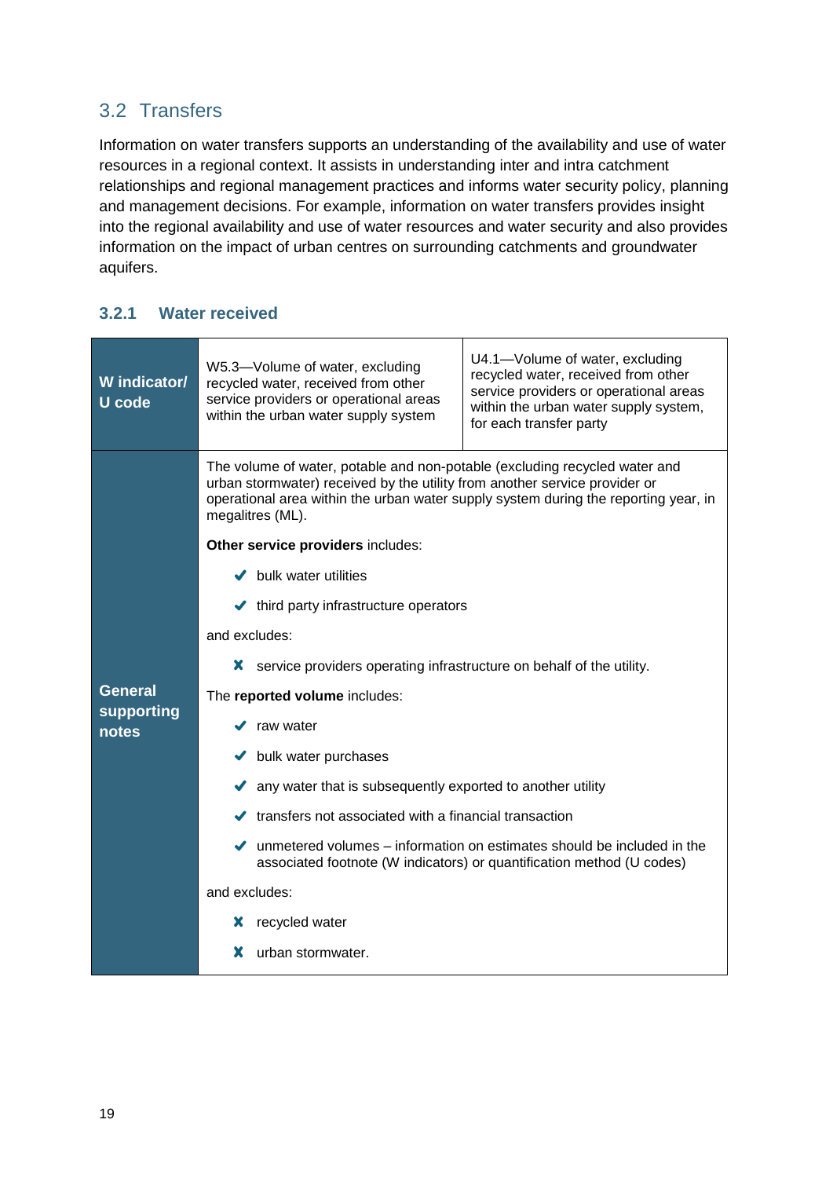## 3.2 Transfers

Information on water transfers supports an understanding of the availability and use of water resources in a regional context. It assists in understanding inter and intra catchment relationships and regional management practices and informs water security policy, planning and management decisions. For example, information on water transfers provides insight into the regional availability and use of water resources and water security and also provides information on the impact of urban centres on surrounding catchments and groundwater aquifers.

### 3.2.1 Water received

| **W indicator/ U code** | W5.3—Volume of water, excluding recycled water, received from other service providers or operational areas within the urban water supply system | U4.1—Volume of water, excluding recycled water, received from other service providers or operational areas within the urban water supply system, for each transfer party |
|---|---|---|
| **General supporting notes** | The volume of water, potable and non-potable (excluding recycled water and urban stormwater) received by the utility from another service provider or operational area within the urban water supply system during the reporting year, in megalitres (ML).<br><br>**Other service providers** includes:<br>✔ bulk water utilities<br>✔ third party infrastructure operators<br><br>and excludes:<br>✘ service providers operating infrastructure on behalf of the utility.<br><br>The **reported volume** includes:<br>✔ raw water<br>✔ bulk water purchases<br>✔ any water that is subsequently exported to another utility<br>✔ transfers not associated with a financial transaction<br>✔ unmetered volumes – information on estimates should be included in the associated footnote (W indicators) or quantification method (U codes)<br><br>and excludes:<br>✘ recycled water<br>✘ urban stormwater. | |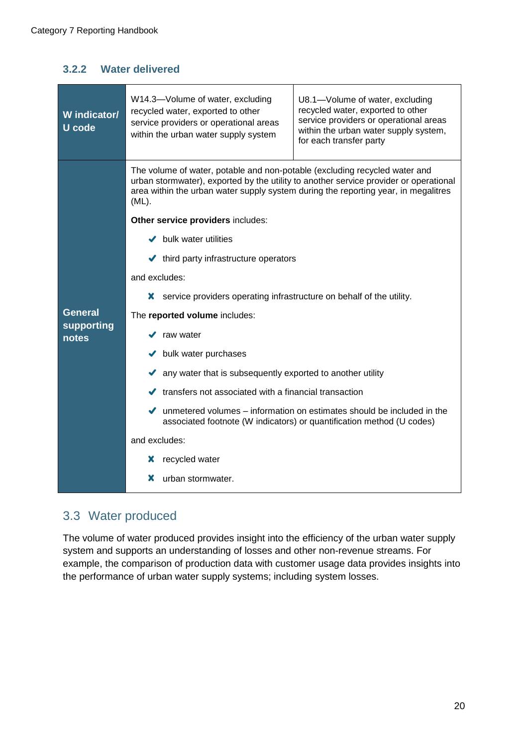### 3.2.2 Water delivered

| W indicator/ U code | W14.3—Volume of water, excluding recycled water, exported to other service providers or operational areas within the urban water supply system | U8.1—Volume of water, excluding recycled water, exported to other service providers or operational areas within the urban water supply system, for each transfer party |
|---|---|---|
| General supporting notes | The volume of water, potable and non-potable (excluding recycled water and urban stormwater), exported by the utility to another service provider or operational area within the urban water supply system during the reporting year, in megalitres (ML).<br><br>**Other service providers** includes:<br>✔ bulk water utilities<br>✔ third party infrastructure operators<br><br>and excludes:<br>✘ service providers operating infrastructure on behalf of the utility.<br><br>The **reported volume** includes:<br>✔ raw water<br>✔ bulk water purchases<br>✔ any water that is subsequently exported to another utility<br>✔ transfers not associated with a financial transaction<br>✔ unmetered volumes – information on estimates should be included in the associated footnote (W indicators) or quantification method (U codes)<br><br>and excludes:<br>✘ recycled water<br>✘ urban stormwater. | |

## 3.3 Water produced

The volume of water produced provides insight into the efficiency of the urban water supply system and supports an understanding of losses and other non-revenue streams. For example, the comparison of production data with customer usage data provides insights into the performance of urban water supply systems; including system losses.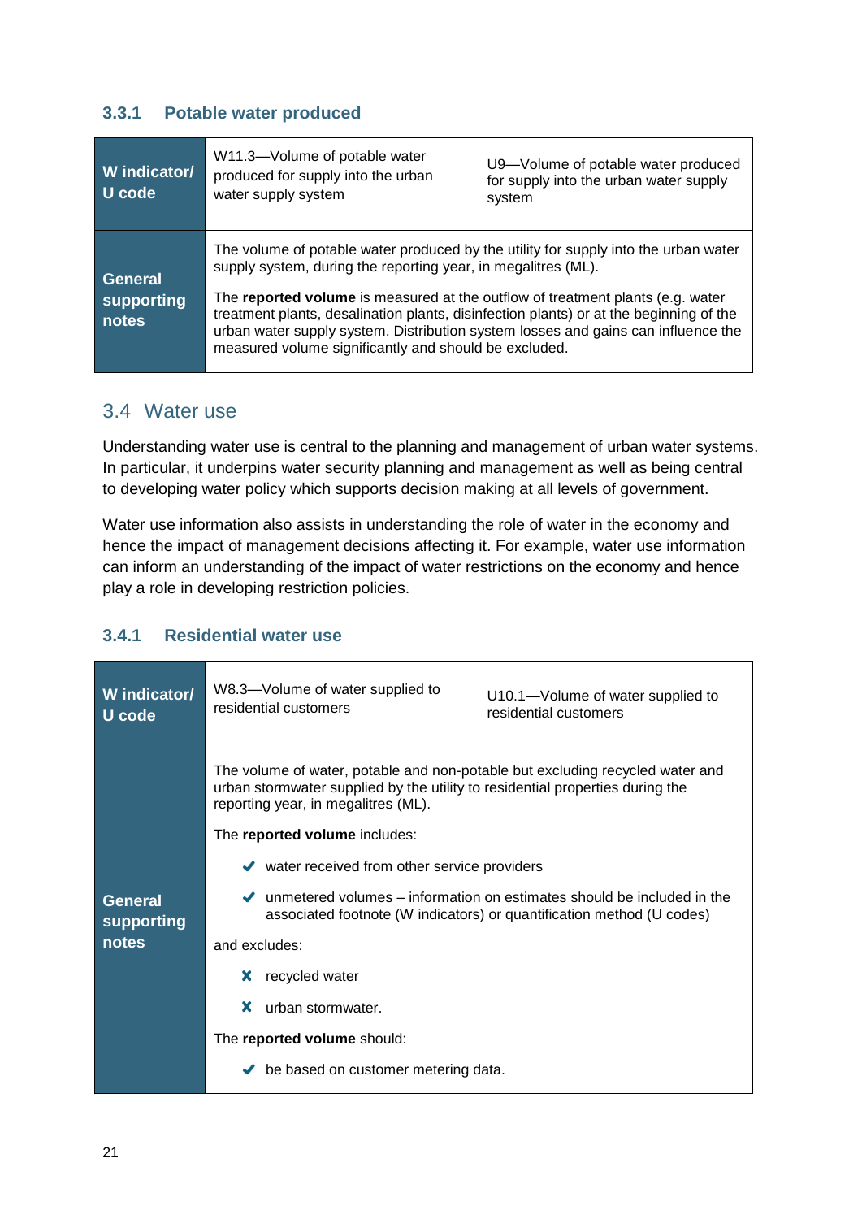### 3.3.1 Potable water produced

| W indicator/ U code | W11.3—Volume of potable water produced for supply into the urban water supply system | U9—Volume of potable water produced for supply into the urban water supply system |
|---|---|---|
| General supporting notes | The volume of potable water produced by the utility for supply into the urban water supply system, during the reporting year, in megalitres (ML).<br><br>The **reported volume** is measured at the outflow of treatment plants (e.g. water treatment plants, desalination plants, disinfection plants) or at the beginning of the urban water supply system. Distribution system losses and gains can influence the measured volume significantly and should be excluded. | |

## 3.4 Water use

Understanding water use is central to the planning and management of urban water systems. In particular, it underpins water security planning and management as well as being central to developing water policy which supports decision making at all levels of government.

Water use information also assists in understanding the role of water in the economy and hence the impact of management decisions affecting it. For example, water use information can inform an understanding of the impact of water restrictions on the economy and hence play a role in developing restriction policies.

### 3.4.1 Residential water use

| W indicator/ U code | W8.3—Volume of water supplied to residential customers | U10.1—Volume of water supplied to residential customers |
|---|---|---|
| General supporting notes | The volume of water, potable and non-potable but excluding recycled water and urban stormwater supplied by the utility to residential properties during the reporting year, in megalitres (ML).<br><br>The **reported volume** includes:<br>✔ water received from other service providers<br>✔ unmetered volumes – information on estimates should be included in the associated footnote (W indicators) or quantification method (U codes)<br><br>and excludes:<br>✘ recycled water<br>✘ urban stormwater.<br><br>The **reported volume** should:<br>✔ be based on customer metering data. | |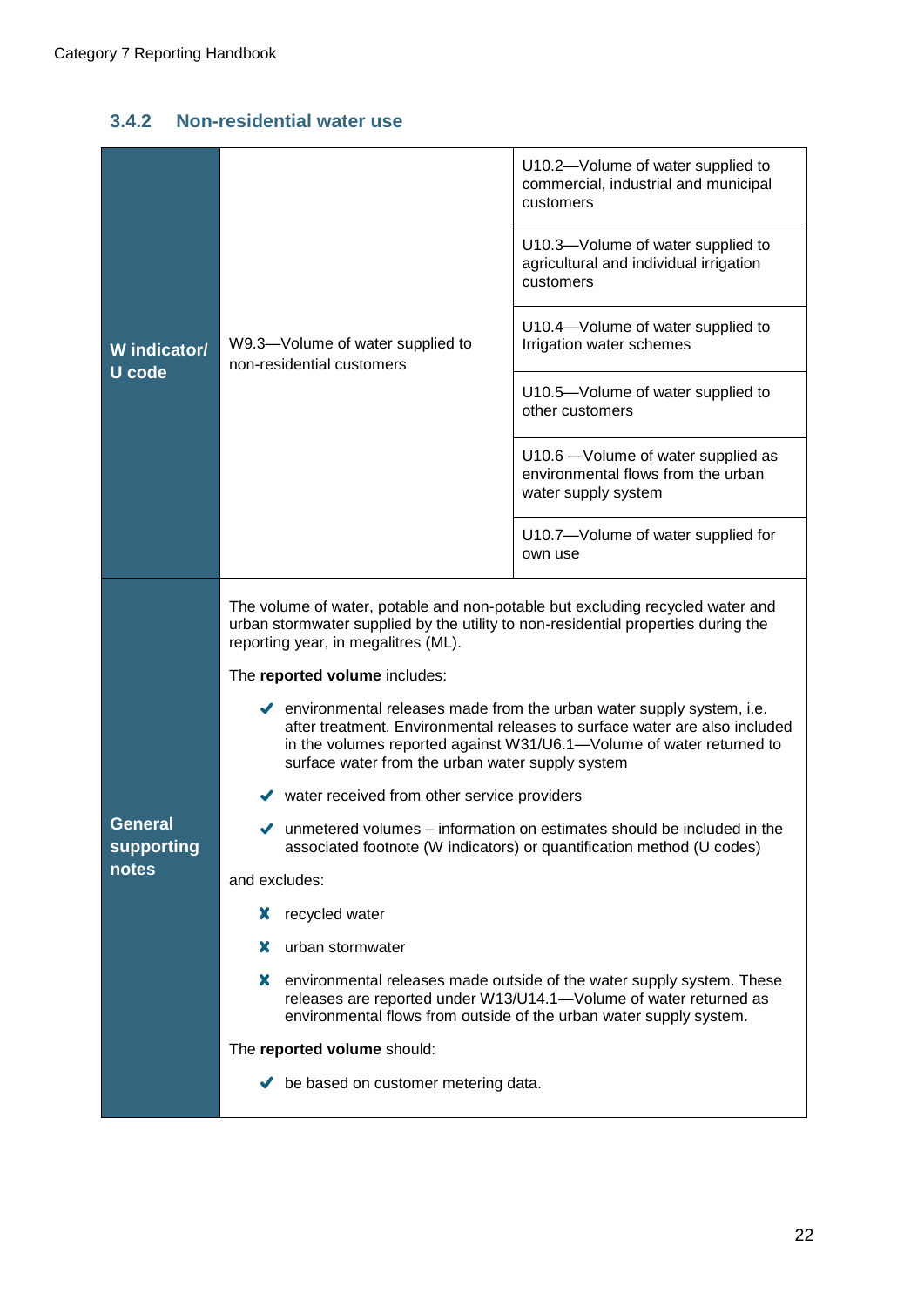### 3.4.2 Non-residential water use

| | | |
|---|---|---|
| **W indicator/ U code** | W9.3—Volume of water supplied to non-residential customers | U10.2—Volume of water supplied to commercial, industrial and municipal customers |
| | | U10.3—Volume of water supplied to agricultural and individual irrigation customers |
| | | U10.4—Volume of water supplied to Irrigation water schemes |
| | | U10.5—Volume of water supplied to other customers |
| | | U10.6 —Volume of water supplied as environmental flows from the urban water supply system |
| | | U10.7—Volume of water supplied for own use |
| **General supporting notes** | The volume of water, potable and non-potable but excluding recycled water and urban stormwater supplied by the utility to non-residential properties during the reporting year, in megalitres (ML).<br><br>The **reported volume** includes:<br>✔ environmental releases made from the urban water supply system, i.e. after treatment. Environmental releases to surface water are also included in the volumes reported against W31/U6.1—Volume of water returned to surface water from the urban water supply system<br>✔ water received from other service providers<br>✔ unmetered volumes – information on estimates should be included in the associated footnote (W indicators) or quantification method (U codes)<br><br>and excludes:<br>✘ recycled water<br>✘ urban stormwater<br>✘ environmental releases made outside of the water supply system. These releases are reported under W13/U14.1—Volume of water returned as environmental flows from outside of the urban water supply system.<br><br>The **reported volume** should:<br>✔ be based on customer metering data. | |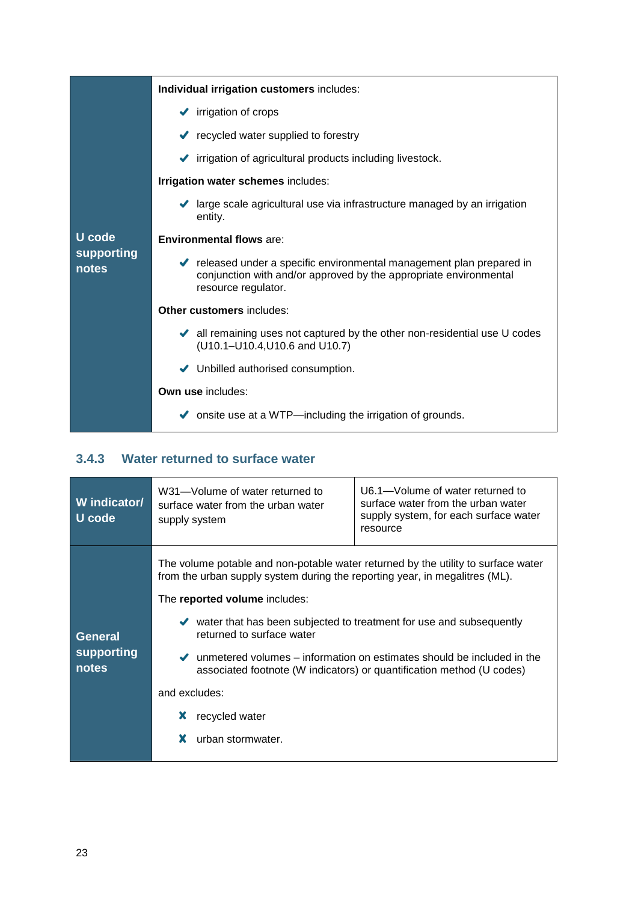| U code supporting notes | **Individual irrigation customers** includes:<br>✔ irrigation of crops<br>✔ recycled water supplied to forestry<br>✔ irrigation of agricultural products including livestock.<br>**Irrigation water schemes** includes:<br>✔ large scale agricultural use via infrastructure managed by an irrigation entity.<br>**Environmental flows** are:<br>✔ released under a specific environmental management plan prepared in conjunction with and/or approved by the appropriate environmental resource regulator.<br>**Other customers** includes:<br>✔ all remaining uses not captured by the other non-residential use U codes (U10.1–U10.4,U10.6 and U10.7)<br>✔ Unbilled authorised consumption.<br>**Own use** includes:<br>✔ onsite use at a WTP—including the irrigation of grounds. |
|---|---|

### 3.4.3 Water returned to surface water

| W indicator/ U code | W31—Volume of water returned to surface water from the urban water supply system | U6.1—Volume of water returned to surface water from the urban water supply system, for each surface water resource |
|---|---|---|
| General supporting notes | The volume potable and non-potable water returned by the utility to surface water from the urban supply system during the reporting year, in megalitres (ML).<br>The **reported volume** includes:<br>✔ water that has been subjected to treatment for use and subsequently returned to surface water<br>✔ unmetered volumes – information on estimates should be included in the associated footnote (W indicators) or quantification method (U codes)<br>and excludes:<br>✘ recycled water<br>✘ urban stormwater. | |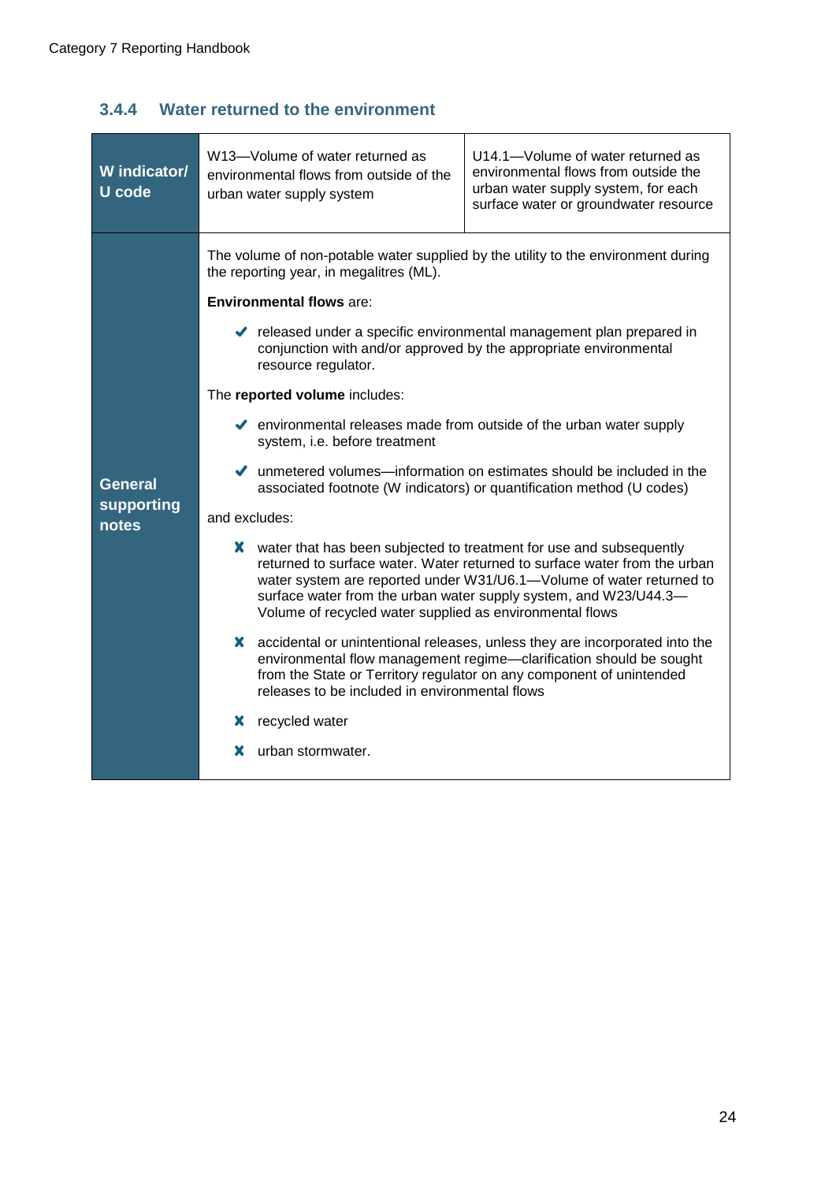### 3.4.4 Water returned to the environment

| W indicator/ U code | W13—Volume of water returned as environmental flows from outside of the urban water supply system | U14.1—Volume of water returned as environmental flows from outside the urban water supply system, for each surface water or groundwater resource |
|---|---|---|
| General supporting notes | The volume of non-potable water supplied by the utility to the environment during the reporting year, in megalitres (ML).<br><br>**Environmental flows** are:<br>✔ released under a specific environmental management plan prepared in conjunction with and/or approved by the appropriate environmental resource regulator.<br><br>The **reported volume** includes:<br>✔ environmental releases made from outside of the urban water supply system, i.e. before treatment<br>✔ unmetered volumes—information on estimates should be included in the associated footnote (W indicators) or quantification method (U codes)<br><br>and excludes:<br>✘ water that has been subjected to treatment for use and subsequently returned to surface water. Water returned to surface water from the urban water system are reported under W31/U6.1—Volume of water returned to surface water from the urban water supply system, and W23/U44.3—Volume of recycled water supplied as environmental flows<br>✘ accidental or unintentional releases, unless they are incorporated into the environmental flow management regime—clarification should be sought from the State or Territory regulator on any component of unintended releases to be included in environmental flows<br>✘ recycled water<br>✘ urban stormwater. | |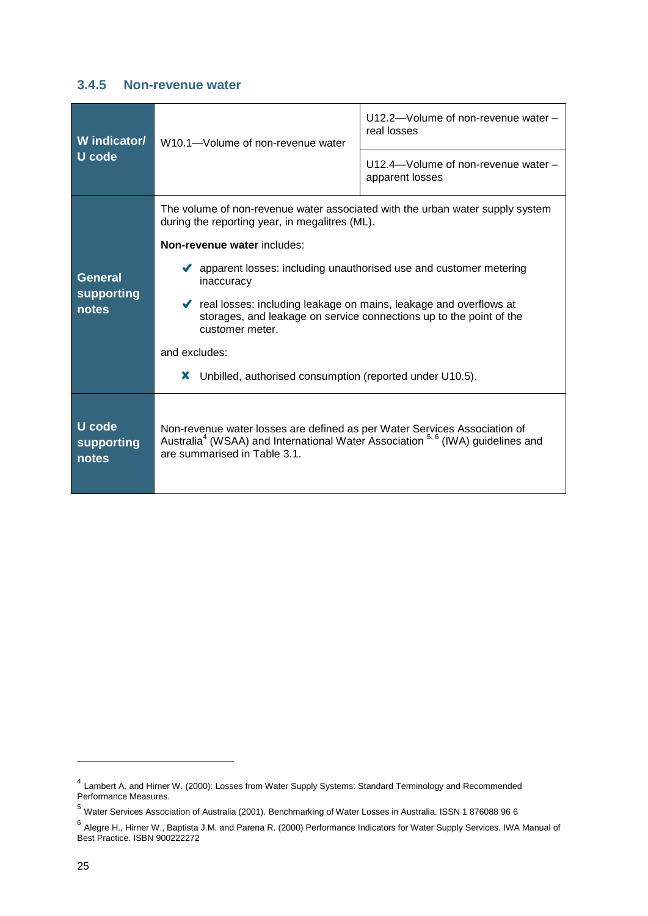### 3.4.5 Non-revenue water

| W indicator/ U code | W10.1—Volume of non-revenue water | U12.2—Volume of non-revenue water – real losses<br><br>U12.4—Volume of non-revenue water – apparent losses |
|---|---|---|
| General supporting notes | The volume of non-revenue water associated with the urban water supply system during the reporting year, in megalitres (ML).<br><br>**Non-revenue water** includes:<br><br>✔ apparent losses: including unauthorised use and customer metering inaccuracy<br><br>✔ real losses: including leakage on mains, leakage and overflows at storages, and leakage on service connections up to the point of the customer meter.<br><br>and excludes:<br><br>✘ Unbilled, authorised consumption (reported under U10.5). | |
| U code supporting notes | Non-revenue water losses are defined as per Water Services Association of Australia[4] (WSAA) and International Water Association [5, 6] (IWA) guidelines and are summarised in Table 3.1. | |

[4] Lambert A. and Hirner W. (2000): Losses from Water Supply Systems: Standard Terminology and Recommended Performance Measures.

[5] Water Services Association of Australia (2001). Benchmarking of Water Losses in Australia. ISSN 1 876088 96 6

[6] Alegre H., Hirner W., Baptista J.M. and Parena R. (2000) Performance Indicators for Water Supply Services. IWA Manual of Best Practice. ISBN 900222272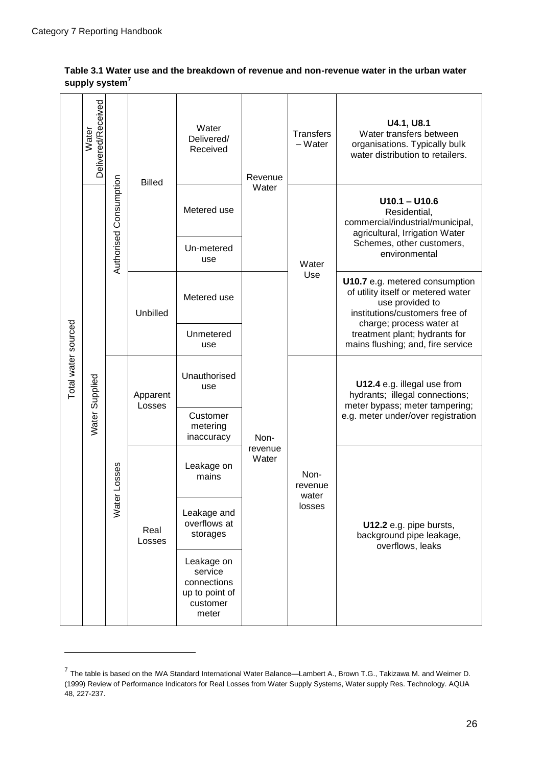**Table 3.1 Water use and the breakdown of revenue and non-revenue water in the urban water supply system[7]**

| | | | | | | | |
|---|---|---|---|---|---|---|---|
| Total water sourced | Water Delivered/Received | Authorised Consumption | Billed | Water Delivered/ Received | Revenue Water | Transfers – Water | **U4.1, U8.1** Water transfers between organisations. Typically bulk water distribution to retailers. |
| | Water Supplied | | | Metered use | | Water Use | **U10.1 – U10.6** Residential, commercial/industrial/municipal, agricultural, Irrigation Water Schemes, other customers, environmental |
| | | | | Un-metered use | | | |
| | | | Unbilled | Metered use | Non-revenue Water | | **U10.7** e.g. metered consumption of utility itself or metered water use provided to institutions/customers free of charge; process water at treatment plant; hydrants for mains flushing; and, fire service |
| | | | | Unmetered use | | | |
| | | Water Losses | Apparent Losses | Unauthorised use | | Non-revenue water losses | **U12.4** e.g. illegal use from hydrants; illegal connections; meter bypass; meter tampering; e.g. meter under/over registration |
| | | | | Customer metering inaccuracy | | | |
| | | | Real Losses | Leakage on mains | | | **U12.2** e.g. pipe bursts, background pipe leakage, overflows, leaks |
| | | | | Leakage and overflows at storages | | | |
| | | | | Leakage on service connections up to point of customer meter | | | |

[7] The table is based on the IWA Standard International Water Balance—Lambert A., Brown T.G., Takizawa M. and Weimer D. (1999) Review of Performance Indicators for Real Losses from Water Supply Systems, Water supply Res. Technology. AQUA 48, 227-237.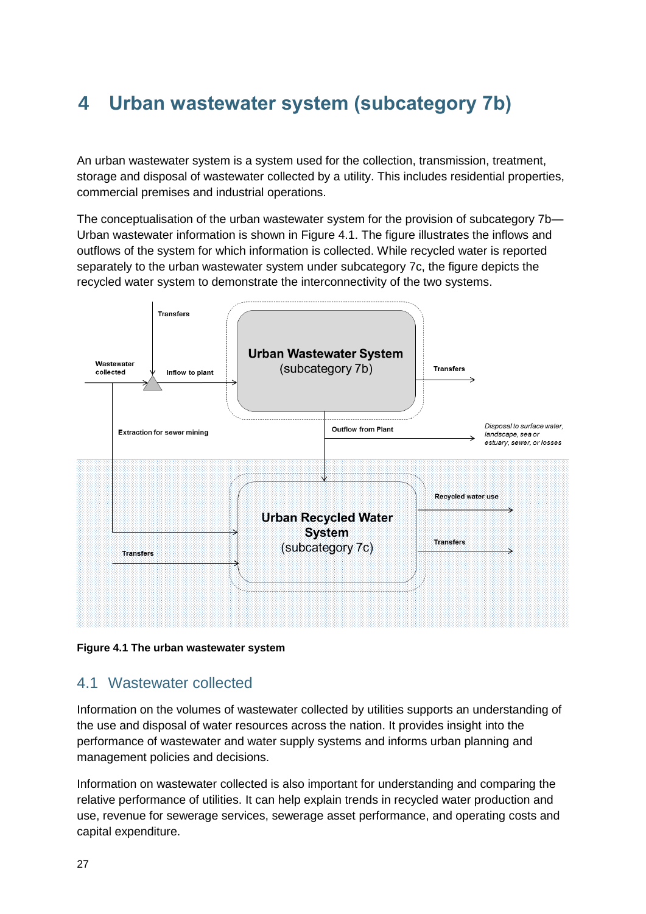# 4 Urban wastewater system (subcategory 7b)

An urban wastewater system is a system used for the collection, transmission, treatment, storage and disposal of wastewater collected by a utility. This includes residential properties, commercial premises and industrial operations.

The conceptualisation of the urban wastewater system for the provision of subcategory 7b—Urban wastewater information is shown in Figure 4.1. The figure illustrates the inflows and outflows of the system for which information is collected. While recycled water is reported separately to the urban wastewater system under subcategory 7c, the figure depicts the recycled water system to demonstrate the interconnectivity of the two systems.

**Figure 4.1 The urban wastewater system**

## 4.1 Wastewater collected

Information on the volumes of wastewater collected by utilities supports an understanding of the use and disposal of water resources across the nation. It provides insight into the performance of wastewater and water supply systems and informs urban planning and management policies and decisions.

Information on wastewater collected is also important for understanding and comparing the relative performance of utilities. It can help explain trends in recycled water production and use, revenue for sewerage services, sewerage asset performance, and operating costs and capital expenditure.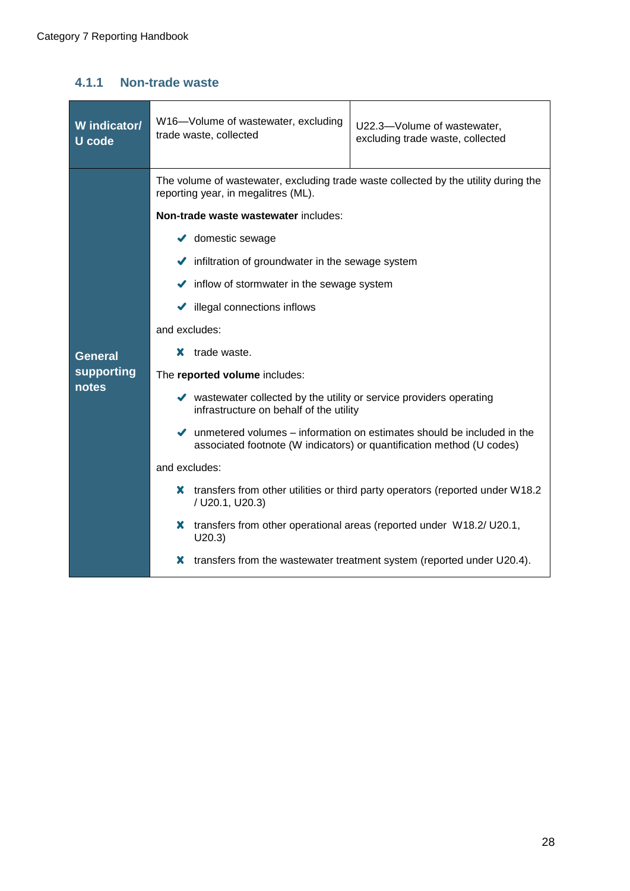### 4.1.1 Non-trade waste

| W indicator/ U code | W16—Volume of wastewater, excluding trade waste, collected | U22.3—Volume of wastewater, excluding trade waste, collected |
|---|---|---|
| General supporting notes | The volume of wastewater, excluding trade waste collected by the utility during the reporting year, in megalitres (ML).<br><br>**Non-trade waste wastewater** includes:<br>✔ domestic sewage<br>✔ infiltration of groundwater in the sewage system<br>✔ inflow of stormwater in the sewage system<br>✔ illegal connections inflows<br><br>and excludes:<br>✘ trade waste.<br><br>The **reported volume** includes:<br>✔ wastewater collected by the utility or service providers operating infrastructure on behalf of the utility<br>✔ unmetered volumes – information on estimates should be included in the associated footnote (W indicators) or quantification method (U codes)<br><br>and excludes:<br>✘ transfers from other utilities or third party operators (reported under W18.2 / U20.1, U20.3)<br>✘ transfers from other operational areas (reported under W18.2/ U20.1, U20.3)<br>✘ transfers from the wastewater treatment system (reported under U20.4). | |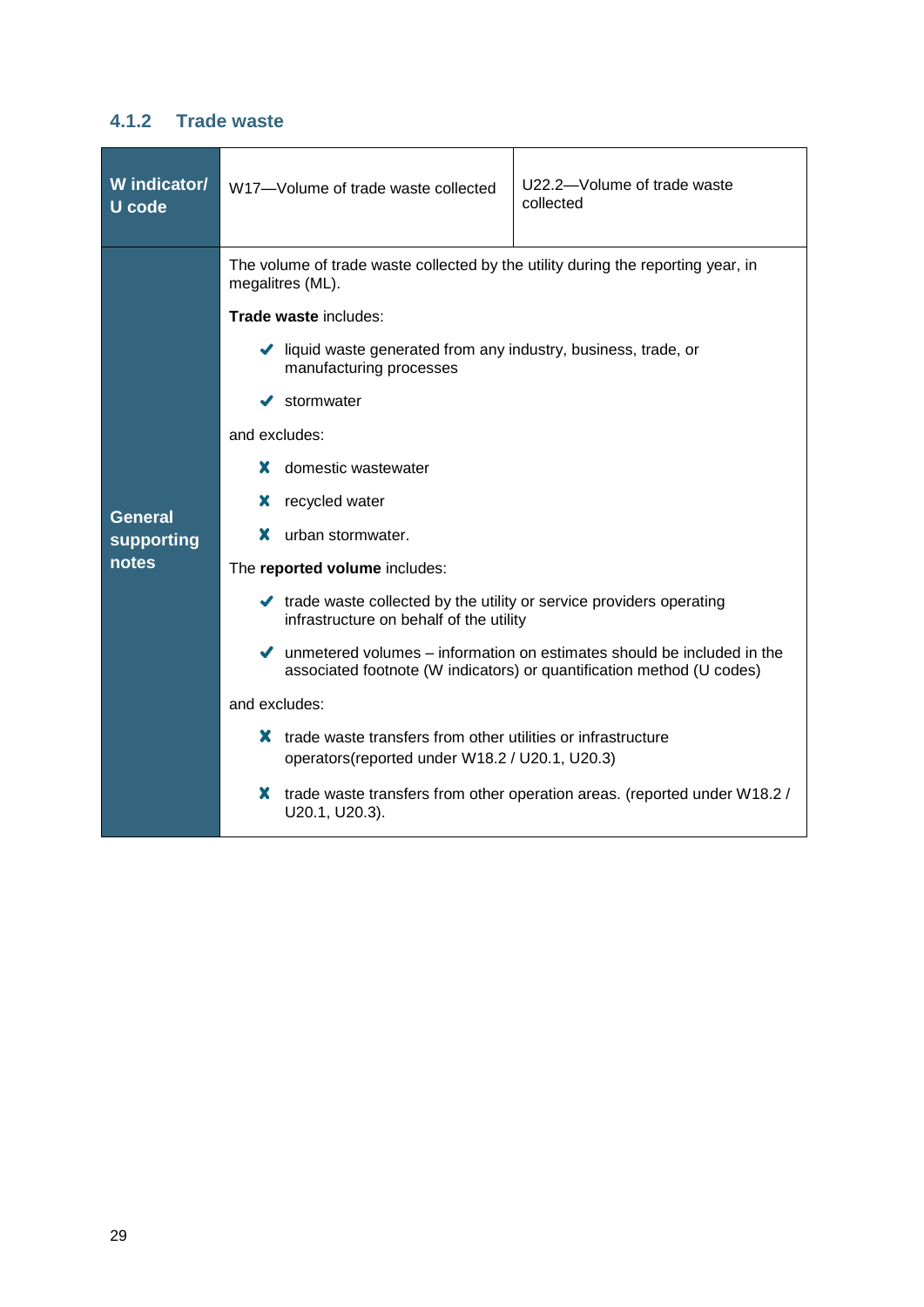### 4.1.2 Trade waste

| W indicator/ U code | W17—Volume of trade waste collected | U22.2—Volume of trade waste collected |
|---|---|---|
| General supporting notes | The volume of trade waste collected by the utility during the reporting year, in megalitres (ML).<br><br>**Trade waste** includes:<br>✔ liquid waste generated from any industry, business, trade, or manufacturing processes<br>✔ stormwater<br><br>and excludes:<br>✘ domestic wastewater<br>✘ recycled water<br>✘ urban stormwater.<br><br>The **reported volume** includes:<br>✔ trade waste collected by the utility or service providers operating infrastructure on behalf of the utility<br>✔ unmetered volumes – information on estimates should be included in the associated footnote (W indicators) or quantification method (U codes)<br><br>and excludes:<br>✘ trade waste transfers from other utilities or infrastructure operators(reported under W18.2 / U20.1, U20.3)<br>✘ trade waste transfers from other operation areas. (reported under W18.2 / U20.1, U20.3). | |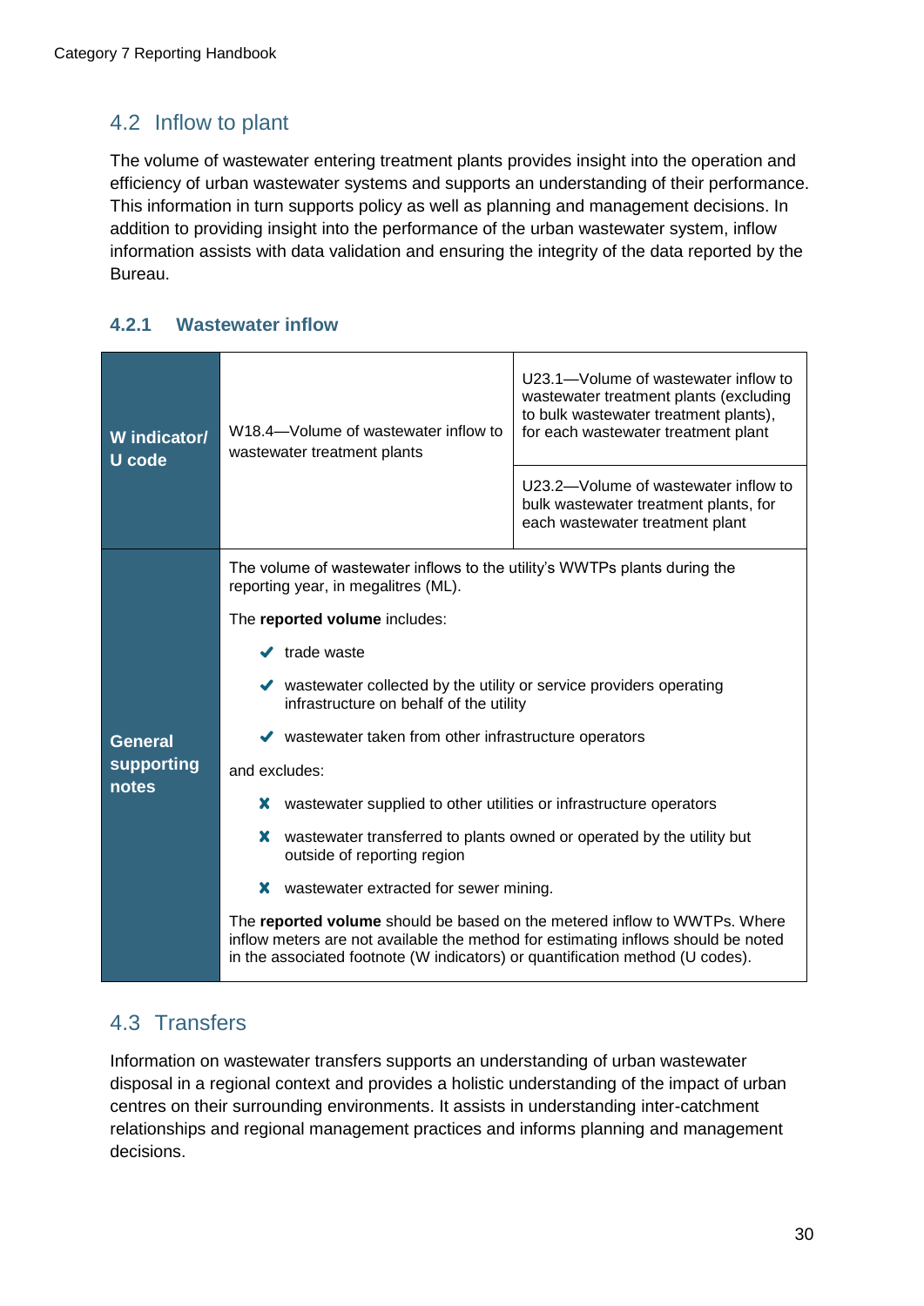## 4.2 Inflow to plant

The volume of wastewater entering treatment plants provides insight into the operation and efficiency of urban wastewater systems and supports an understanding of their performance. This information in turn supports policy as well as planning and management decisions. In addition to providing insight into the performance of the urban wastewater system, inflow information assists with data validation and ensuring the integrity of the data reported by the Bureau.

### 4.2.1 Wastewater inflow

| | | |
|---|---|---|
| **W indicator/ U code** | W18.4—Volume of wastewater inflow to wastewater treatment plants | U23.1—Volume of wastewater inflow to wastewater treatment plants (excluding to bulk wastewater treatment plants), for each wastewater treatment plant |
| | | U23.2—Volume of wastewater inflow to bulk wastewater treatment plants, for each wastewater treatment plant |
| **General supporting notes** | The volume of wastewater inflows to the utility's WWTPs plants during the reporting year, in megalitres (ML).<br><br>The **reported volume** includes:<br>✔ trade waste<br>✔ wastewater collected by the utility or service providers operating infrastructure on behalf of the utility<br>✔ wastewater taken from other infrastructure operators<br><br>and excludes:<br>✘ wastewater supplied to other utilities or infrastructure operators<br>✘ wastewater transferred to plants owned or operated by the utility but outside of reporting region<br>✘ wastewater extracted for sewer mining.<br><br>The **reported volume** should be based on the metered inflow to WWTPs. Where inflow meters are not available the method for estimating inflows should be noted in the associated footnote (W indicators) or quantification method (U codes). | |

## 4.3 Transfers

Information on wastewater transfers supports an understanding of urban wastewater disposal in a regional context and provides a holistic understanding of the impact of urban centres on their surrounding environments. It assists in understanding inter-catchment relationships and regional management practices and informs planning and management decisions.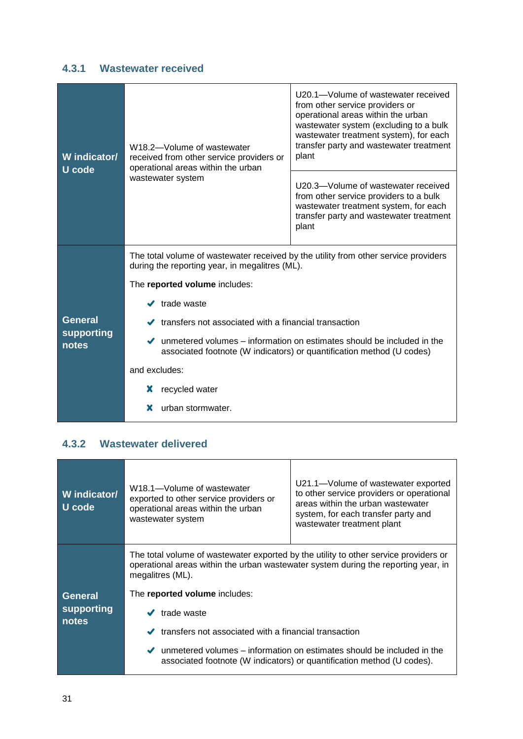### 4.3.1 Wastewater received

| | | |
|---|---|---|
| **W indicator/ U code** | W18.2—Volume of wastewater received from other service providers or operational areas within the urban wastewater system | U20.1—Volume of wastewater received from other service providers or operational areas within the urban wastewater system (excluding to a bulk wastewater treatment system), for each transfer party and wastewater treatment plant<br><br>U20.3—Volume of wastewater received from other service providers to a bulk wastewater treatment system, for each transfer party and wastewater treatment plant |
| **General supporting notes** | The total volume of wastewater received by the utility from other service providers during the reporting year, in megalitres (ML).<br><br>The **reported volume** includes:<br>✔ trade waste<br>✔ transfers not associated with a financial transaction<br>✔ unmetered volumes – information on estimates should be included in the associated footnote (W indicators) or quantification method (U codes)<br><br>and excludes:<br>✘ recycled water<br>✘ urban stormwater. | |

### 4.3.2 Wastewater delivered

| | | |
|---|---|---|
| **W indicator/ U code** | W18.1—Volume of wastewater exported to other service providers or operational areas within the urban wastewater system | U21.1—Volume of wastewater exported to other service providers or operational areas within the urban wastewater system, for each transfer party and wastewater treatment plant |
| **General supporting notes** | The total volume of wastewater exported by the utility to other service providers or operational areas within the urban wastewater system during the reporting year, in megalitres (ML).<br><br>The **reported volume** includes:<br>✔ trade waste<br>✔ transfers not associated with a financial transaction<br>✔ unmetered volumes – information on estimates should be included in the associated footnote (W indicators) or quantification method (U codes). | |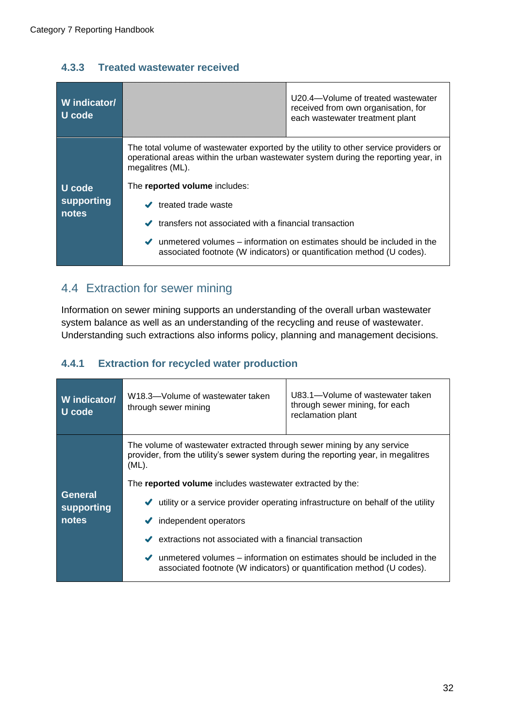### 4.3.3 Treated wastewater received

| W indicator/ U code | | U20.4—Volume of treated wastewater received from own organisation, for each wastewater treatment plant |
|---|---|---|
| U code supporting notes | The total volume of wastewater exported by the utility to other service providers or operational areas within the urban wastewater system during the reporting year, in megalitres (ML).<br><br>The **reported volume** includes:<br><br>✔ treated trade waste<br><br>✔ transfers not associated with a financial transaction<br><br>✔ unmetered volumes – information on estimates should be included in the associated footnote (W indicators) or quantification method (U codes). | |

## 4.4 Extraction for sewer mining

Information on sewer mining supports an understanding of the overall urban wastewater system balance as well as an understanding of the recycling and reuse of wastewater. Understanding such extractions also informs policy, planning and management decisions.

### 4.4.1 Extraction for recycled water production

| W indicator/ U code | W18.3—Volume of wastewater taken through sewer mining | U83.1—Volume of wastewater taken through sewer mining, for each reclamation plant |
|---|---|---|
| General supporting notes | The volume of wastewater extracted through sewer mining by any service provider, from the utility's sewer system during the reporting year, in megalitres (ML).<br><br>The **reported volume** includes wastewater extracted by the:<br><br>✔ utility or a service provider operating infrastructure on behalf of the utility<br><br>✔ independent operators<br><br>✔ extractions not associated with a financial transaction<br><br>✔ unmetered volumes – information on estimates should be included in the associated footnote (W indicators) or quantification method (U codes). | |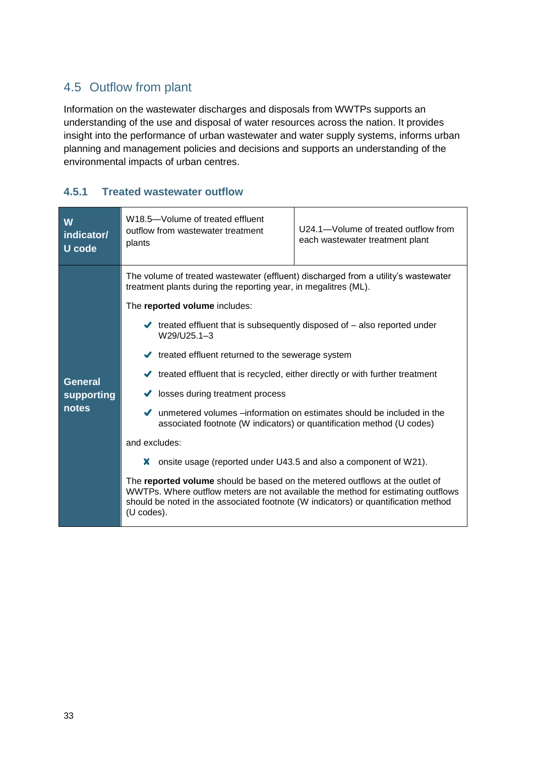## 4.5 Outflow from plant

Information on the wastewater discharges and disposals from WWTPs supports an understanding of the use and disposal of water resources across the nation. It provides insight into the performance of urban wastewater and water supply systems, informs urban planning and management policies and decisions and supports an understanding of the environmental impacts of urban centres.

### 4.5.1 Treated wastewater outflow

| **W indicator/ U code** | W18.5—Volume of treated effluent outflow from wastewater treatment plants | U24.1—Volume of treated outflow from each wastewater treatment plant |
|---|---|---|
| **General supporting notes** | The volume of treated wastewater (effluent) discharged from a utility's wastewater treatment plants during the reporting year, in megalitres (ML).<br><br>The **reported volume** includes:<br>✔ treated effluent that is subsequently disposed of – also reported under W29/U25.1–3<br>✔ treated effluent returned to the sewerage system<br>✔ treated effluent that is recycled, either directly or with further treatment<br>✔ losses during treatment process<br>✔ unmetered volumes –information on estimates should be included in the associated footnote (W indicators) or quantification method (U codes)<br><br>and excludes:<br>✘ onsite usage (reported under U43.5 and also a component of W21).<br><br>The **reported volume** should be based on the metered outflows at the outlet of WWTPs. Where outflow meters are not available the method for estimating outflows should be noted in the associated footnote (W indicators) or quantification method (U codes). | |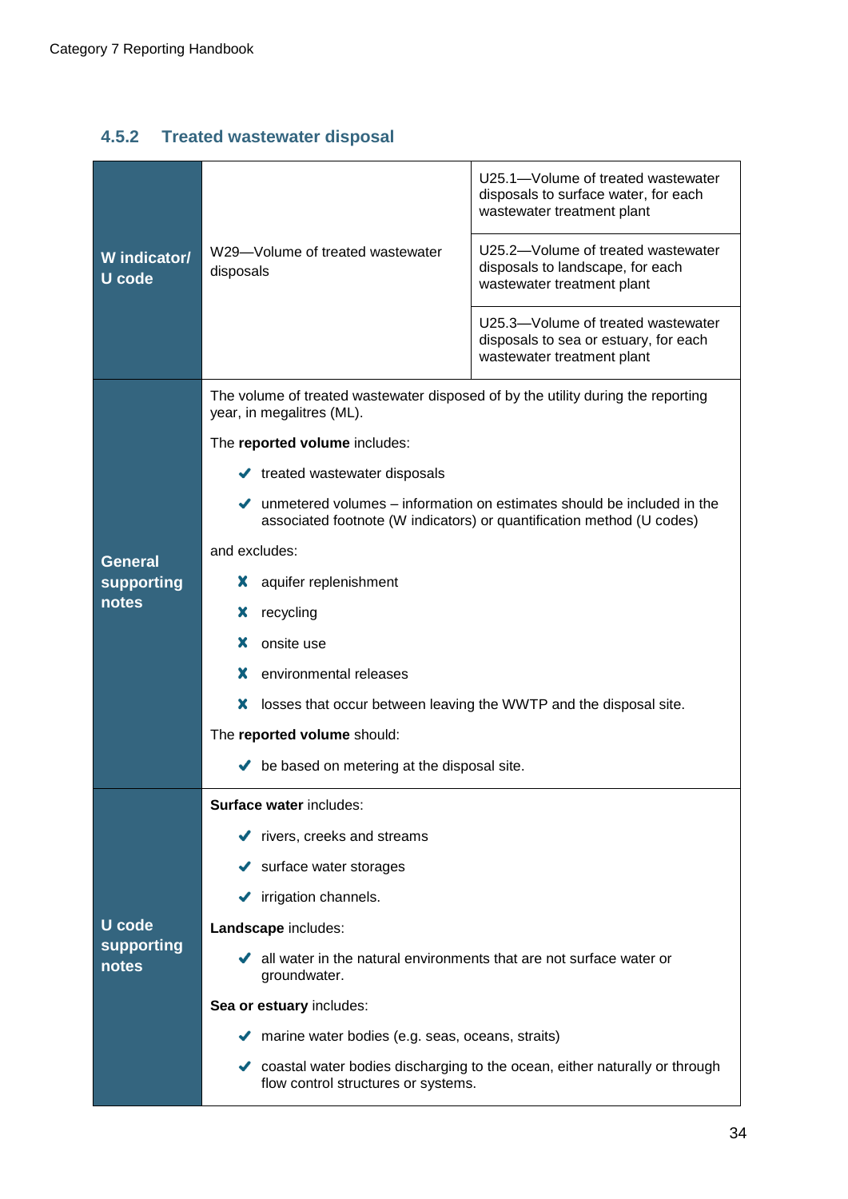### 4.5.2 Treated wastewater disposal

| | | |
|---|---|---|
| **W indicator/ U code** | W29—Volume of treated wastewater disposals | U25.1—Volume of treated wastewater disposals to surface water, for each wastewater treatment plant |
| | | U25.2—Volume of treated wastewater disposals to landscape, for each wastewater treatment plant |
| | | U25.3—Volume of treated wastewater disposals to sea or estuary, for each wastewater treatment plant |
| **General supporting notes** | The volume of treated wastewater disposed of by the utility during the reporting year, in megalitres (ML).<br><br>The **reported volume** includes:<br>✔ treated wastewater disposals<br>✔ unmetered volumes – information on estimates should be included in the associated footnote (W indicators) or quantification method (U codes)<br><br>and excludes:<br>✘ aquifer replenishment<br>✘ recycling<br>✘ onsite use<br>✘ environmental releases<br>✘ losses that occur between leaving the WWTP and the disposal site.<br><br>The **reported volume** should:<br>✔ be based on metering at the disposal site. | |
| **U code supporting notes** | **Surface water** includes:<br>✔ rivers, creeks and streams<br>✔ surface water storages<br>✔ irrigation channels.<br><br>**Landscape** includes:<br>✔ all water in the natural environments that are not surface water or groundwater.<br><br>**Sea or estuary** includes:<br>✔ marine water bodies (e.g. seas, oceans, straits)<br>✔ coastal water bodies discharging to the ocean, either naturally or through flow control structures or systems. | |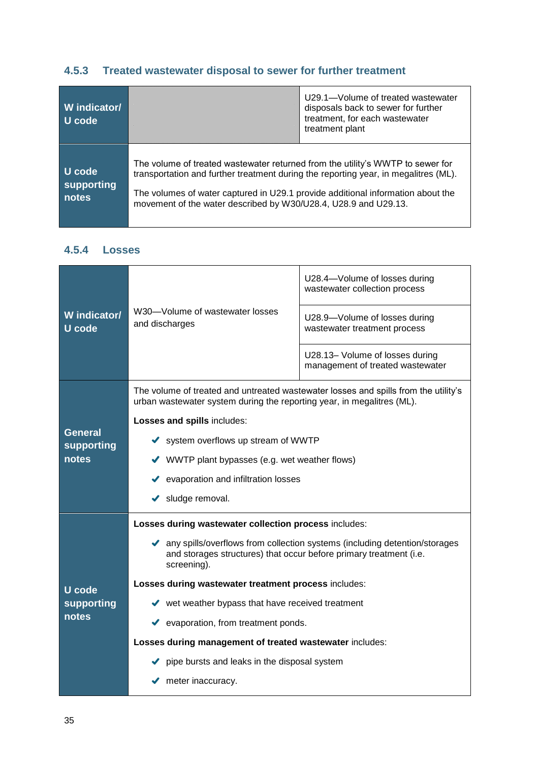### 4.5.3 Treated wastewater disposal to sewer for further treatment

| | | |
|---|---|---|
| **W indicator/ U code** | | U29.1—Volume of treated wastewater disposals back to sewer for further treatment, for each wastewater treatment plant |
| **U code supporting notes** | The volume of treated wastewater returned from the utility's WWTP to sewer for transportation and further treatment during the reporting year, in megalitres (ML).<br><br>The volumes of water captured in U29.1 provide additional information about the movement of the water described by W30/U28.4, U28.9 and U29.13. | |

### 4.5.4 Losses

| | | |
|---|---|---|
| **W indicator/ U code** | W30—Volume of wastewater losses and discharges | U28.4—Volume of losses during wastewater collection process |
| | | U28.9—Volume of losses during wastewater treatment process |
| | | U28.13– Volume of losses during management of treated wastewater |
| **General supporting notes** | The volume of treated and untreated wastewater losses and spills from the utility's urban wastewater system during the reporting year, in megalitres (ML).<br><br>**Losses and spills** includes:<br>✔ system overflows up stream of WWTP<br>✔ WWTP plant bypasses (e.g. wet weather flows)<br>✔ evaporation and infiltration losses<br>✔ sludge removal. | |
| **U code supporting notes** | **Losses during wastewater collection process** includes:<br>✔ any spills/overflows from collection systems (including detention/storages and storages structures) that occur before primary treatment (i.e. screening).<br><br>**Losses during wastewater treatment process** includes:<br>✔ wet weather bypass that have received treatment<br>✔ evaporation, from treatment ponds.<br><br>**Losses during management of treated wastewater** includes:<br>✔ pipe bursts and leaks in the disposal system<br>✔ meter inaccuracy. | |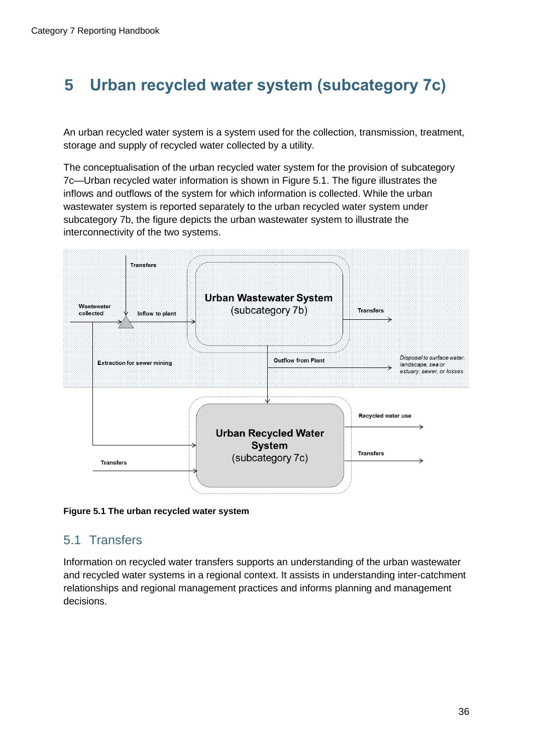# 5 Urban recycled water system (subcategory 7c)

An urban recycled water system is a system used for the collection, transmission, treatment, storage and supply of recycled water collected by a utility.

The conceptualisation of the urban recycled water system for the provision of subcategory 7c—Urban recycled water information is shown in Figure 5.1. The figure illustrates the inflows and outflows of the system for which information is collected. While the urban wastewater system is reported separately to the urban recycled water system under subcategory 7b, the figure depicts the urban wastewater system to illustrate the interconnectivity of the two systems.

**Figure 5.1 The urban recycled water system**

## 5.1 Transfers

Information on recycled water transfers supports an understanding of the urban wastewater and recycled water systems in a regional context. It assists in understanding inter-catchment relationships and regional management practices and informs planning and management decisions.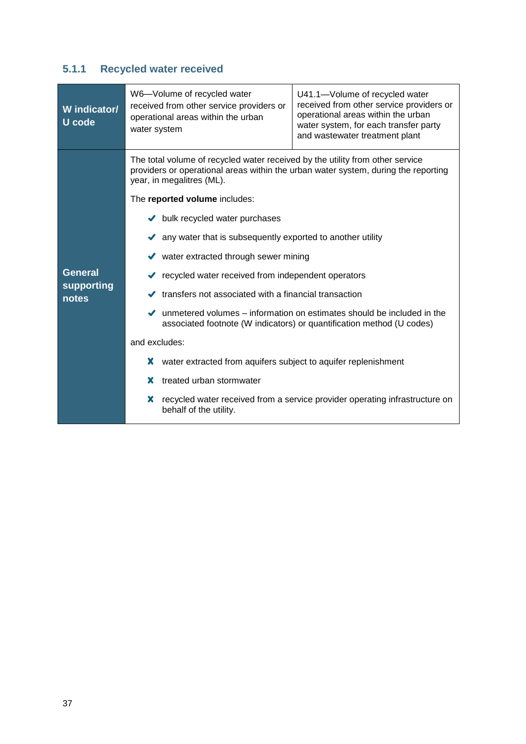### 5.1.1 Recycled water received

| W indicator/ U code | W6—Volume of recycled water received from other service providers or operational areas within the urban water system | U41.1—Volume of recycled water received from other service providers or operational areas within the urban water system, for each transfer party and wastewater treatment plant |
|---|---|---|
| General supporting notes | The total volume of recycled water received by the utility from other service providers or operational areas within the urban water system, during the reporting year, in megalitres (ML).<br><br>The **reported volume** includes:<br>✔ bulk recycled water purchases<br>✔ any water that is subsequently exported to another utility<br>✔ water extracted through sewer mining<br>✔ recycled water received from independent operators<br>✔ transfers not associated with a financial transaction<br>✔ unmetered volumes – information on estimates should be included in the associated footnote (W indicators) or quantification method (U codes)<br><br>and excludes:<br>✘ water extracted from aquifers subject to aquifer replenishment<br>✘ treated urban stormwater<br>✘ recycled water received from a service provider operating infrastructure on behalf of the utility. | |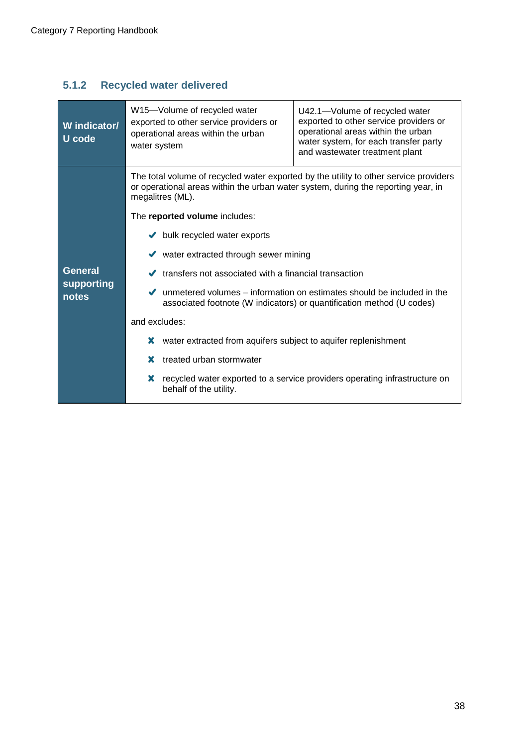### 5.1.2 Recycled water delivered

| **W indicator/ U code** | W15—Volume of recycled water exported to other service providers or operational areas within the urban water system | U42.1—Volume of recycled water exported to other service providers or operational areas within the urban water system, for each transfer party and wastewater treatment plant |
|---|---|---|
| **General supporting notes** | The total volume of recycled water exported by the utility to other service providers or operational areas within the urban water system, during the reporting year, in megalitres (ML).<br><br>The **reported volume** includes:<br>✔ bulk recycled water exports<br>✔ water extracted through sewer mining<br>✔ transfers not associated with a financial transaction<br>✔ unmetered volumes – information on estimates should be included in the associated footnote (W indicators) or quantification method (U codes)<br><br>and excludes:<br>✘ water extracted from aquifers subject to aquifer replenishment<br>✘ treated urban stormwater<br>✘ recycled water exported to a service providers operating infrastructure on behalf of the utility. | |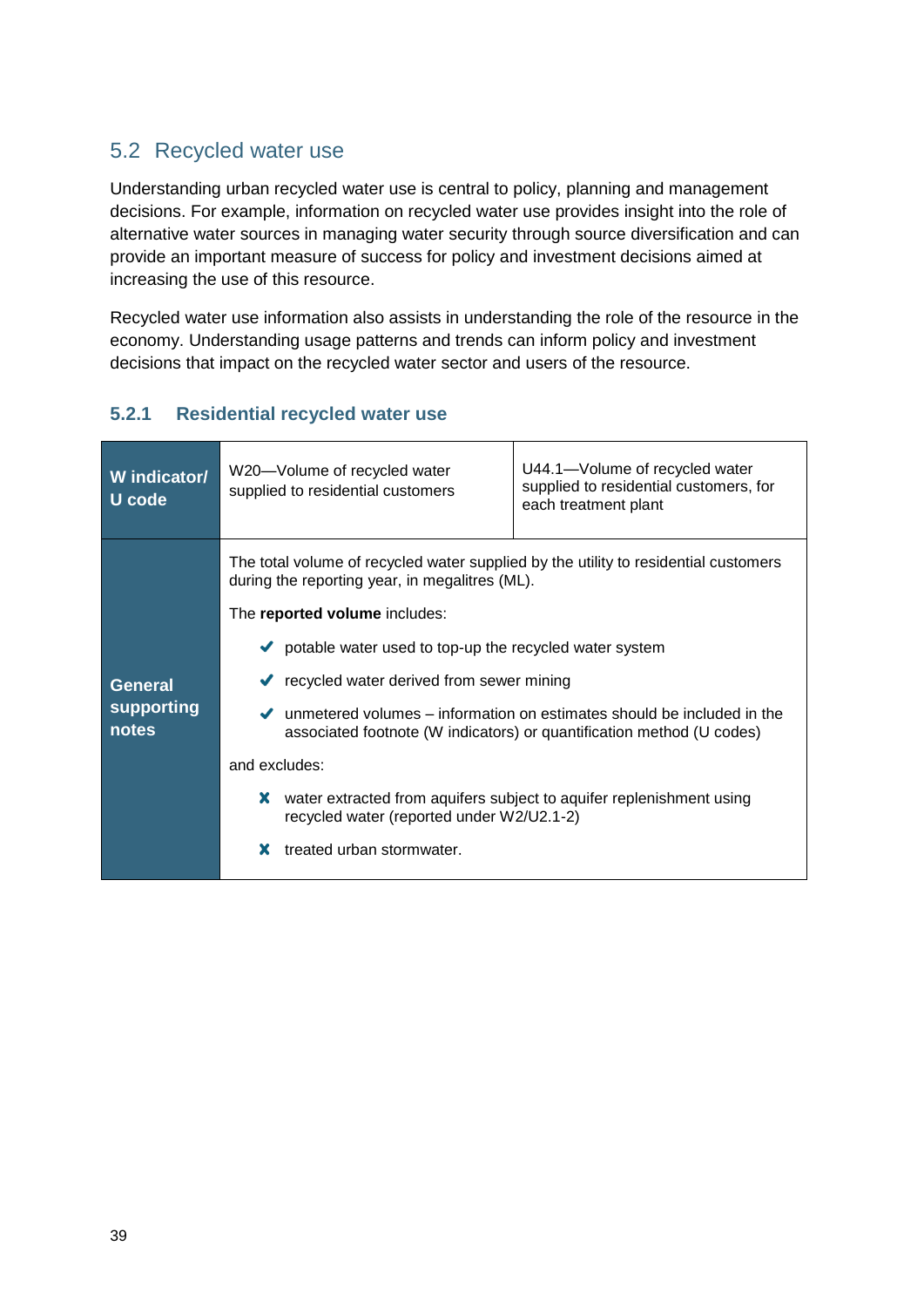## 5.2 Recycled water use

Understanding urban recycled water use is central to policy, planning and management decisions. For example, information on recycled water use provides insight into the role of alternative water sources in managing water security through source diversification and can provide an important measure of success for policy and investment decisions aimed at increasing the use of this resource.

Recycled water use information also assists in understanding the role of the resource in the economy. Understanding usage patterns and trends can inform policy and investment decisions that impact on the recycled water sector and users of the resource.

### 5.2.1 Residential recycled water use

| **W indicator/ U code** | W20—Volume of recycled water supplied to residential customers | U44.1—Volume of recycled water supplied to residential customers, for each treatment plant |
|---|---|---|
| **General supporting notes** | The total volume of recycled water supplied by the utility to residential customers during the reporting year, in megalitres (ML).<br><br>The **reported volume** includes:<br>✔ potable water used to top-up the recycled water system<br>✔ recycled water derived from sewer mining<br>✔ unmetered volumes – information on estimates should be included in the associated footnote (W indicators) or quantification method (U codes)<br><br>and excludes:<br>✘ water extracted from aquifers subject to aquifer replenishment using recycled water (reported under W2/U2.1-2)<br>✘ treated urban stormwater. | |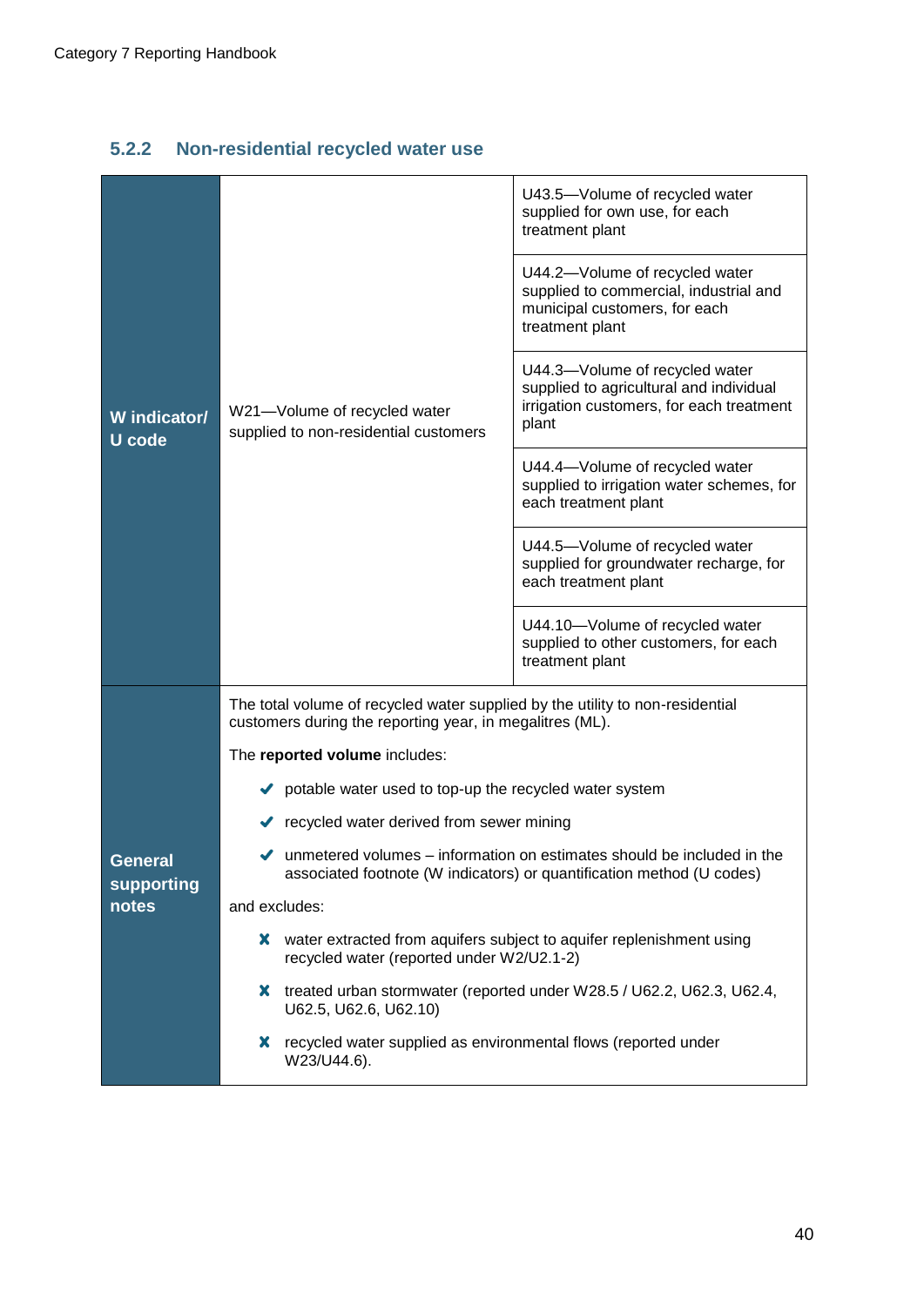### 5.2.2 Non-residential recycled water use

| | | |
|---|---|---|
| **W indicator/ U code** | W21—Volume of recycled water supplied to non-residential customers | U43.5—Volume of recycled water supplied for own use, for each treatment plant |
| | | U44.2—Volume of recycled water supplied to commercial, industrial and municipal customers, for each treatment plant |
| | | U44.3—Volume of recycled water supplied to agricultural and individual irrigation customers, for each treatment plant |
| | | U44.4—Volume of recycled water supplied to irrigation water schemes, for each treatment plant |
| | | U44.5—Volume of recycled water supplied for groundwater recharge, for each treatment plant |
| | | U44.10—Volume of recycled water supplied to other customers, for each treatment plant |
| **General supporting notes** | The total volume of recycled water supplied by the utility to non-residential customers during the reporting year, in megalitres (ML).<br><br>The **reported volume** includes:<br>✔ potable water used to top-up the recycled water system<br>✔ recycled water derived from sewer mining<br>✔ unmetered volumes – information on estimates should be included in the associated footnote (W indicators) or quantification method (U codes)<br><br>and excludes:<br>✘ water extracted from aquifers subject to aquifer replenishment using recycled water (reported under W2/U2.1-2)<br>✘ treated urban stormwater (reported under W28.5 / U62.2, U62.3, U62.4, U62.5, U62.6, U62.10)<br>✘ recycled water supplied as environmental flows (reported under W23/U44.6). | |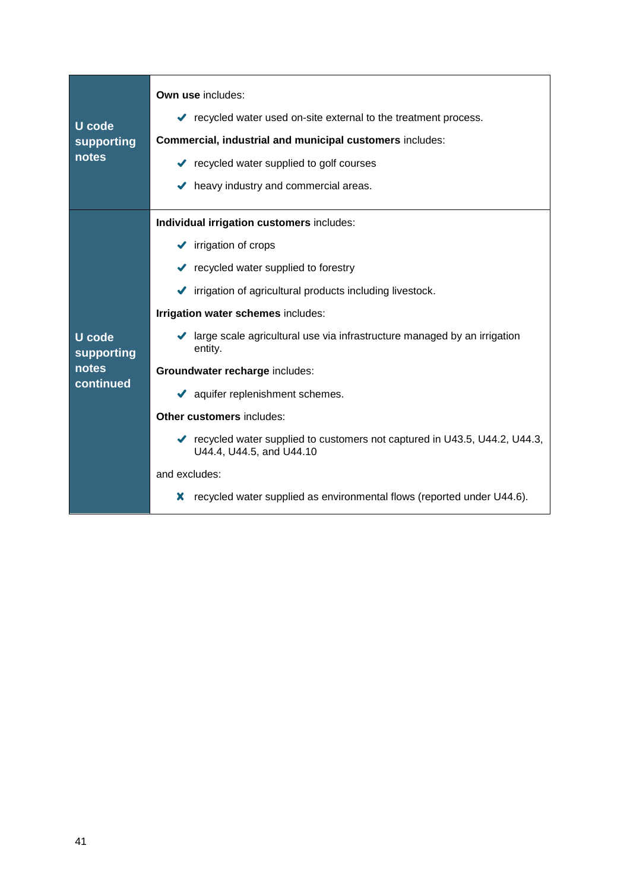| | |
|---|---|
| **U code supporting notes** | **Own use** includes:<br>✔ recycled water used on-site external to the treatment process.<br>**Commercial, industrial and municipal customers** includes:<br>✔ recycled water supplied to golf courses<br>✔ heavy industry and commercial areas. |
| **U code supporting notes continued** | **Individual irrigation customers** includes:<br>✔ irrigation of crops<br>✔ recycled water supplied to forestry<br>✔ irrigation of agricultural products including livestock.<br>**Irrigation water schemes** includes:<br>✔ large scale agricultural use via infrastructure managed by an irrigation entity.<br>**Groundwater recharge** includes:<br>✔ aquifer replenishment schemes.<br>**Other customers** includes:<br>✔ recycled water supplied to customers not captured in U43.5, U44.2, U44.3, U44.4, U44.5, and U44.10<br>and excludes:<br>✘ recycled water supplied as environmental flows (reported under U44.6). |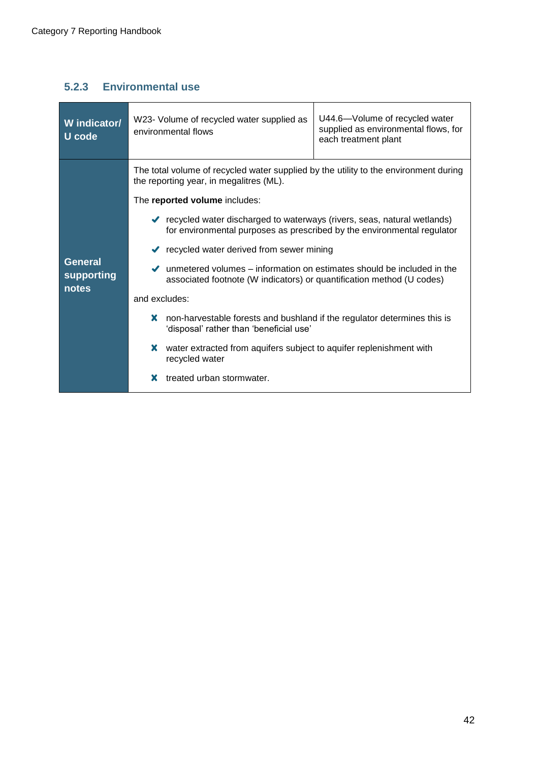### 5.2.3 Environmental use

| W indicator/ U code | W23- Volume of recycled water supplied as environmental flows | U44.6—Volume of recycled water supplied as environmental flows, for each treatment plant |
|---|---|---|
| General supporting notes | The total volume of recycled water supplied by the utility to the environment during the reporting year, in megalitres (ML).<br><br>The **reported volume** includes:<br>✔ recycled water discharged to waterways (rivers, seas, natural wetlands) for environmental purposes as prescribed by the environmental regulator<br>✔ recycled water derived from sewer mining<br>✔ unmetered volumes – information on estimates should be included in the associated footnote (W indicators) or quantification method (U codes)<br><br>and excludes:<br>✘ non-harvestable forests and bushland if the regulator determines this is 'disposal' rather than 'beneficial use'<br>✘ water extracted from aquifers subject to aquifer replenishment with recycled water<br>✘ treated urban stormwater. | |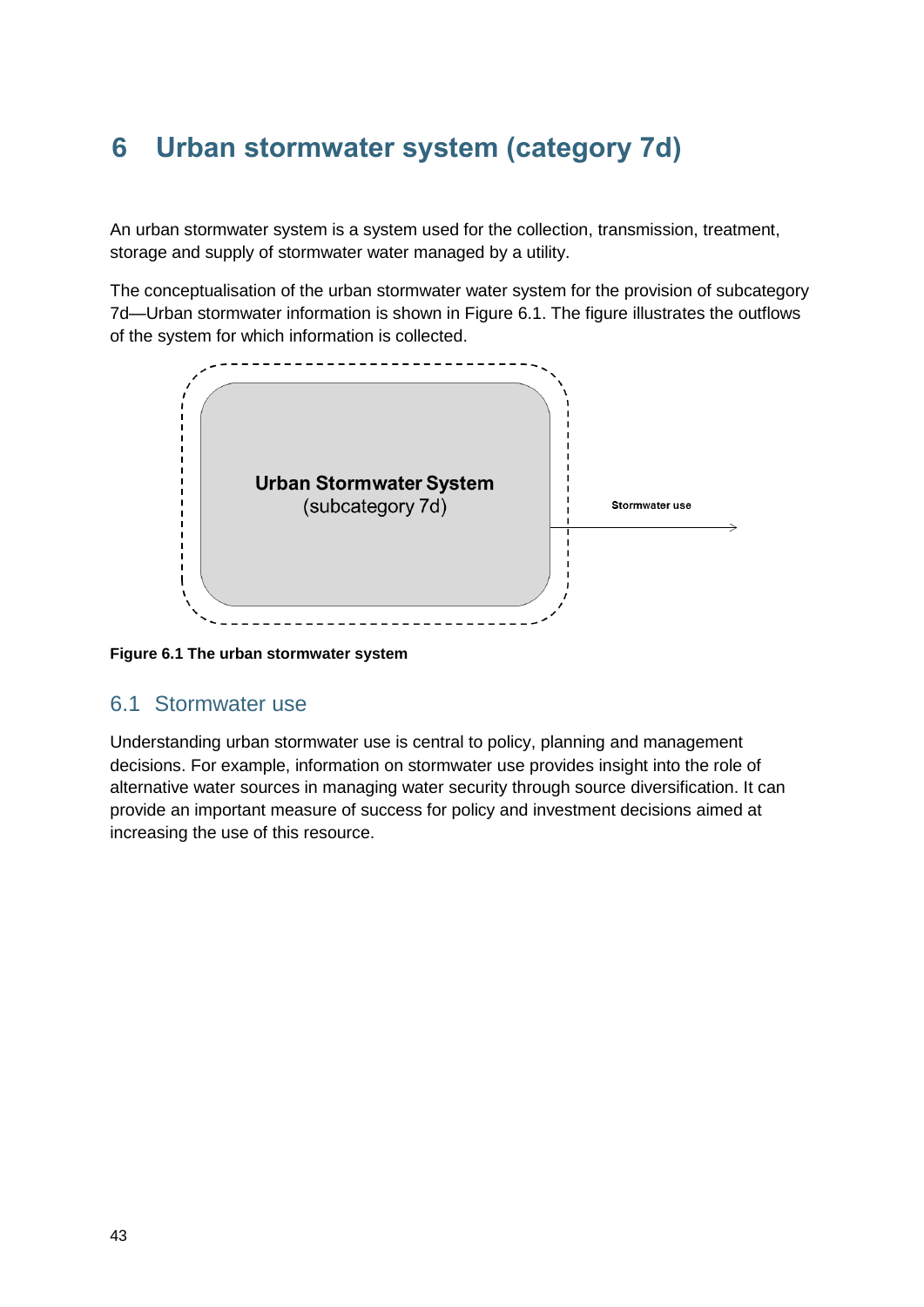# 6 Urban stormwater system (category 7d)

An urban stormwater system is a system used for the collection, transmission, treatment, storage and supply of stormwater water managed by a utility.

The conceptualisation of the urban stormwater water system for the provision of subcategory 7d—Urban stormwater information is shown in Figure 6.1. The figure illustrates the outflows of the system for which information is collected.

**Figure 6.1 The urban stormwater system**

## 6.1 Stormwater use

Understanding urban stormwater use is central to policy, planning and management decisions. For example, information on stormwater use provides insight into the role of alternative water sources in managing water security through source diversification. It can provide an important measure of success for policy and investment decisions aimed at increasing the use of this resource.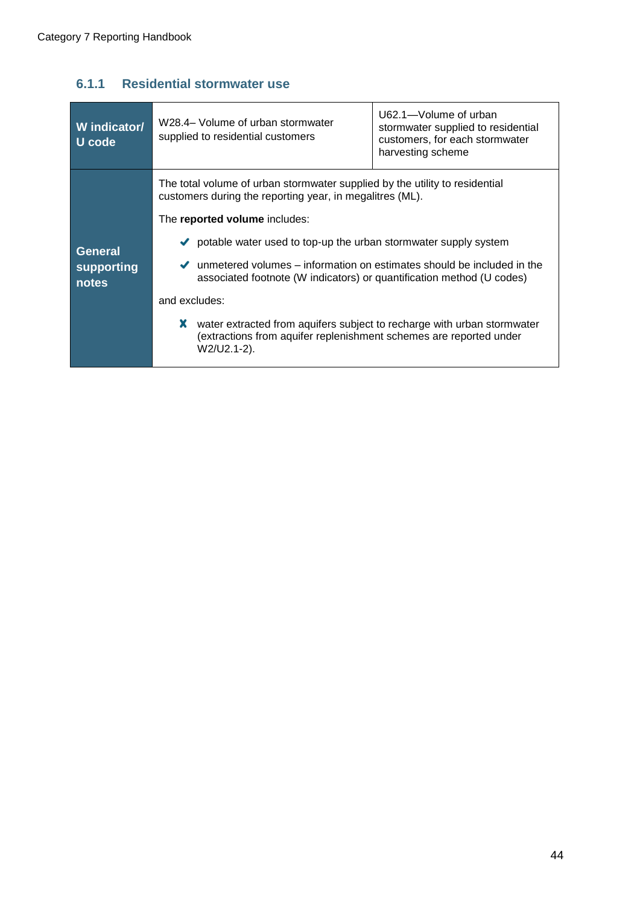### 6.1.1 Residential stormwater use

| W indicator/ U code | W28.4– Volume of urban stormwater supplied to residential customers | U62.1—Volume of urban stormwater supplied to residential customers, for each stormwater harvesting scheme |
|---|---|---|
| General supporting notes | The total volume of urban stormwater supplied by the utility to residential customers during the reporting year, in megalitres (ML).<br><br>The **reported volume** includes:<br><br>✔ potable water used to top-up the urban stormwater supply system<br><br>✔ unmetered volumes – information on estimates should be included in the associated footnote (W indicators) or quantification method (U codes)<br><br>and excludes:<br><br>✘ water extracted from aquifers subject to recharge with urban stormwater (extractions from aquifer replenishment schemes are reported under W2/U2.1-2). | |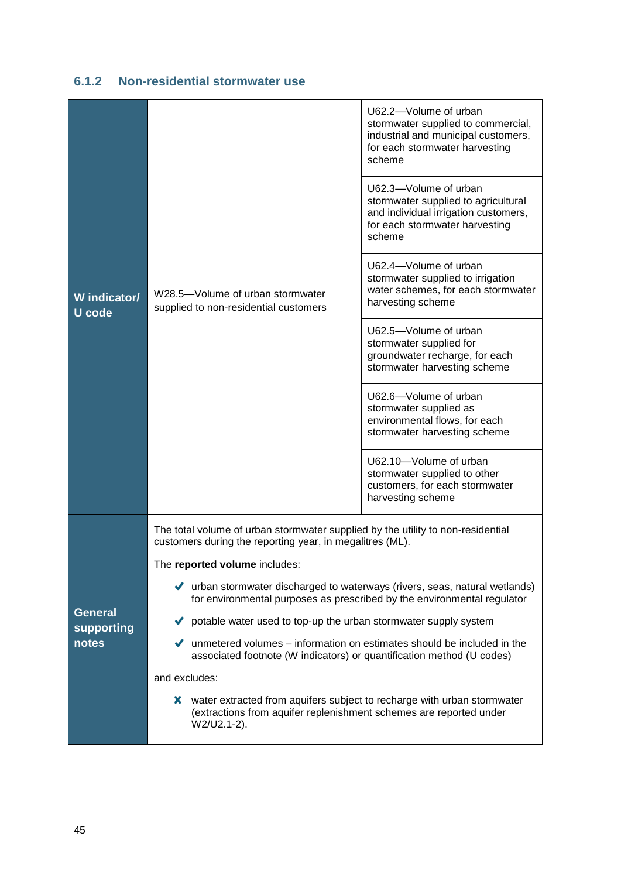### 6.1.2 Non-residential stormwater use

| | | |
|---|---|---|
| **W indicator/ U code** | W28.5—Volume of urban stormwater supplied to non-residential customers | U62.2—Volume of urban stormwater supplied to commercial, industrial and municipal customers, for each stormwater harvesting scheme |
| | | U62.3—Volume of urban stormwater supplied to agricultural and individual irrigation customers, for each stormwater harvesting scheme |
| | | U62.4—Volume of urban stormwater supplied to irrigation water schemes, for each stormwater harvesting scheme |
| | | U62.5—Volume of urban stormwater supplied for groundwater recharge, for each stormwater harvesting scheme |
| | | U62.6—Volume of urban stormwater supplied as environmental flows, for each stormwater harvesting scheme |
| | | U62.10—Volume of urban stormwater supplied to other customers, for each stormwater harvesting scheme |
| **General supporting notes** | The total volume of urban stormwater supplied by the utility to non-residential customers during the reporting year, in megalitres (ML).<br><br>The **reported volume** includes:<br>✔ urban stormwater discharged to waterways (rivers, seas, natural wetlands) for environmental purposes as prescribed by the environmental regulator<br>✔ potable water used to top-up the urban stormwater supply system<br>✔ unmetered volumes – information on estimates should be included in the associated footnote (W indicators) or quantification method (U codes)<br><br>and excludes:<br>✘ water extracted from aquifers subject to recharge with urban stormwater (extractions from aquifer replenishment schemes are reported under W2/U2.1-2). | |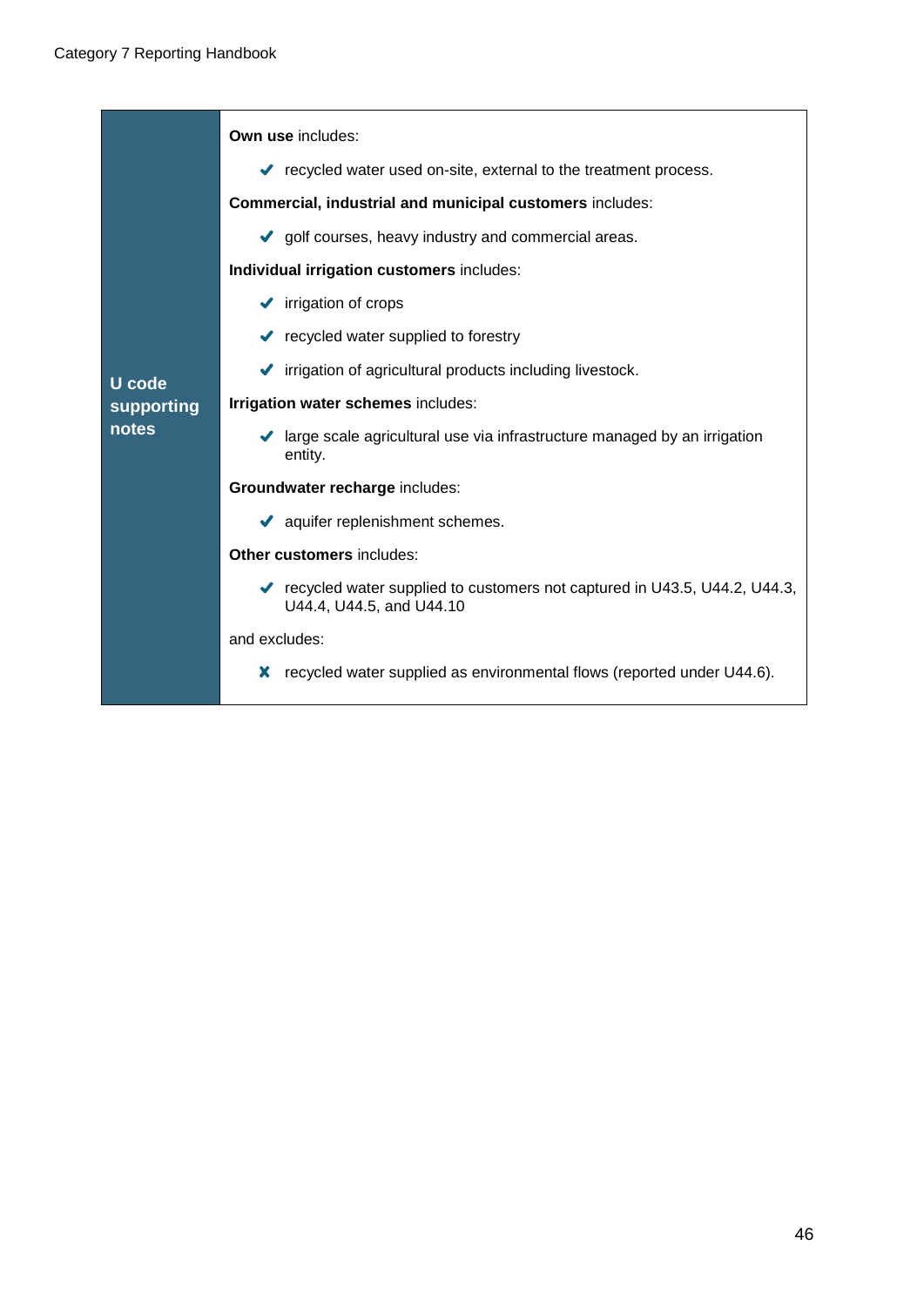| U code supporting notes | **Own use** includes:<br>✔ recycled water used on-site, external to the treatment process.<br>**Commercial, industrial and municipal customers** includes:<br>✔ golf courses, heavy industry and commercial areas.<br>**Individual irrigation customers** includes:<br>✔ irrigation of crops<br>✔ recycled water supplied to forestry<br>✔ irrigation of agricultural products including livestock.<br>**Irrigation water schemes** includes:<br>✔ large scale agricultural use via infrastructure managed by an irrigation entity.<br>**Groundwater recharge** includes:<br>✔ aquifer replenishment schemes.<br>**Other customers** includes:<br>✔ recycled water supplied to customers not captured in U43.5, U44.2, U44.3, U44.4, U44.5, and U44.10<br>and excludes:<br>✘ recycled water supplied as environmental flows (reported under U44.6). |
|---|---|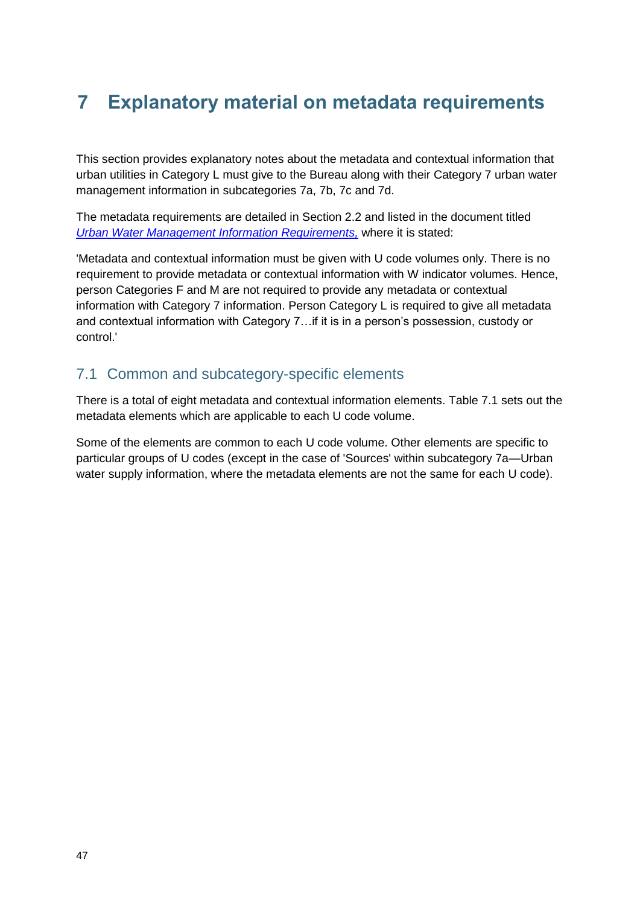# 7 Explanatory material on metadata requirements

This section provides explanatory notes about the metadata and contextual information that urban utilities in Category L must give to the Bureau along with their Category 7 urban water management information in subcategories 7a, 7b, 7c and 7d.

The metadata requirements are detailed in Section 2.2 and listed in the document titled *Urban Water Management Information Requirements,* where it is stated:

'Metadata and contextual information must be given with U code volumes only. There is no requirement to provide metadata or contextual information with W indicator volumes. Hence, person Categories F and M are not required to provide any metadata or contextual information with Category 7 information. Person Category L is required to give all metadata and contextual information with Category 7…if it is in a person's possession, custody or control.'

## 7.1 Common and subcategory-specific elements

There is a total of eight metadata and contextual information elements. Table 7.1 sets out the metadata elements which are applicable to each U code volume.

Some of the elements are common to each U code volume. Other elements are specific to particular groups of U codes (except in the case of 'Sources' within subcategory 7a—Urban water supply information, where the metadata elements are not the same for each U code).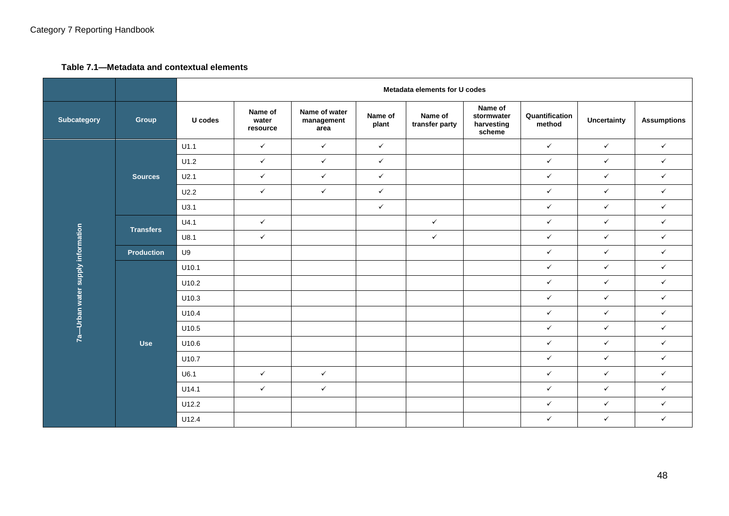**Table 7.1—Metadata and contextual elements**

| | | Metadata elements for U codes | | | | | | | | |
|---|---|---|---|---|---|---|---|---|---|---|
| **Subcategory** | **Group** | **U codes** | **Name of water resource** | **Name of water management area** | **Name of plant** | **Name of transfer party** | **Name of stormwater harvesting scheme** | **Quantification method** | **Uncertainty** | **Assumptions** |
| 7a—Urban water supply information | Sources | U1.1 | ✓ | ✓ | ✓ | | | ✓ | ✓ | ✓ |
| | | U1.2 | ✓ | ✓ | ✓ | | | ✓ | ✓ | ✓ |
| | | U2.1 | ✓ | ✓ | ✓ | | | ✓ | ✓ | ✓ |
| | | U2.2 | ✓ | ✓ | ✓ | | | ✓ | ✓ | ✓ |
| | | U3.1 | | | ✓ | | | ✓ | ✓ | ✓ |
| | Transfers | U4.1 | ✓ | | | ✓ | | ✓ | ✓ | ✓ |
| | | U8.1 | ✓ | | | ✓ | | ✓ | ✓ | ✓ |
| | Production | U9 | | | | | | ✓ | ✓ | ✓ |
| | Use | U10.1 | | | | | | ✓ | ✓ | ✓ |
| | | U10.2 | | | | | | ✓ | ✓ | ✓ |
| | | U10.3 | | | | | | ✓ | ✓ | ✓ |
| | | U10.4 | | | | | | ✓ | ✓ | ✓ |
| | | U10.5 | | | | | | ✓ | ✓ | ✓ |
| | | U10.6 | | | | | | ✓ | ✓ | ✓ |
| | | U10.7 | | | | | | ✓ | ✓ | ✓ |
| | | U6.1 | ✓ | ✓ | | | | ✓ | ✓ | ✓ |
| | | U14.1 | ✓ | ✓ | | | | ✓ | ✓ | ✓ |
| | | U12.2 | | | | | | ✓ | ✓ | ✓ |
| | | U12.4 | | | | | | ✓ | ✓ | ✓ |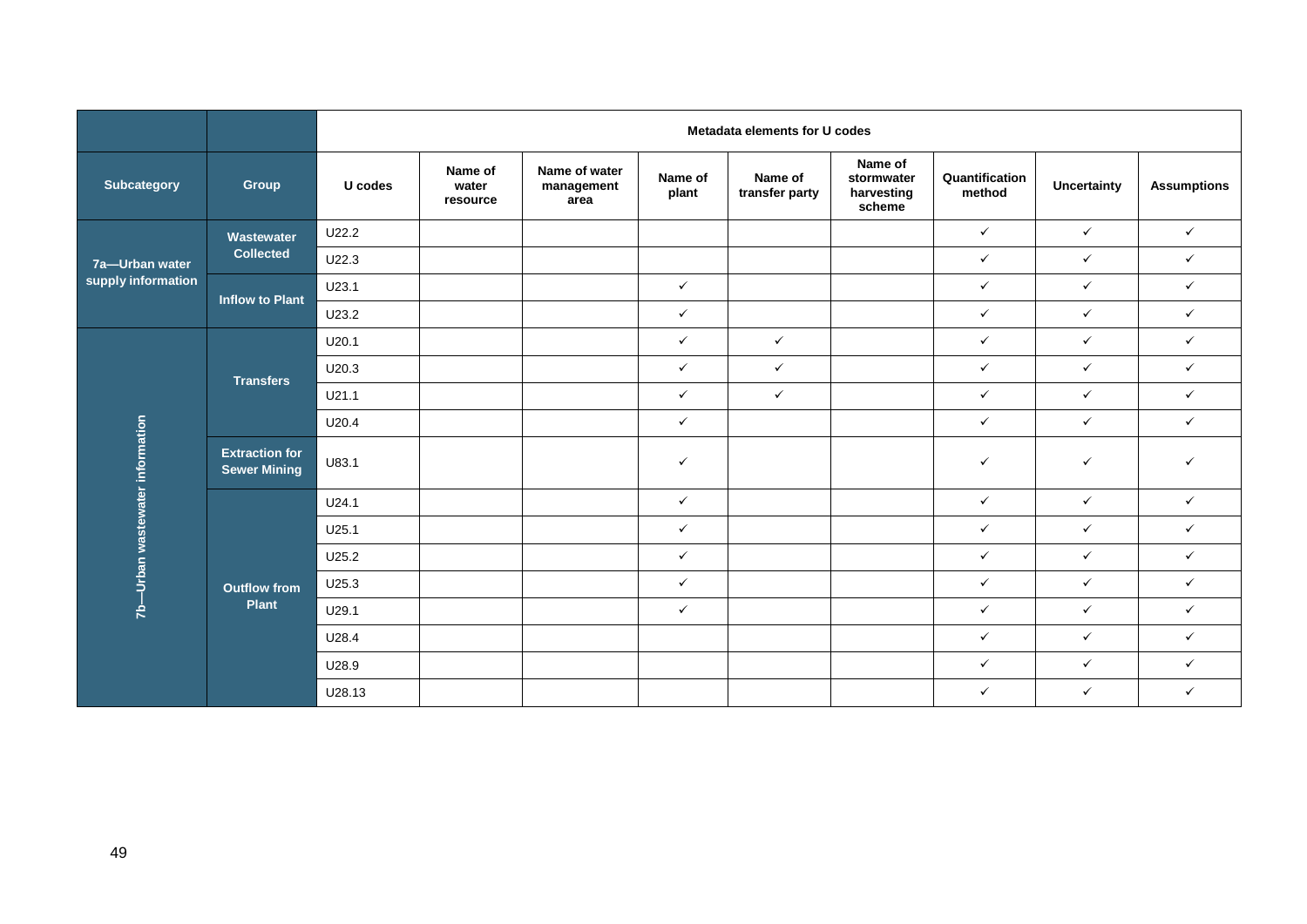| Subcategory | Group | Metadata elements for U codes | | | | | | | | |
|---|---|---|---|---|---|---|---|---|---|---|
| | | U codes | Name of water resource | Name of water management area | Name of plant | Name of transfer party | Name of stormwater harvesting scheme | Quantification method | Uncertainty | Assumptions |
| 7a—Urban water supply information | Wastewater Collected | U22.2 | | | | | | ✓ | ✓ | ✓ |
| | | U22.3 | | | | | | ✓ | ✓ | ✓ |
| | Inflow to Plant | U23.1 | | | ✓ | | | ✓ | ✓ | ✓ |
| | | U23.2 | | | ✓ | | | ✓ | ✓ | ✓ |
| 7b—Urban wastewater information | Transfers | U20.1 | | | ✓ | ✓ | | ✓ | ✓ | ✓ |
| | | U20.3 | | | ✓ | ✓ | | ✓ | ✓ | ✓ |
| | | U21.1 | | | ✓ | ✓ | | ✓ | ✓ | ✓ |
| | | U20.4 | | | ✓ | | | ✓ | ✓ | ✓ |
| | Extraction for Sewer Mining | U83.1 | | | ✓ | | | ✓ | ✓ | ✓ |
| | Outflow from Plant | U24.1 | | | ✓ | | | ✓ | ✓ | ✓ |
| | | U25.1 | | | ✓ | | | ✓ | ✓ | ✓ |
| | | U25.2 | | | ✓ | | | ✓ | ✓ | ✓ |
| | | U25.3 | | | ✓ | | | ✓ | ✓ | ✓ |
| | | U29.1 | | | ✓ | | | ✓ | ✓ | ✓ |
| | | U28.4 | | | | | | ✓ | ✓ | ✓ |
| | | U28.9 | | | | | | ✓ | ✓ | ✓ |
| | | U28.13 | | | | | | ✓ | ✓ | ✓ |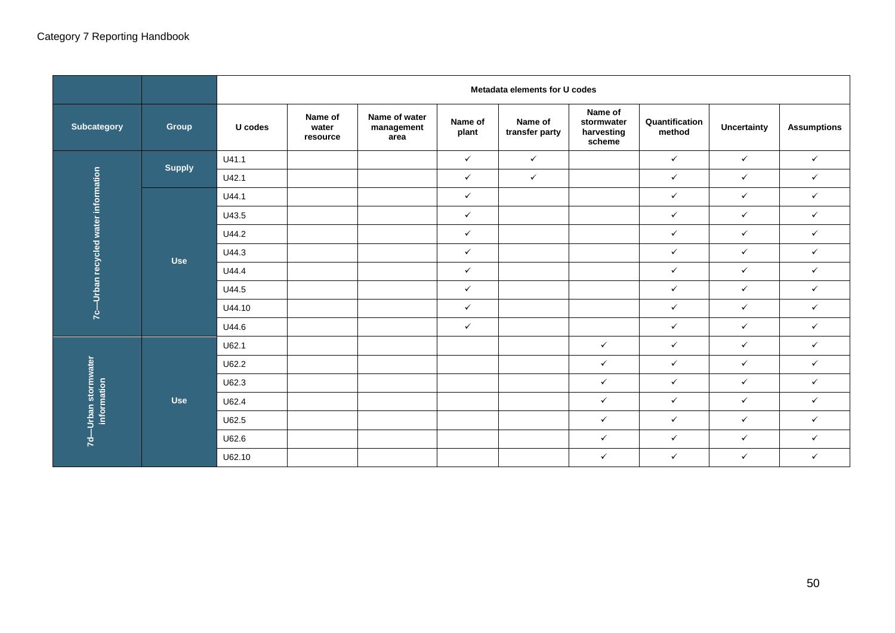| | | Metadata elements for U codes | | | | | | | | |
|---|---|---|---|---|---|---|---|---|---|---|
| **Subcategory** | **Group** | **U codes** | **Name of water resource** | **Name of water management area** | **Name of plant** | **Name of transfer party** | **Name of stormwater harvesting scheme** | **Quantification method** | **Uncertainty** | **Assumptions** |
| **7c—Urban recycled water information** | **Supply** | U41.1 | | | ✓ | ✓ | | ✓ | ✓ | ✓ |
| | | U42.1 | | | ✓ | ✓ | | ✓ | ✓ | ✓ |
| | **Use** | U44.1 | | | ✓ | | | ✓ | ✓ | ✓ |
| | | U43.5 | | | ✓ | | | ✓ | ✓ | ✓ |
| | | U44.2 | | | ✓ | | | ✓ | ✓ | ✓ |
| | | U44.3 | | | ✓ | | | ✓ | ✓ | ✓ |
| | | U44.4 | | | ✓ | | | ✓ | ✓ | ✓ |
| | | U44.5 | | | ✓ | | | ✓ | ✓ | ✓ |
| | | U44.10 | | | ✓ | | | ✓ | ✓ | ✓ |
| | | U44.6 | | | ✓ | | | ✓ | ✓ | ✓ |
| **7d—Urban stormwater information** | **Use** | U62.1 | | | | | ✓ | ✓ | ✓ | ✓ |
| | | U62.2 | | | | | ✓ | ✓ | ✓ | ✓ |
| | | U62.3 | | | | | ✓ | ✓ | ✓ | ✓ |
| | | U62.4 | | | | | ✓ | ✓ | ✓ | ✓ |
| | | U62.5 | | | | | ✓ | ✓ | ✓ | ✓ |
| | | U62.6 | | | | | ✓ | ✓ | ✓ | ✓ |
| | | U62.10 | | | | | ✓ | ✓ | ✓ | ✓ |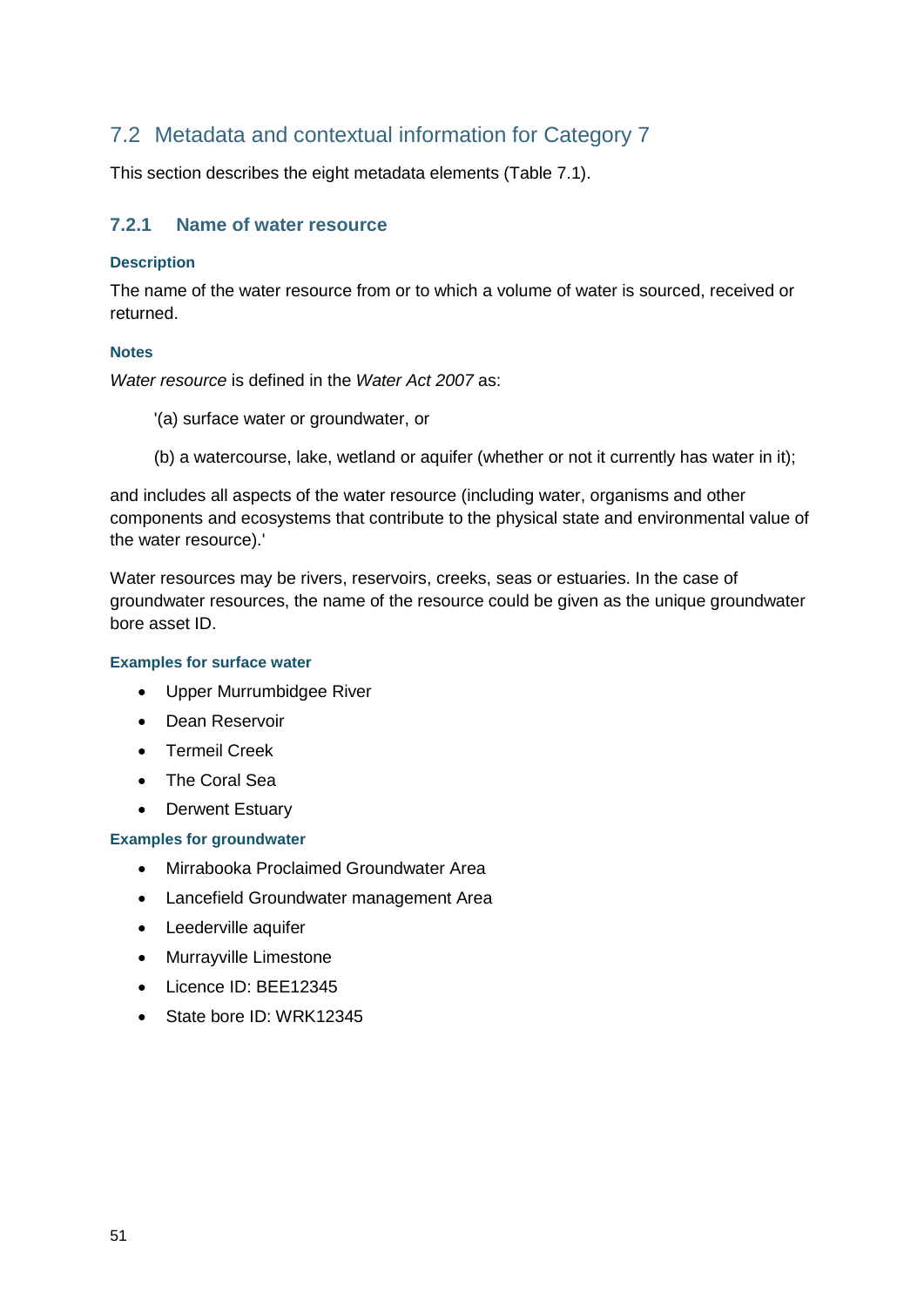## 7.2 Metadata and contextual information for Category 7

This section describes the eight metadata elements (Table 7.1).

### 7.2.1 Name of water resource

#### Description

The name of the water resource from or to which a volume of water is sourced, received or returned.

#### Notes

*Water resource* is defined in the *Water Act 2007* as:

> '(a) surface water or groundwater, or
>
> (b) a watercourse, lake, wetland or aquifer (whether or not it currently has water in it);

and includes all aspects of the water resource (including water, organisms and other components and ecosystems that contribute to the physical state and environmental value of the water resource).'

Water resources may be rivers, reservoirs, creeks, seas or estuaries. In the case of groundwater resources, the name of the resource could be given as the unique groundwater bore asset ID.

#### Examples for surface water

- Upper Murrumbidgee River
- Dean Reservoir
- Termeil Creek
- The Coral Sea
- Derwent Estuary

#### Examples for groundwater

- Mirrabooka Proclaimed Groundwater Area
- Lancefield Groundwater management Area
- Leederville aquifer
- Murrayville Limestone
- Licence ID: BEE12345
- State bore ID: WRK12345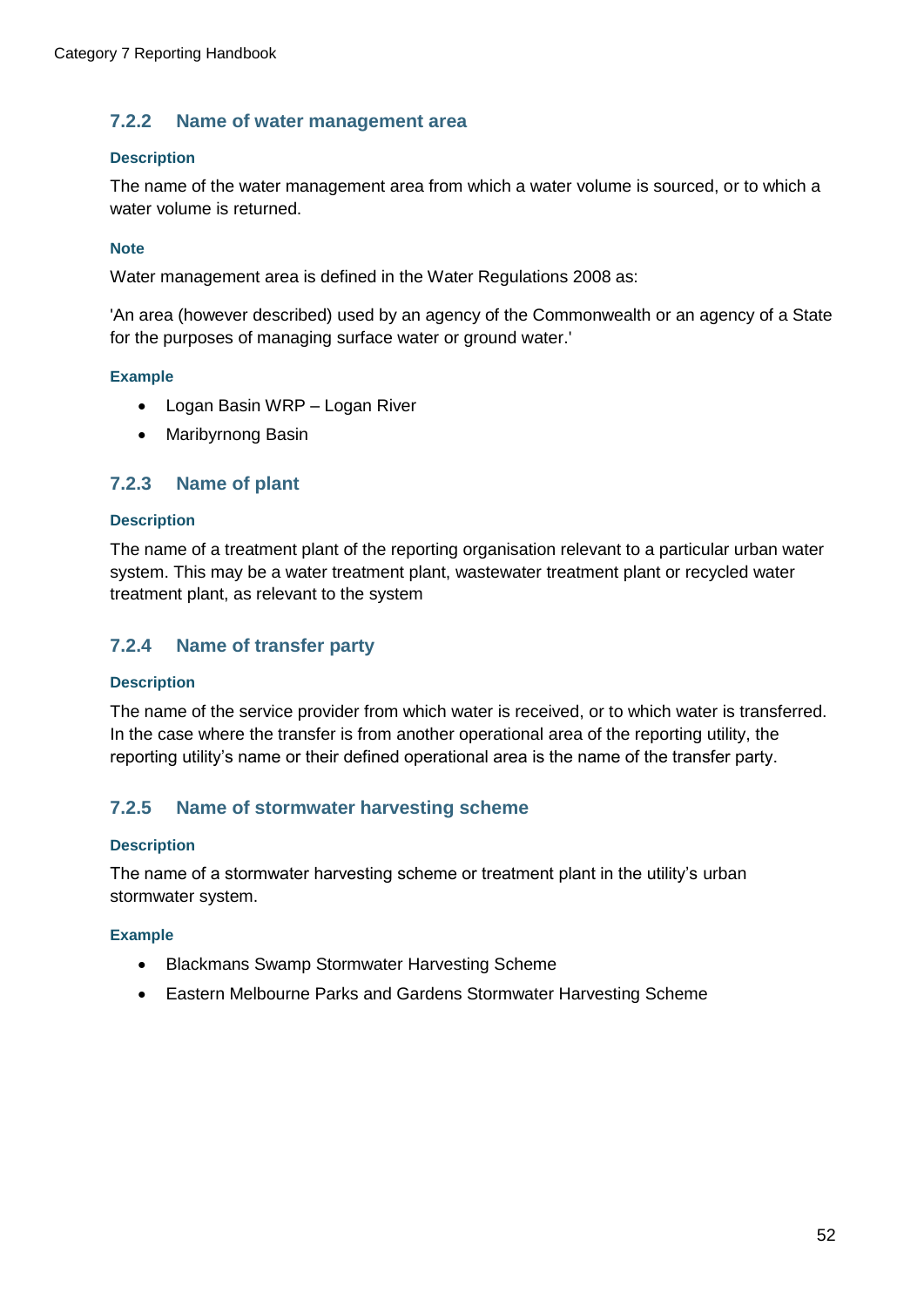### 7.2.2 Name of water management area

#### Description

The name of the water management area from which a water volume is sourced, or to which a water volume is returned.

#### Note

Water management area is defined in the Water Regulations 2008 as:

'An area (however described) used by an agency of the Commonwealth or an agency of a State for the purposes of managing surface water or ground water.'

#### Example

- Logan Basin WRP – Logan River
- Maribyrnong Basin

### 7.2.3 Name of plant

#### Description

The name of a treatment plant of the reporting organisation relevant to a particular urban water system. This may be a water treatment plant, wastewater treatment plant or recycled water treatment plant, as relevant to the system

### 7.2.4 Name of transfer party

#### Description

The name of the service provider from which water is received, or to which water is transferred. In the case where the transfer is from another operational area of the reporting utility, the reporting utility's name or their defined operational area is the name of the transfer party.

### 7.2.5 Name of stormwater harvesting scheme

#### Description

The name of a stormwater harvesting scheme or treatment plant in the utility's urban stormwater system.

#### Example

- Blackmans Swamp Stormwater Harvesting Scheme
- Eastern Melbourne Parks and Gardens Stormwater Harvesting Scheme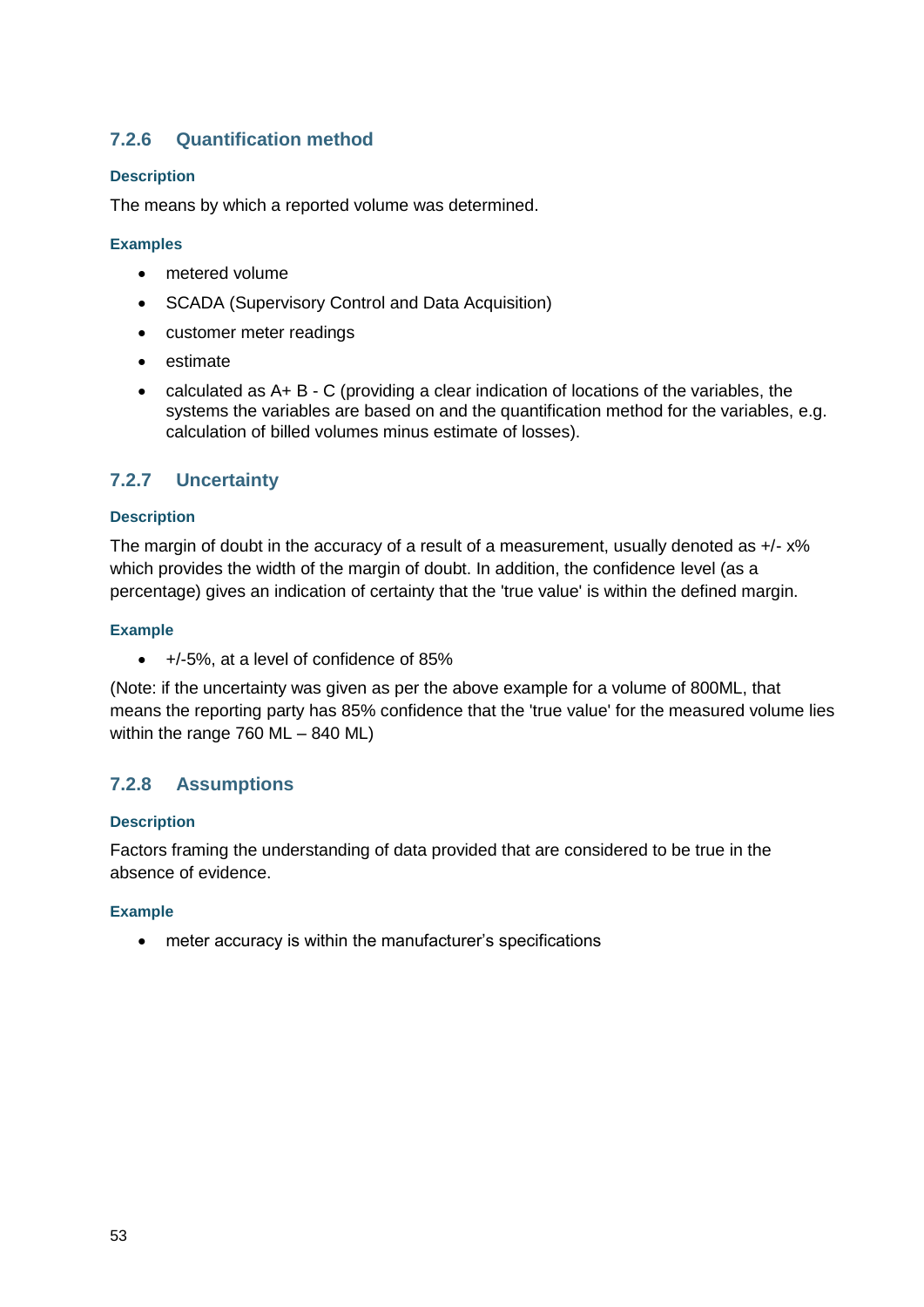### 7.2.6 Quantification method

#### Description

The means by which a reported volume was determined.

#### Examples

- metered volume
- SCADA (Supervisory Control and Data Acquisition)
- customer meter readings
- estimate
- calculated as A+ B - C (providing a clear indication of locations of the variables, the systems the variables are based on and the quantification method for the variables, e.g. calculation of billed volumes minus estimate of losses).

### 7.2.7 Uncertainty

#### Description

The margin of doubt in the accuracy of a result of a measurement, usually denoted as +/- x% which provides the width of the margin of doubt. In addition, the confidence level (as a percentage) gives an indication of certainty that the 'true value' is within the defined margin.

#### Example

- +/-5%, at a level of confidence of 85%

(Note: if the uncertainty was given as per the above example for a volume of 800ML, that means the reporting party has 85% confidence that the 'true value' for the measured volume lies within the range 760 ML – 840 ML)

### 7.2.8 Assumptions

#### Description

Factors framing the understanding of data provided that are considered to be true in the absence of evidence.

#### Example

- meter accuracy is within the manufacturer's specifications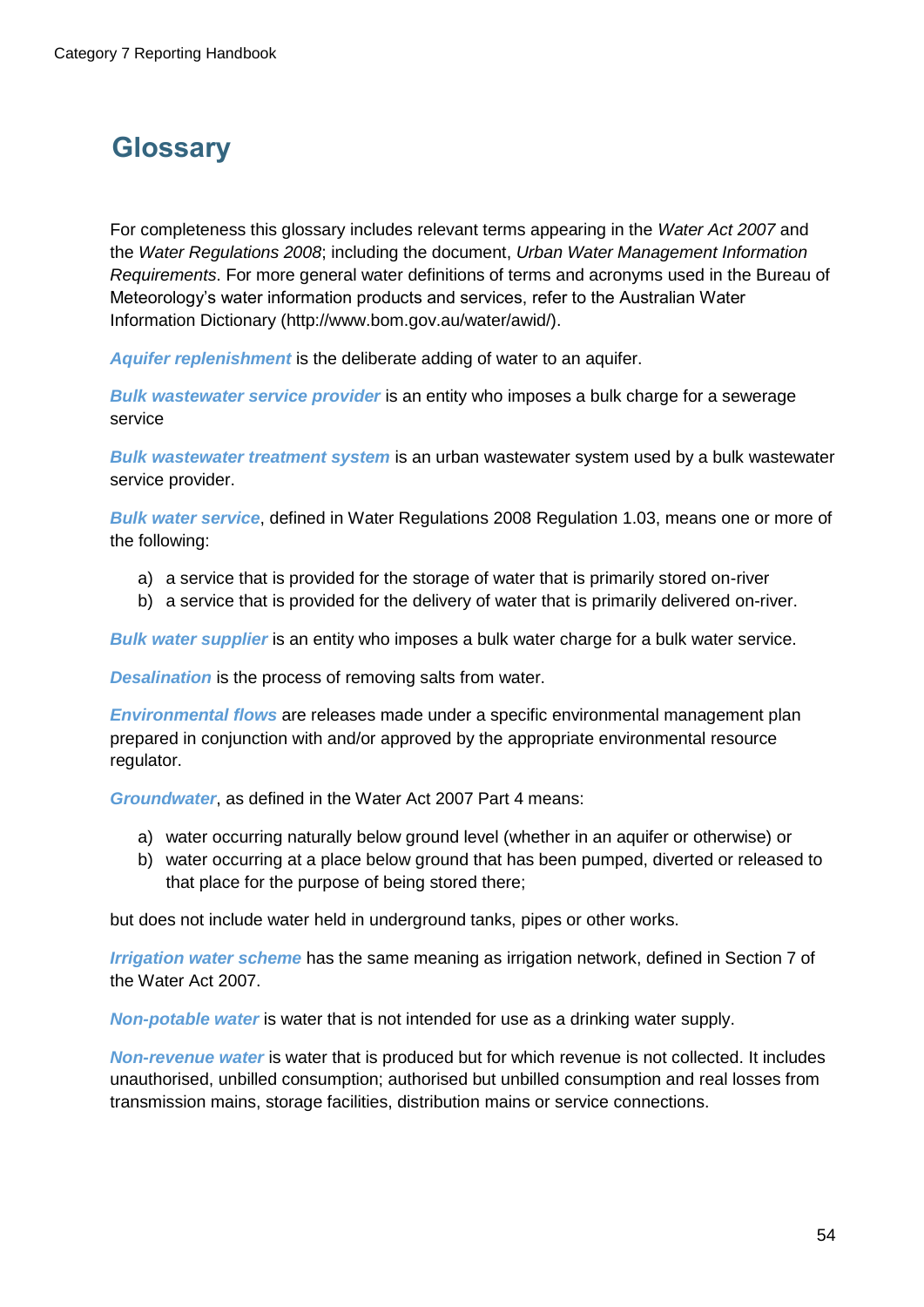# Glossary

For completeness this glossary includes relevant terms appearing in the *Water Act 2007* and the *Water Regulations 2008*; including the document, *Urban Water Management Information Requirements*. For more general water definitions of terms and acronyms used in the Bureau of Meteorology's water information products and services, refer to the Australian Water Information Dictionary (http://www.bom.gov.au/water/awid/).

***Aquifer replenishment*** is the deliberate adding of water to an aquifer.

***Bulk wastewater service provider*** is an entity who imposes a bulk charge for a sewerage service

***Bulk wastewater treatment system*** is an urban wastewater system used by a bulk wastewater service provider.

***Bulk water service***, defined in Water Regulations 2008 Regulation 1.03, means one or more of the following:

a) a service that is provided for the storage of water that is primarily stored on-river
b) a service that is provided for the delivery of water that is primarily delivered on-river.

***Bulk water supplier*** is an entity who imposes a bulk water charge for a bulk water service.

***Desalination*** is the process of removing salts from water.

***Environmental flows*** are releases made under a specific environmental management plan prepared in conjunction with and/or approved by the appropriate environmental resource regulator.

***Groundwater***, as defined in the Water Act 2007 Part 4 means:

a) water occurring naturally below ground level (whether in an aquifer or otherwise) or
b) water occurring at a place below ground that has been pumped, diverted or released to that place for the purpose of being stored there;

but does not include water held in underground tanks, pipes or other works.

***Irrigation water scheme*** has the same meaning as irrigation network, defined in Section 7 of the Water Act 2007.

***Non-potable water*** is water that is not intended for use as a drinking water supply.

***Non-revenue water*** is water that is produced but for which revenue is not collected. It includes unauthorised, unbilled consumption; authorised but unbilled consumption and real losses from transmission mains, storage facilities, distribution mains or service connections.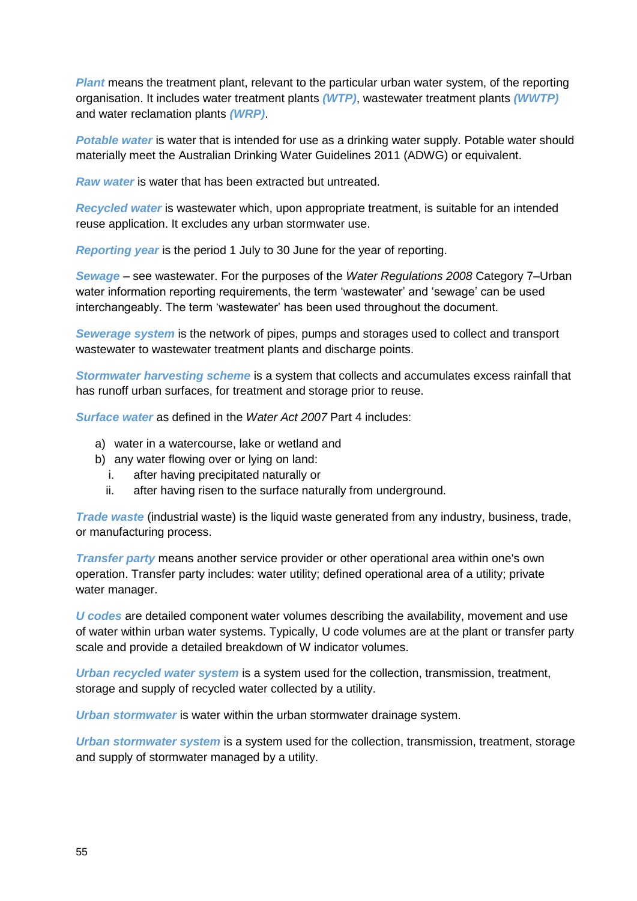***Plant*** means the treatment plant, relevant to the particular urban water system, of the reporting organisation. It includes water treatment plants ***(WTP)***, wastewater treatment plants ***(WWTP)*** and water reclamation plants ***(WRP)***.

***Potable water*** is water that is intended for use as a drinking water supply. Potable water should materially meet the Australian Drinking Water Guidelines 2011 (ADWG) or equivalent.

***Raw water*** is water that has been extracted but untreated.

***Recycled water*** is wastewater which, upon appropriate treatment, is suitable for an intended reuse application. It excludes any urban stormwater use.

***Reporting year*** is the period 1 July to 30 June for the year of reporting.

***Sewage*** – see wastewater. For the purposes of the *Water Regulations 2008* Category 7–Urban water information reporting requirements, the term 'wastewater' and 'sewage' can be used interchangeably. The term 'wastewater' has been used throughout the document.

***Sewerage system*** is the network of pipes, pumps and storages used to collect and transport wastewater to wastewater treatment plants and discharge points.

***Stormwater harvesting scheme*** is a system that collects and accumulates excess rainfall that has runoff urban surfaces, for treatment and storage prior to reuse.

***Surface water*** as defined in the *Water Act 2007* Part 4 includes:

a) water in a watercourse, lake or wetland and
b) any water flowing over or lying on land:
   i. after having precipitated naturally or
   ii. after having risen to the surface naturally from underground.

***Trade waste*** (industrial waste) is the liquid waste generated from any industry, business, trade, or manufacturing process.

***Transfer party*** means another service provider or other operational area within one's own operation. Transfer party includes: water utility; defined operational area of a utility; private water manager.

***U codes*** are detailed component water volumes describing the availability, movement and use of water within urban water systems. Typically, U code volumes are at the plant or transfer party scale and provide a detailed breakdown of W indicator volumes.

***Urban recycled water system*** is a system used for the collection, transmission, treatment, storage and supply of recycled water collected by a utility.

***Urban stormwater*** is water within the urban stormwater drainage system.

***Urban stormwater system*** is a system used for the collection, transmission, treatment, storage and supply of stormwater managed by a utility.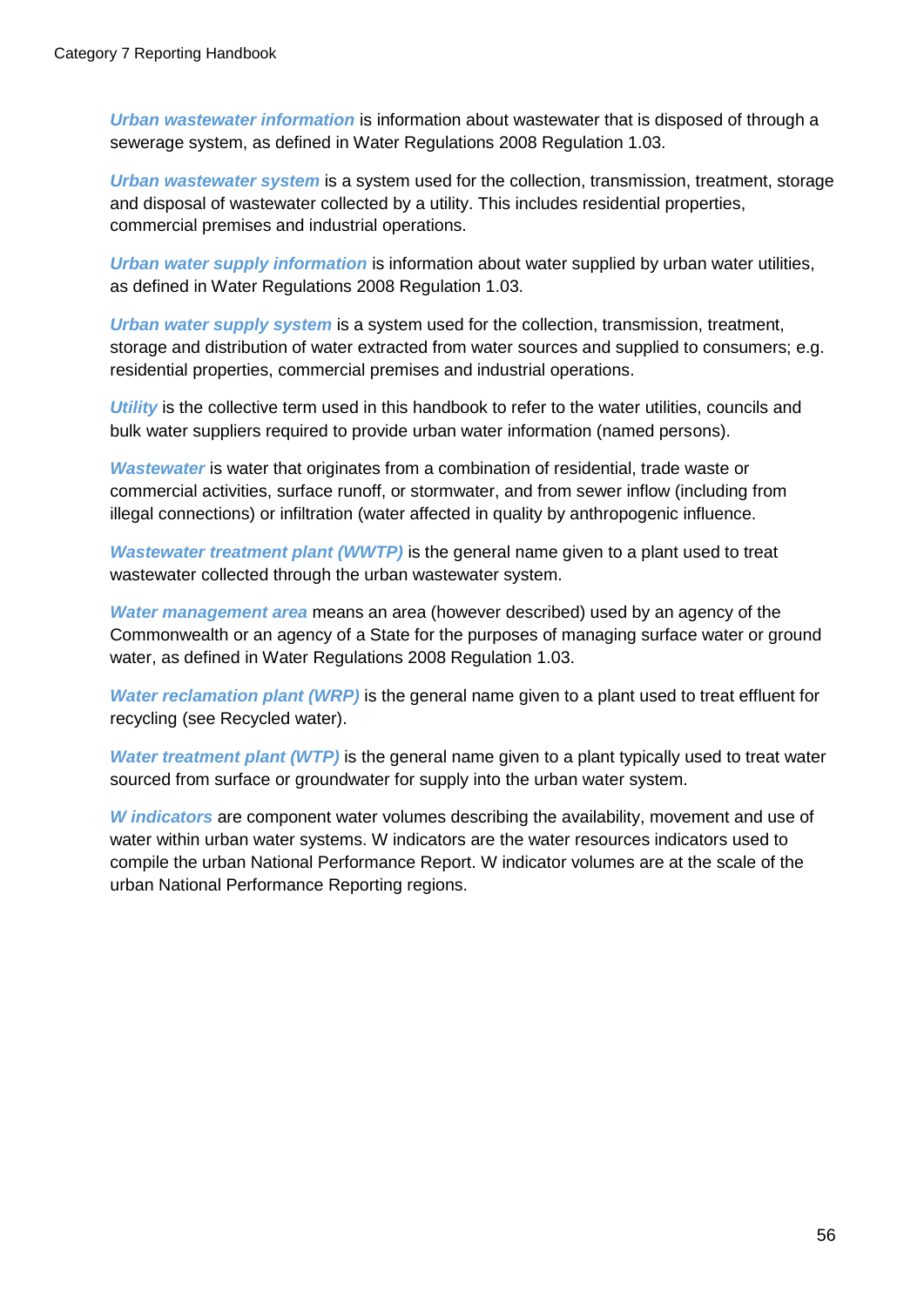***Urban wastewater information*** is information about wastewater that is disposed of through a sewerage system, as defined in Water Regulations 2008 Regulation 1.03.

***Urban wastewater system*** is a system used for the collection, transmission, treatment, storage and disposal of wastewater collected by a utility. This includes residential properties, commercial premises and industrial operations.

***Urban water supply information*** is information about water supplied by urban water utilities, as defined in Water Regulations 2008 Regulation 1.03.

***Urban water supply system*** is a system used for the collection, transmission, treatment, storage and distribution of water extracted from water sources and supplied to consumers; e.g. residential properties, commercial premises and industrial operations.

***Utility*** is the collective term used in this handbook to refer to the water utilities, councils and bulk water suppliers required to provide urban water information (named persons).

***Wastewater*** is water that originates from a combination of residential, trade waste or commercial activities, surface runoff, or stormwater, and from sewer inflow (including from illegal connections) or infiltration (water affected in quality by anthropogenic influence.

***Wastewater treatment plant (WWTP)*** is the general name given to a plant used to treat wastewater collected through the urban wastewater system.

***Water management area*** means an area (however described) used by an agency of the Commonwealth or an agency of a State for the purposes of managing surface water or ground water, as defined in Water Regulations 2008 Regulation 1.03.

***Water reclamation plant (WRP)*** is the general name given to a plant used to treat effluent for recycling (see Recycled water).

***Water treatment plant (WTP)*** is the general name given to a plant typically used to treat water sourced from surface or groundwater for supply into the urban water system.

***W indicators*** are component water volumes describing the availability, movement and use of water within urban water systems. W indicators are the water resources indicators used to compile the urban National Performance Report. W indicator volumes are at the scale of the urban National Performance Reporting regions.